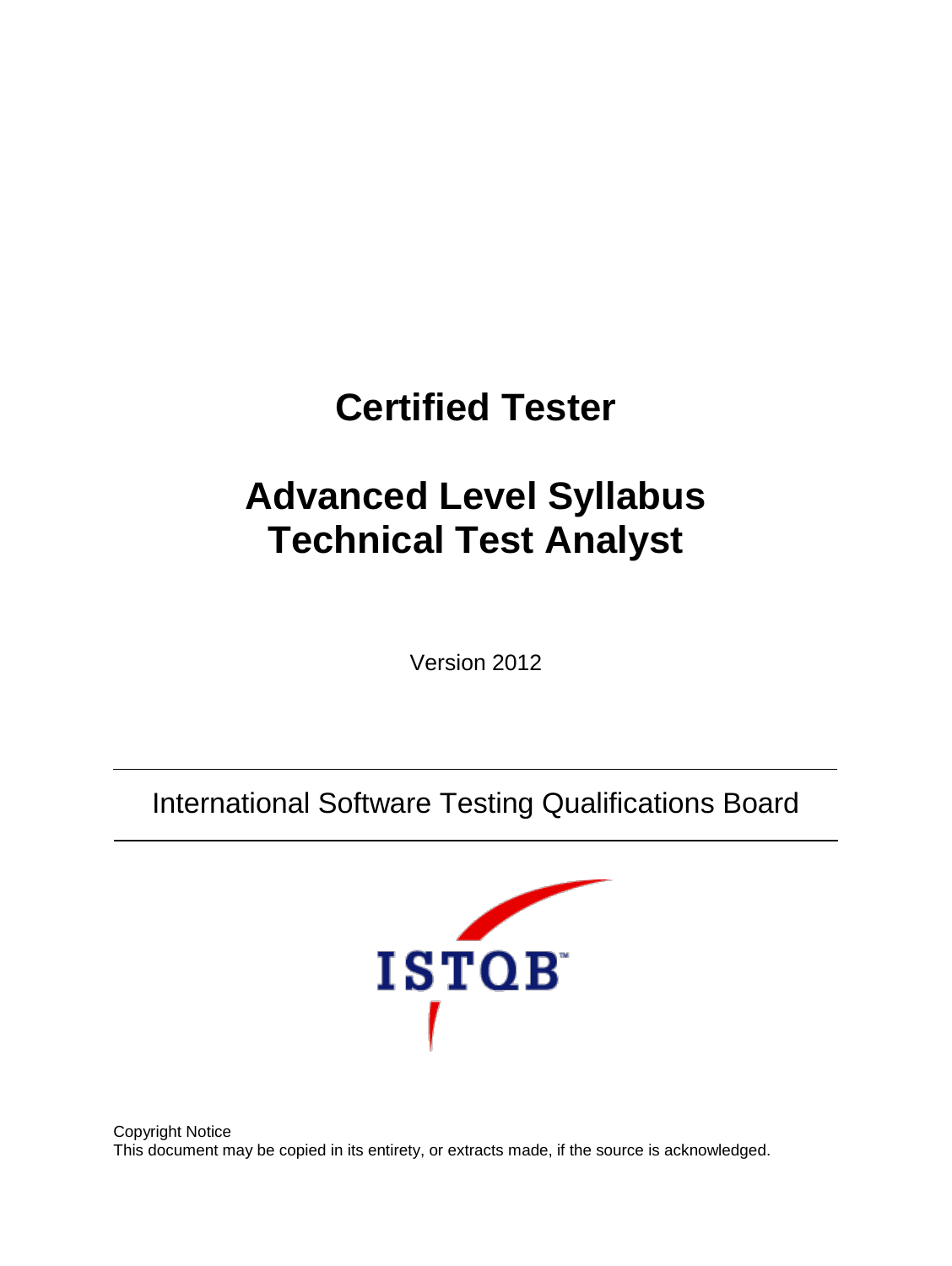# Certified Tester

# Advanced Level Syllabus
# Technical Test Analyst

Version 2012

International Software Testing Qualifications Board

Copyright Notice
This document may be copied in its entirety, or extracts made, if the source is acknowledged.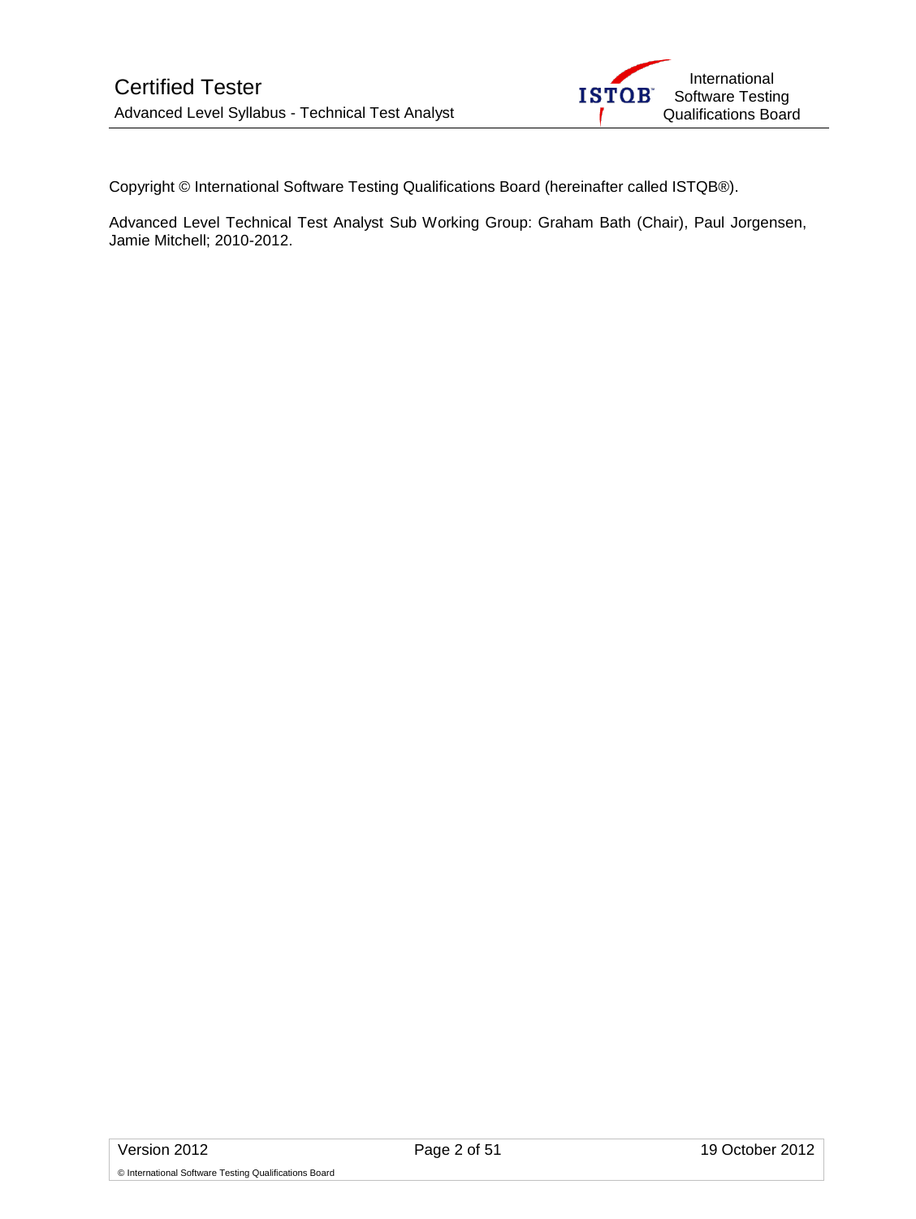Copyright © International Software Testing Qualifications Board (hereinafter called ISTQB®).

Advanced Level Technical Test Analyst Sub Working Group: Graham Bath (Chair), Paul Jorgensen, Jamie Mitchell; 2010-2012.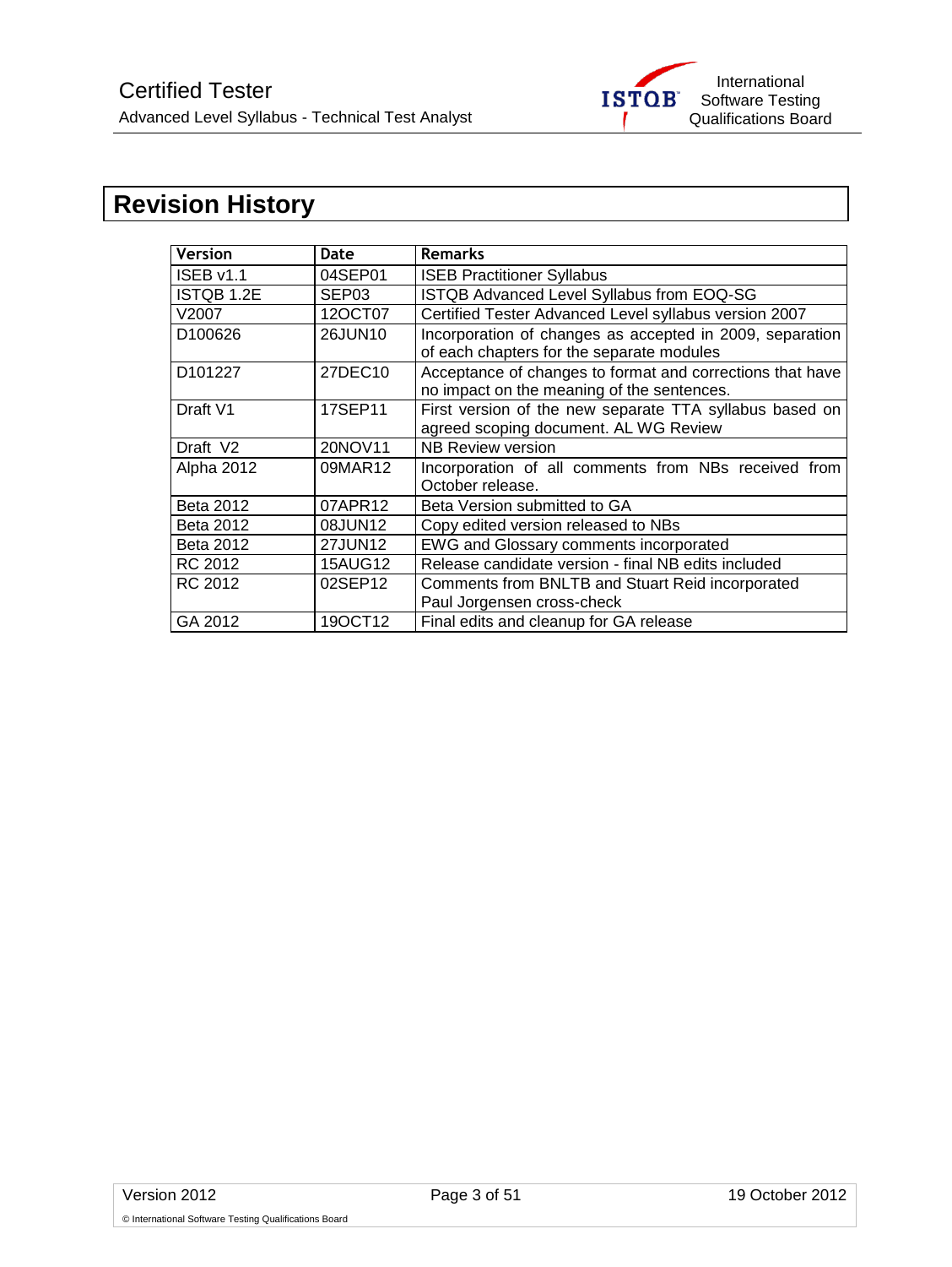# Revision History

| Version | Date | Remarks |
|---|---|---|
| ISEB v1.1 | 04SEP01 | ISEB Practitioner Syllabus |
| ISTQB 1.2E | SEP03 | ISTQB Advanced Level Syllabus from EOQ-SG |
| V2007 | 12OCT07 | Certified Tester Advanced Level syllabus version 2007 |
| D100626 | 26JUN10 | Incorporation of changes as accepted in 2009, separation of each chapters for the separate modules |
| D101227 | 27DEC10 | Acceptance of changes to format and corrections that have no impact on the meaning of the sentences. |
| Draft V1 | 17SEP11 | First version of the new separate TTA syllabus based on agreed scoping document. AL WG Review |
| Draft V2 | 20NOV11 | NB Review version |
| Alpha 2012 | 09MAR12 | Incorporation of all comments from NBs received from October release. |
| Beta 2012 | 07APR12 | Beta Version submitted to GA |
| Beta 2012 | 08JUN12 | Copy edited version released to NBs |
| Beta 2012 | 27JUN12 | EWG and Glossary comments incorporated |
| RC 2012 | 15AUG12 | Release candidate version - final NB edits included |
| RC 2012 | 02SEP12 | Comments from BNLTB and Stuart Reid incorporated Paul Jorgensen cross-check |
| GA 2012 | 19OCT12 | Final edits and cleanup for GA release |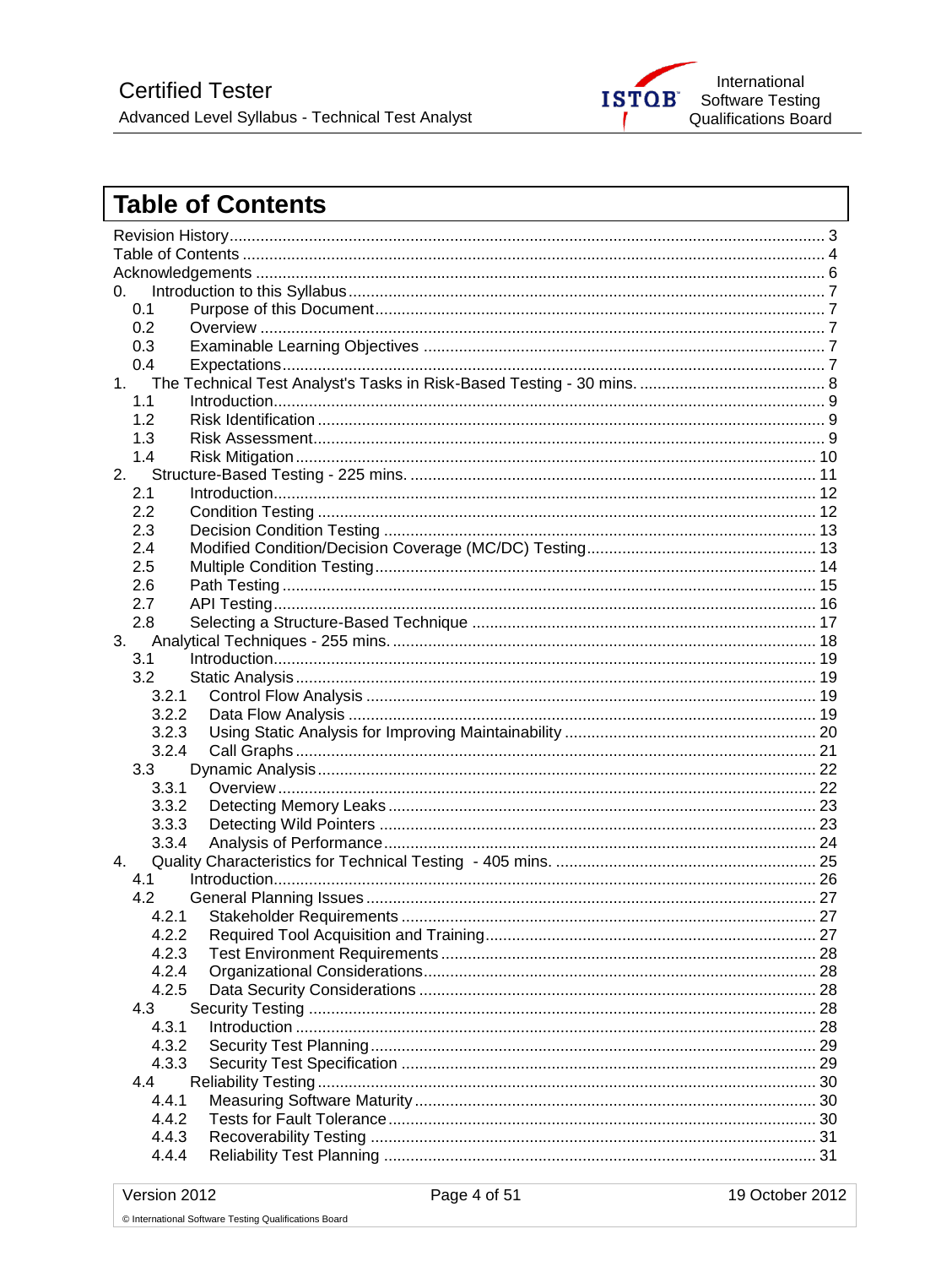# Table of Contents

Revision History ..................................................................................................................... 3
Table of Contents .................................................................................................................. 4
Acknowledgements ............................................................................................................... 6
0. Introduction to this Syllabus ........................................................................................... 7
  0.1 Purpose of this Document ........................................................................................ 7
  0.2 Overview .................................................................................................................. 7
  0.3 Examinable Learning Objectives .............................................................................. 7
  0.4 Expectations ............................................................................................................. 7
1. The Technical Test Analyst's Tasks in Risk-Based Testing - 30 mins. ............................ 8
  1.1 Introduction ............................................................................................................... 9
  1.2 Risk Identification ..................................................................................................... 9
  1.3 Risk Assessment ....................................................................................................... 9
  1.4 Risk Mitigation ......................................................................................................... 10
2. Structure-Based Testing - 225 mins. .............................................................................. 11
  2.1 Introduction .............................................................................................................. 12
  2.2 Condition Testing ..................................................................................................... 12
  2.3 Decision Condition Testing ....................................................................................... 13
  2.4 Modified Condition/Decision Coverage (MC/DC) Testing ......................................... 13
  2.5 Multiple Condition Testing ........................................................................................ 14
  2.6 Path Testing ............................................................................................................. 15
  2.7 API Testing ............................................................................................................... 16
  2.8 Selecting a Structure-Based Technique .................................................................... 17
3. Analytical Techniques - 255 mins. .................................................................................. 18
  3.1 Introduction .............................................................................................................. 19
  3.2 Static Analysis .......................................................................................................... 19
    3.2.1 Control Flow Analysis .......................................................................................... 19
    3.2.2 Data Flow Analysis .............................................................................................. 19
    3.2.3 Using Static Analysis for Improving Maintainability ............................................... 20
    3.2.4 Call Graphs .......................................................................................................... 21
  3.3 Dynamic Analysis ..................................................................................................... 22
    3.3.1 Overview .............................................................................................................. 22
    3.3.2 Detecting Memory Leaks ...................................................................................... 23
    3.3.3 Detecting Wild Pointers ........................................................................................ 23
    3.3.4 Analysis of Performance ...................................................................................... 24
4. Quality Characteristics for Technical Testing - 405 mins. ............................................... 25
  4.1 Introduction .............................................................................................................. 26
  4.2 General Planning Issues ........................................................................................... 27
    4.2.1 Stakeholder Requirements ................................................................................... 27
    4.2.2 Required Tool Acquisition and Training ................................................................ 27
    4.2.3 Test Environment Requirements .......................................................................... 28
    4.2.4 Organizational Considerations ............................................................................. 28
    4.2.5 Data Security Considerations ............................................................................... 28
  4.3 Security Testing ........................................................................................................ 28
    4.3.1 Introduction .......................................................................................................... 28
    4.3.2 Security Test Planning ......................................................................................... 29
    4.3.3 Security Test Specification ................................................................................... 29
  4.4 Reliability Testing ..................................................................................................... 30
    4.4.1 Measuring Software Maturity ................................................................................ 30
    4.4.2 Tests for Fault Tolerance ...................................................................................... 30
    4.4.3 Recoverability Testing .......................................................................................... 31
    4.4.4 Reliability Test Planning ....................................................................................... 31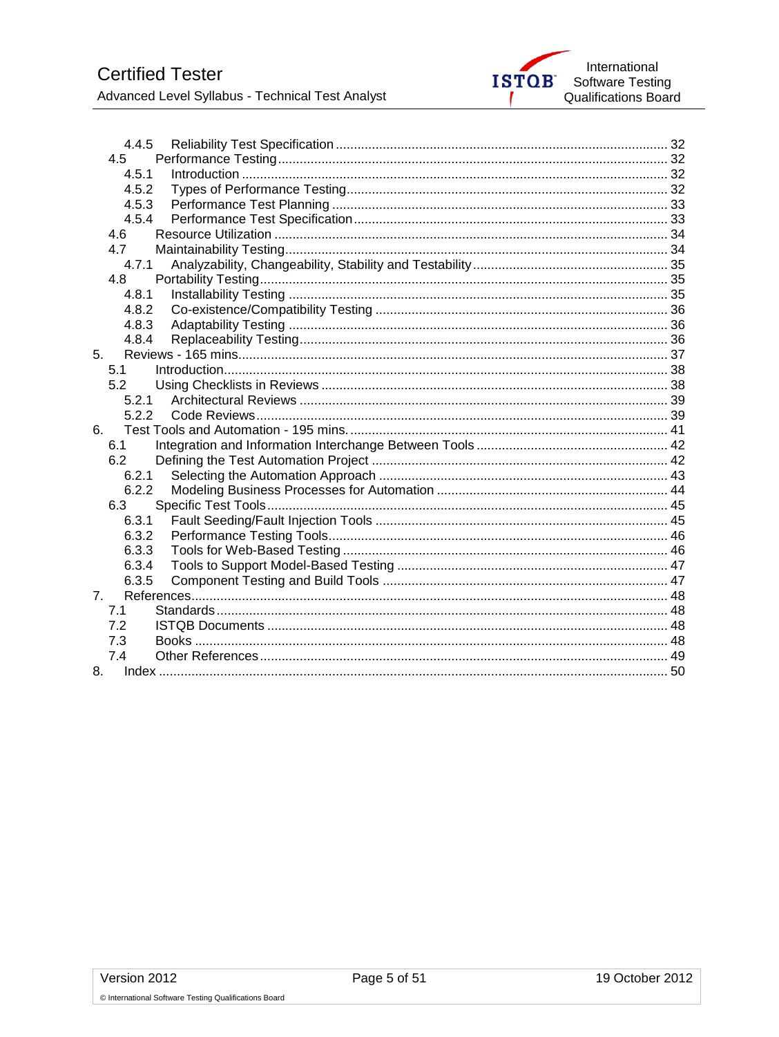- 4.4.5 Reliability Test Specification ... 32
- 4.5 Performance Testing ... 32
  - 4.5.1 Introduction ... 32
  - 4.5.2 Types of Performance Testing ... 32
  - 4.5.3 Performance Test Planning ... 33
  - 4.5.4 Performance Test Specification ... 33
- 4.6 Resource Utilization ... 34
- 4.7 Maintainability Testing ... 34
  - 4.7.1 Analyzability, Changeability, Stability and Testability ... 35
- 4.8 Portability Testing ... 35
  - 4.8.1 Installability Testing ... 35
  - 4.8.2 Co-existence/Compatibility Testing ... 36
  - 4.8.3 Adaptability Testing ... 36
  - 4.8.4 Replaceability Testing ... 36

5. Reviews - 165 mins. ... 37
   - 5.1 Introduction ... 38
   - 5.2 Using Checklists in Reviews ... 38
     - 5.2.1 Architectural Reviews ... 39
     - 5.2.2 Code Reviews ... 39
6. Test Tools and Automation - 195 mins. ... 41
   - 6.1 Integration and Information Interchange Between Tools ... 42
   - 6.2 Defining the Test Automation Project ... 42
     - 6.2.1 Selecting the Automation Approach ... 43
     - 6.2.2 Modeling Business Processes for Automation ... 44
   - 6.3 Specific Test Tools ... 45
     - 6.3.1 Fault Seeding/Fault Injection Tools ... 45
     - 6.3.2 Performance Testing Tools ... 46
     - 6.3.3 Tools for Web-Based Testing ... 46
     - 6.3.4 Tools to Support Model-Based Testing ... 47
     - 6.3.5 Component Testing and Build Tools ... 47
7. References ... 48
   - 7.1 Standards ... 48
   - 7.2 ISTQB Documents ... 48
   - 7.3 Books ... 48
   - 7.4 Other References ... 49
8. Index ... 50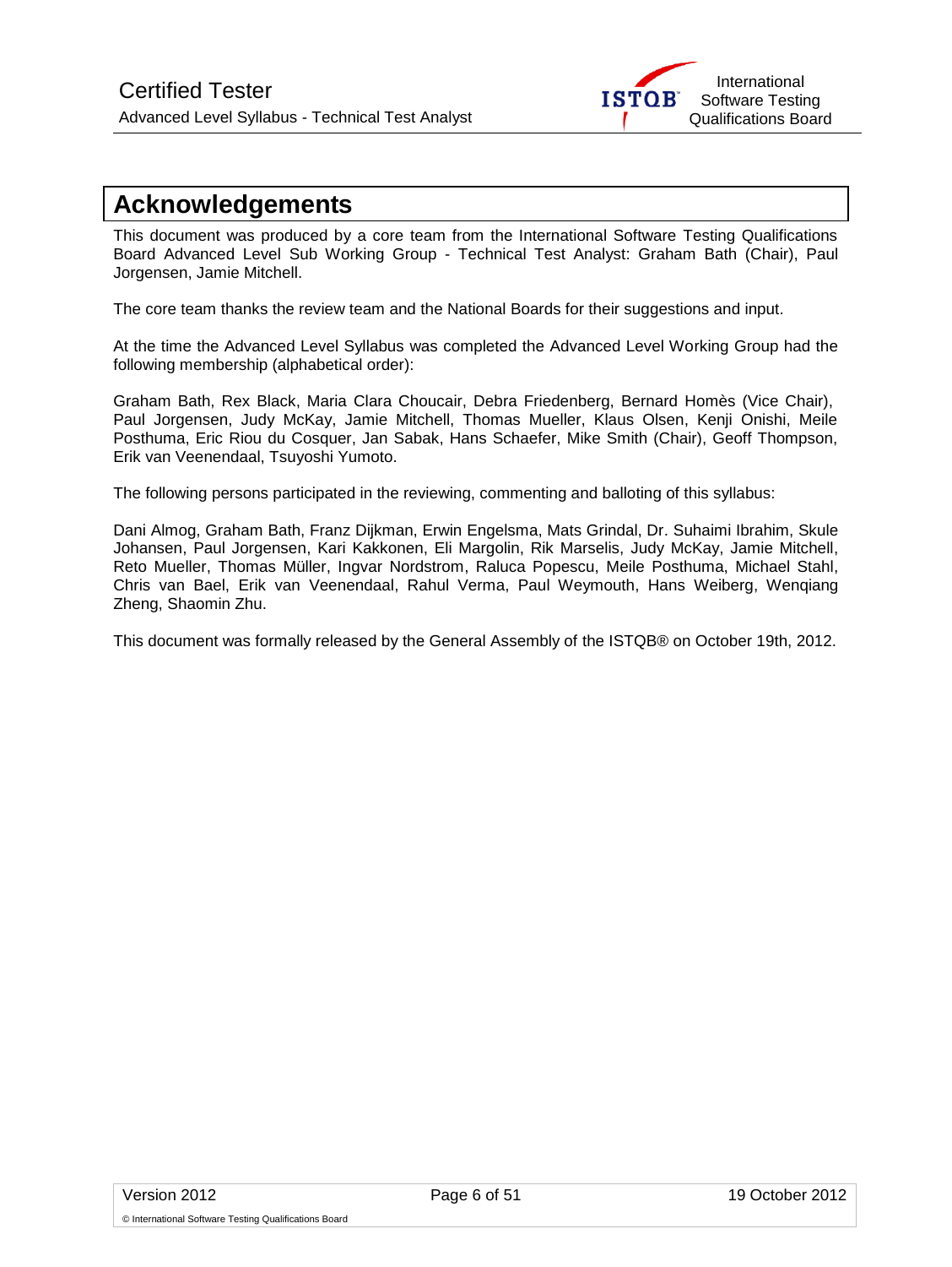# Acknowledgements

This document was produced by a core team from the International Software Testing Qualifications Board Advanced Level Sub Working Group - Technical Test Analyst: Graham Bath (Chair), Paul Jorgensen, Jamie Mitchell.

The core team thanks the review team and the National Boards for their suggestions and input.

At the time the Advanced Level Syllabus was completed the Advanced Level Working Group had the following membership (alphabetical order):

Graham Bath, Rex Black, Maria Clara Choucair, Debra Friedenberg, Bernard Homès (Vice Chair), Paul Jorgensen, Judy McKay, Jamie Mitchell, Thomas Mueller, Klaus Olsen, Kenji Onishi, Meile Posthuma, Eric Riou du Cosquer, Jan Sabak, Hans Schaefer, Mike Smith (Chair), Geoff Thompson, Erik van Veenendaal, Tsuyoshi Yumoto.

The following persons participated in the reviewing, commenting and balloting of this syllabus:

Dani Almog, Graham Bath, Franz Dijkman, Erwin Engelsma, Mats Grindal, Dr. Suhaimi Ibrahim, Skule Johansen, Paul Jorgensen, Kari Kakkonen, Eli Margolin, Rik Marselis, Judy McKay, Jamie Mitchell, Reto Mueller, Thomas Müller, Ingvar Nordstrom, Raluca Popescu, Meile Posthuma, Michael Stahl, Chris van Bael, Erik van Veenendaal, Rahul Verma, Paul Weymouth, Hans Weiberg, Wenqiang Zheng, Shaomin Zhu.

This document was formally released by the General Assembly of the ISTQB® on October 19th, 2012.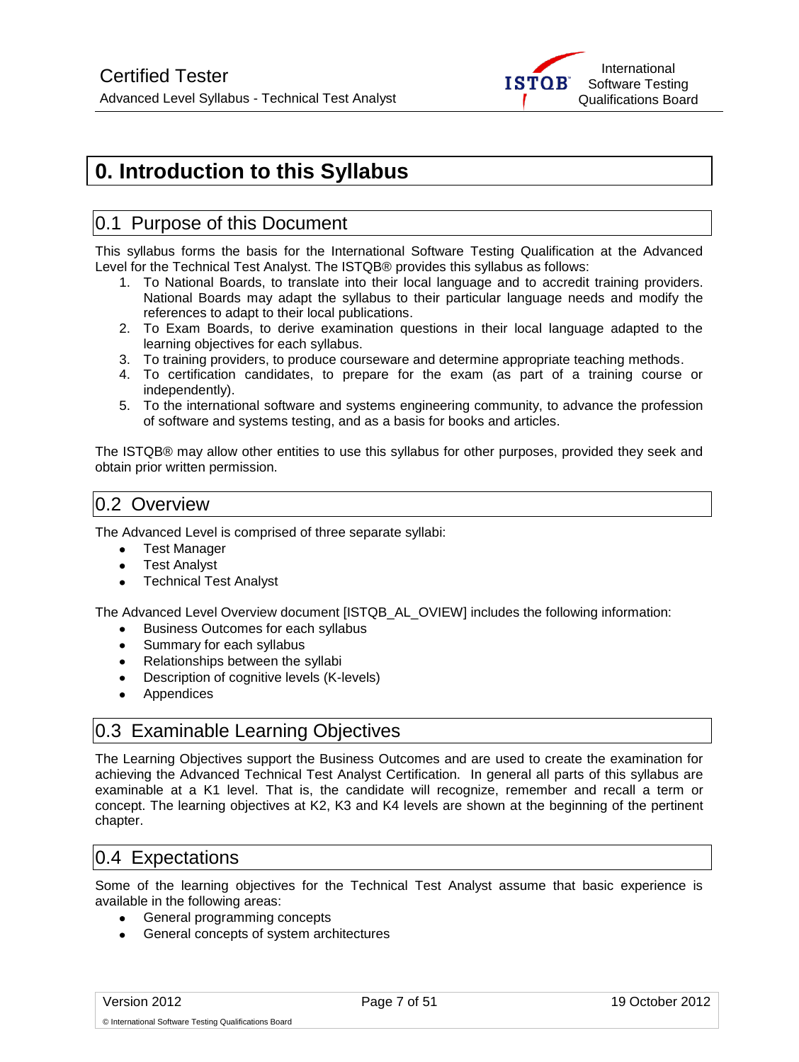# 0. Introduction to this Syllabus

## 0.1 Purpose of this Document

This syllabus forms the basis for the International Software Testing Qualification at the Advanced Level for the Technical Test Analyst. The ISTQB® provides this syllabus as follows:

1. To National Boards, to translate into their local language and to accredit training providers. National Boards may adapt the syllabus to their particular language needs and modify the references to adapt to their local publications.
2. To Exam Boards, to derive examination questions in their local language adapted to the learning objectives for each syllabus.
3. To training providers, to produce courseware and determine appropriate teaching methods.
4. To certification candidates, to prepare for the exam (as part of a training course or independently).
5. To the international software and systems engineering community, to advance the profession of software and systems testing, and as a basis for books and articles.

The ISTQB® may allow other entities to use this syllabus for other purposes, provided they seek and obtain prior written permission.

## 0.2 Overview

The Advanced Level is comprised of three separate syllabi:

- Test Manager
- Test Analyst
- Technical Test Analyst

The Advanced Level Overview document [ISTQB_AL_OVIEW] includes the following information:

- Business Outcomes for each syllabus
- Summary for each syllabus
- Relationships between the syllabi
- Description of cognitive levels (K-levels)
- Appendices

## 0.3 Examinable Learning Objectives

The Learning Objectives support the Business Outcomes and are used to create the examination for achieving the Advanced Technical Test Analyst Certification. In general all parts of this syllabus are examinable at a K1 level. That is, the candidate will recognize, remember and recall a term or concept. The learning objectives at K2, K3 and K4 levels are shown at the beginning of the pertinent chapter.

## 0.4 Expectations

Some of the learning objectives for the Technical Test Analyst assume that basic experience is available in the following areas:

- General programming concepts
- General concepts of system architectures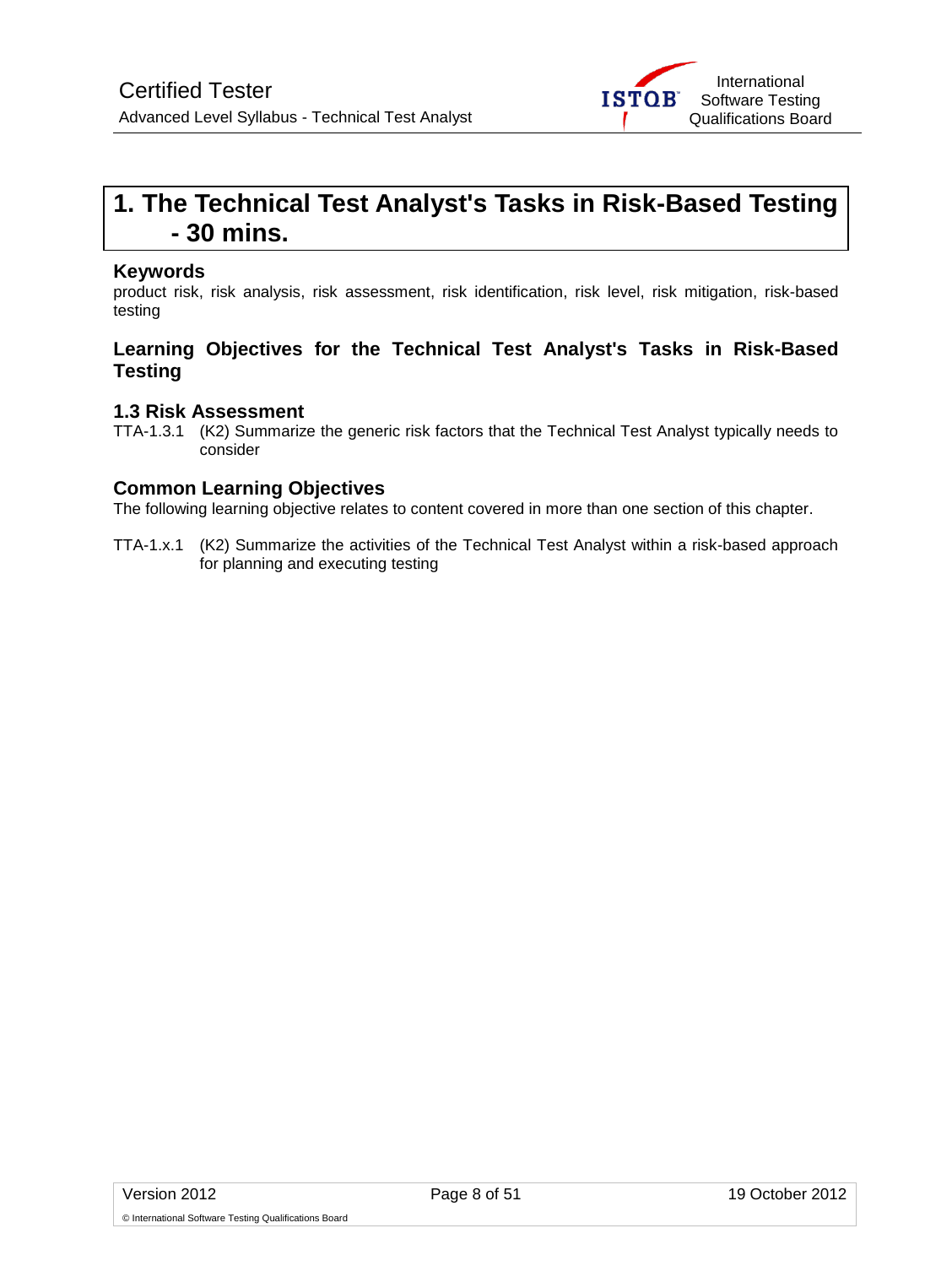# 1. The Technical Test Analyst's Tasks in Risk-Based Testing - 30 mins.

### Keywords

product risk, risk analysis, risk assessment, risk identification, risk level, risk mitigation, risk-based testing

### Learning Objectives for the Technical Test Analyst's Tasks in Risk-Based Testing

### 1.3 Risk Assessment

TTA-1.3.1 (K2) Summarize the generic risk factors that the Technical Test Analyst typically needs to consider

### Common Learning Objectives

The following learning objective relates to content covered in more than one section of this chapter.

TTA-1.x.1 (K2) Summarize the activities of the Technical Test Analyst within a risk-based approach for planning and executing testing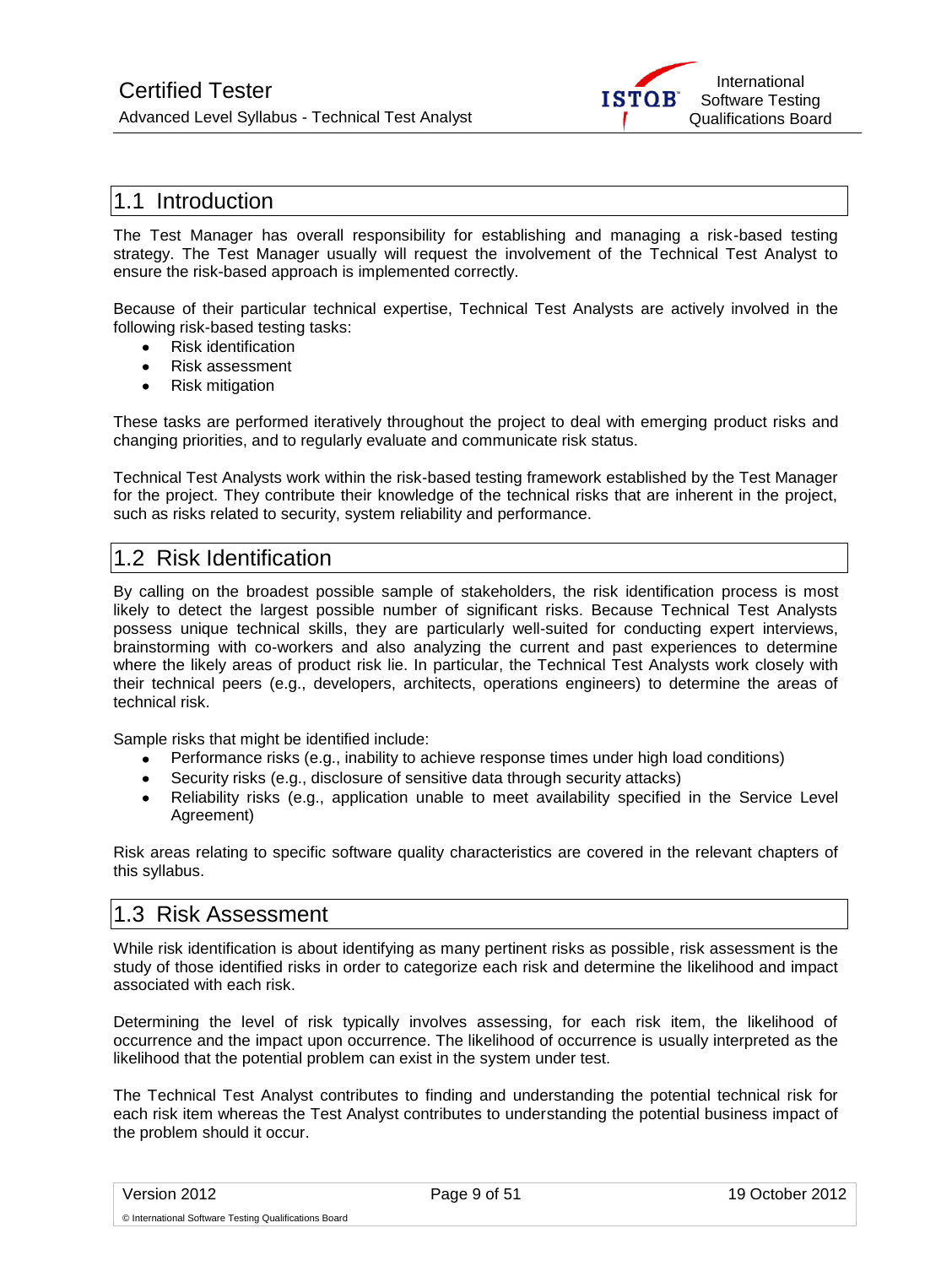## 1.1 Introduction

The Test Manager has overall responsibility for establishing and managing a risk-based testing strategy. The Test Manager usually will request the involvement of the Technical Test Analyst to ensure the risk-based approach is implemented correctly.

Because of their particular technical expertise, Technical Test Analysts are actively involved in the following risk-based testing tasks:

- Risk identification
- Risk assessment
- Risk mitigation

These tasks are performed iteratively throughout the project to deal with emerging product risks and changing priorities, and to regularly evaluate and communicate risk status.

Technical Test Analysts work within the risk-based testing framework established by the Test Manager for the project. They contribute their knowledge of the technical risks that are inherent in the project, such as risks related to security, system reliability and performance.

## 1.2 Risk Identification

By calling on the broadest possible sample of stakeholders, the risk identification process is most likely to detect the largest possible number of significant risks. Because Technical Test Analysts possess unique technical skills, they are particularly well-suited for conducting expert interviews, brainstorming with co-workers and also analyzing the current and past experiences to determine where the likely areas of product risk lie. In particular, the Technical Test Analysts work closely with their technical peers (e.g., developers, architects, operations engineers) to determine the areas of technical risk.

Sample risks that might be identified include:

- Performance risks (e.g., inability to achieve response times under high load conditions)
- Security risks (e.g., disclosure of sensitive data through security attacks)
- Reliability risks (e.g., application unable to meet availability specified in the Service Level Agreement)

Risk areas relating to specific software quality characteristics are covered in the relevant chapters of this syllabus.

## 1.3 Risk Assessment

While risk identification is about identifying as many pertinent risks as possible, risk assessment is the study of those identified risks in order to categorize each risk and determine the likelihood and impact associated with each risk.

Determining the level of risk typically involves assessing, for each risk item, the likelihood of occurrence and the impact upon occurrence. The likelihood of occurrence is usually interpreted as the likelihood that the potential problem can exist in the system under test.

The Technical Test Analyst contributes to finding and understanding the potential technical risk for each risk item whereas the Test Analyst contributes to understanding the potential business impact of the problem should it occur.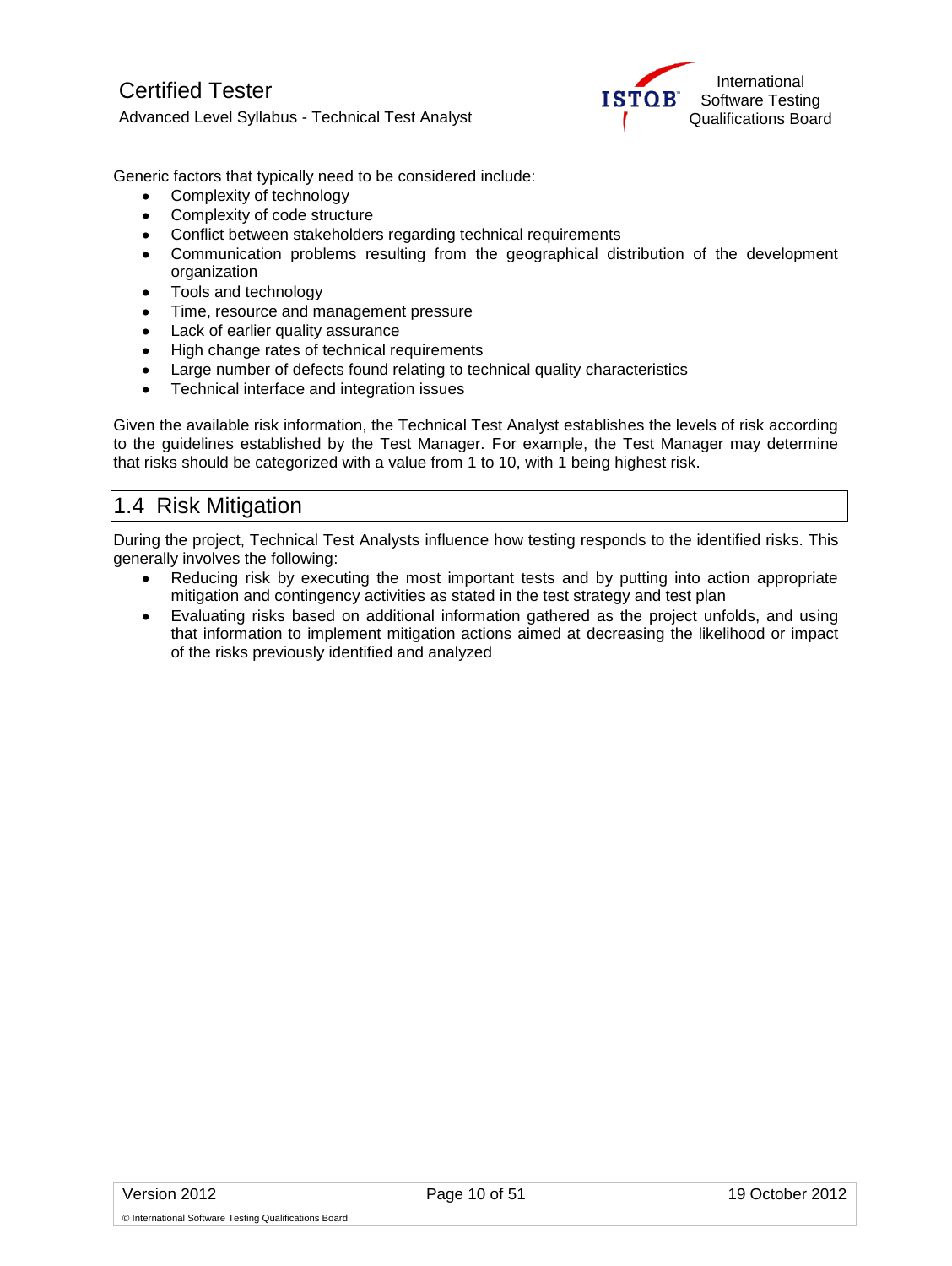Generic factors that typically need to be considered include:

- Complexity of technology
- Complexity of code structure
- Conflict between stakeholders regarding technical requirements
- Communication problems resulting from the geographical distribution of the development organization
- Tools and technology
- Time, resource and management pressure
- Lack of earlier quality assurance
- High change rates of technical requirements
- Large number of defects found relating to technical quality characteristics
- Technical interface and integration issues

Given the available risk information, the Technical Test Analyst establishes the levels of risk according to the guidelines established by the Test Manager. For example, the Test Manager may determine that risks should be categorized with a value from 1 to 10, with 1 being highest risk.

## 1.4 Risk Mitigation

During the project, Technical Test Analysts influence how testing responds to the identified risks. This generally involves the following:

- Reducing risk by executing the most important tests and by putting into action appropriate mitigation and contingency activities as stated in the test strategy and test plan
- Evaluating risks based on additional information gathered as the project unfolds, and using that information to implement mitigation actions aimed at decreasing the likelihood or impact of the risks previously identified and analyzed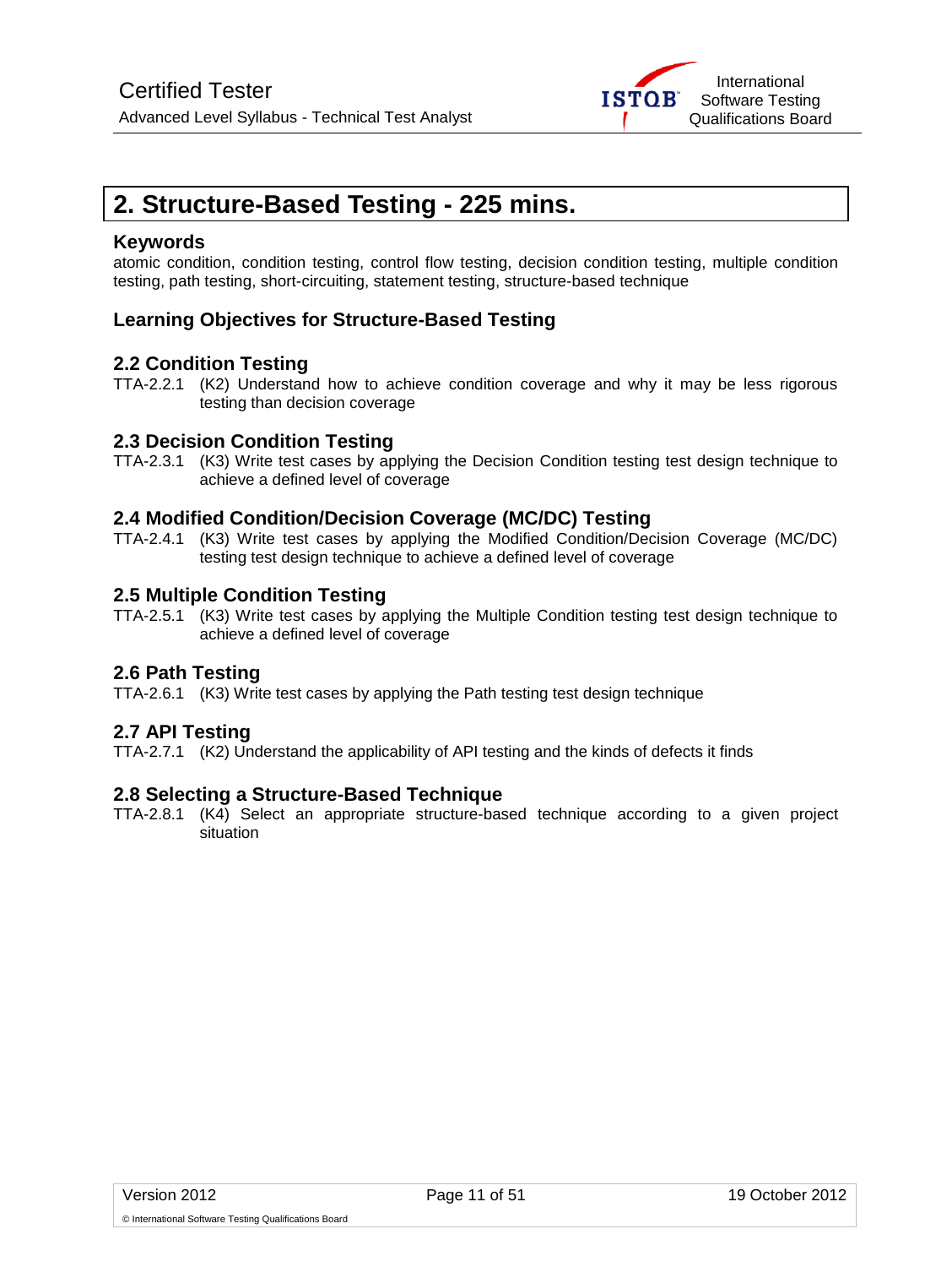# 2. Structure-Based Testing - 225 mins.

### Keywords

atomic condition, condition testing, control flow testing, decision condition testing, multiple condition testing, path testing, short-circuiting, statement testing, structure-based technique

### Learning Objectives for Structure-Based Testing

### 2.2 Condition Testing

TTA-2.2.1 (K2) Understand how to achieve condition coverage and why it may be less rigorous testing than decision coverage

### 2.3 Decision Condition Testing

TTA-2.3.1 (K3) Write test cases by applying the Decision Condition testing test design technique to achieve a defined level of coverage

### 2.4 Modified Condition/Decision Coverage (MC/DC) Testing

TTA-2.4.1 (K3) Write test cases by applying the Modified Condition/Decision Coverage (MC/DC) testing test design technique to achieve a defined level of coverage

### 2.5 Multiple Condition Testing

TTA-2.5.1 (K3) Write test cases by applying the Multiple Condition testing test design technique to achieve a defined level of coverage

### 2.6 Path Testing

TTA-2.6.1 (K3) Write test cases by applying the Path testing test design technique

### 2.7 API Testing

TTA-2.7.1 (K2) Understand the applicability of API testing and the kinds of defects it finds

### 2.8 Selecting a Structure-Based Technique

TTA-2.8.1 (K4) Select an appropriate structure-based technique according to a given project situation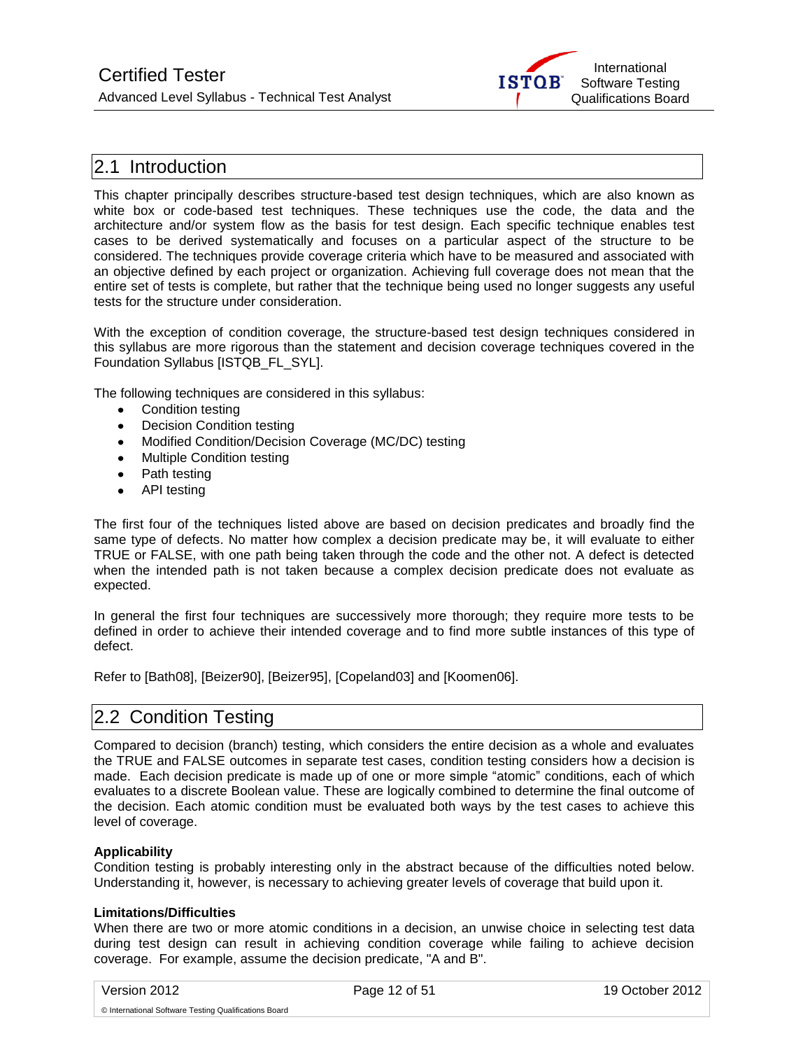## 2.1 Introduction

This chapter principally describes structure-based test design techniques, which are also known as white box or code-based test techniques. These techniques use the code, the data and the architecture and/or system flow as the basis for test design. Each specific technique enables test cases to be derived systematically and focuses on a particular aspect of the structure to be considered. The techniques provide coverage criteria which have to be measured and associated with an objective defined by each project or organization. Achieving full coverage does not mean that the entire set of tests is complete, but rather that the technique being used no longer suggests any useful tests for the structure under consideration.

With the exception of condition coverage, the structure-based test design techniques considered in this syllabus are more rigorous than the statement and decision coverage techniques covered in the Foundation Syllabus [ISTQB_FL_SYL].

The following techniques are considered in this syllabus:

- Condition testing
- Decision Condition testing
- Modified Condition/Decision Coverage (MC/DC) testing
- Multiple Condition testing
- Path testing
- API testing

The first four of the techniques listed above are based on decision predicates and broadly find the same type of defects. No matter how complex a decision predicate may be, it will evaluate to either TRUE or FALSE, with one path being taken through the code and the other not. A defect is detected when the intended path is not taken because a complex decision predicate does not evaluate as expected.

In general the first four techniques are successively more thorough; they require more tests to be defined in order to achieve their intended coverage and to find more subtle instances of this type of defect.

Refer to [Bath08], [Beizer90], [Beizer95], [Copeland03] and [Koomen06].

## 2.2 Condition Testing

Compared to decision (branch) testing, which considers the entire decision as a whole and evaluates the TRUE and FALSE outcomes in separate test cases, condition testing considers how a decision is made. Each decision predicate is made up of one or more simple “atomic” conditions, each of which evaluates to a discrete Boolean value. These are logically combined to determine the final outcome of the decision. Each atomic condition must be evaluated both ways by the test cases to achieve this level of coverage.

**Applicability**

Condition testing is probably interesting only in the abstract because of the difficulties noted below. Understanding it, however, is necessary to achieving greater levels of coverage that build upon it.

**Limitations/Difficulties**

When there are two or more atomic conditions in a decision, an unwise choice in selecting test data during test design can result in achieving condition coverage while failing to achieve decision coverage. For example, assume the decision predicate, "A and B".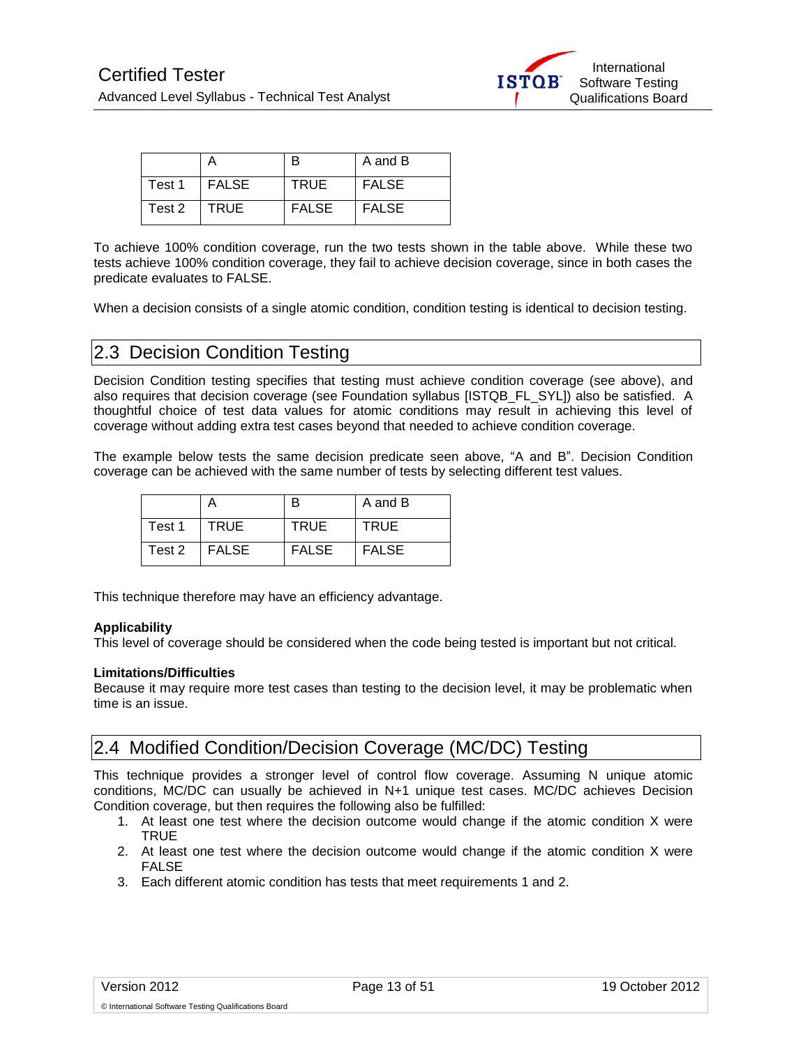| | A | B | A and B |
|---|---|---|---|
| Test 1 | FALSE | TRUE | FALSE |
| Test 2 | TRUE | FALSE | FALSE |

To achieve 100% condition coverage, run the two tests shown in the table above. While these two tests achieve 100% condition coverage, they fail to achieve decision coverage, since in both cases the predicate evaluates to FALSE.

When a decision consists of a single atomic condition, condition testing is identical to decision testing.

## 2.3 Decision Condition Testing

Decision Condition testing specifies that testing must achieve condition coverage (see above), and also requires that decision coverage (see Foundation syllabus [ISTQB_FL_SYL]) also be satisfied. A thoughtful choice of test data values for atomic conditions may result in achieving this level of coverage without adding extra test cases beyond that needed to achieve condition coverage.

The example below tests the same decision predicate seen above, "A and B". Decision Condition coverage can be achieved with the same number of tests by selecting different test values.

| | A | B | A and B |
|---|---|---|---|
| Test 1 | TRUE | TRUE | TRUE |
| Test 2 | FALSE | FALSE | FALSE |

This technique therefore may have an efficiency advantage.

**Applicability**
This level of coverage should be considered when the code being tested is important but not critical.

**Limitations/Difficulties**
Because it may require more test cases than testing to the decision level, it may be problematic when time is an issue.

## 2.4 Modified Condition/Decision Coverage (MC/DC) Testing

This technique provides a stronger level of control flow coverage. Assuming N unique atomic conditions, MC/DC can usually be achieved in N+1 unique test cases. MC/DC achieves Decision Condition coverage, but then requires the following also be fulfilled:

1. At least one test where the decision outcome would change if the atomic condition X were TRUE
2. At least one test where the decision outcome would change if the atomic condition X were FALSE
3. Each different atomic condition has tests that meet requirements 1 and 2.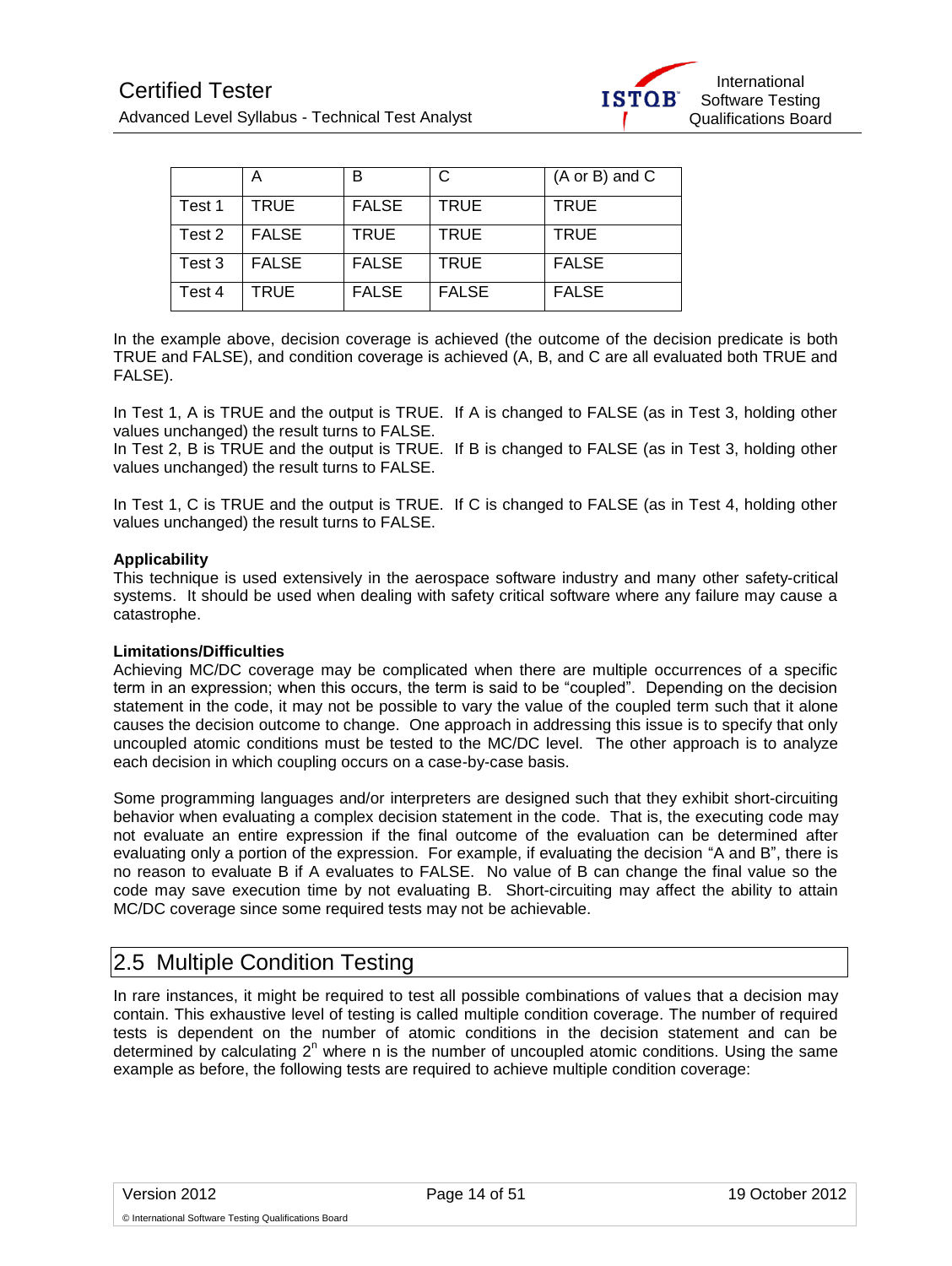| | A | B | C | (A or B) and C |
|---|---|---|---|---|
| Test 1 | TRUE | FALSE | TRUE | TRUE |
| Test 2 | FALSE | TRUE | TRUE | TRUE |
| Test 3 | FALSE | FALSE | TRUE | FALSE |
| Test 4 | TRUE | FALSE | FALSE | FALSE |

In the example above, decision coverage is achieved (the outcome of the decision predicate is both TRUE and FALSE), and condition coverage is achieved (A, B, and C are all evaluated both TRUE and FALSE).

In Test 1, A is TRUE and the output is TRUE. If A is changed to FALSE (as in Test 3, holding other values unchanged) the result turns to FALSE.
In Test 2, B is TRUE and the output is TRUE. If B is changed to FALSE (as in Test 3, holding other values unchanged) the result turns to FALSE.

In Test 1, C is TRUE and the output is TRUE. If C is changed to FALSE (as in Test 4, holding other values unchanged) the result turns to FALSE.

**Applicability**
This technique is used extensively in the aerospace software industry and many other safety-critical systems. It should be used when dealing with safety critical software where any failure may cause a catastrophe.

**Limitations/Difficulties**
Achieving MC/DC coverage may be complicated when there are multiple occurrences of a specific term in an expression; when this occurs, the term is said to be "coupled". Depending on the decision statement in the code, it may not be possible to vary the value of the coupled term such that it alone causes the decision outcome to change. One approach in addressing this issue is to specify that only uncoupled atomic conditions must be tested to the MC/DC level. The other approach is to analyze each decision in which coupling occurs on a case-by-case basis.

Some programming languages and/or interpreters are designed such that they exhibit short-circuiting behavior when evaluating a complex decision statement in the code. That is, the executing code may not evaluate an entire expression if the final outcome of the evaluation can be determined after evaluating only a portion of the expression. For example, if evaluating the decision "A and B", there is no reason to evaluate B if A evaluates to FALSE. No value of B can change the final value so the code may save execution time by not evaluating B. Short-circuiting may affect the ability to attain MC/DC coverage since some required tests may not be achievable.

## 2.5 Multiple Condition Testing

In rare instances, it might be required to test all possible combinations of values that a decision may contain. This exhaustive level of testing is called multiple condition coverage. The number of required tests is dependent on the number of atomic conditions in the decision statement and can be determined by calculating $2^n$ where n is the number of uncoupled atomic conditions. Using the same example as before, the following tests are required to achieve multiple condition coverage: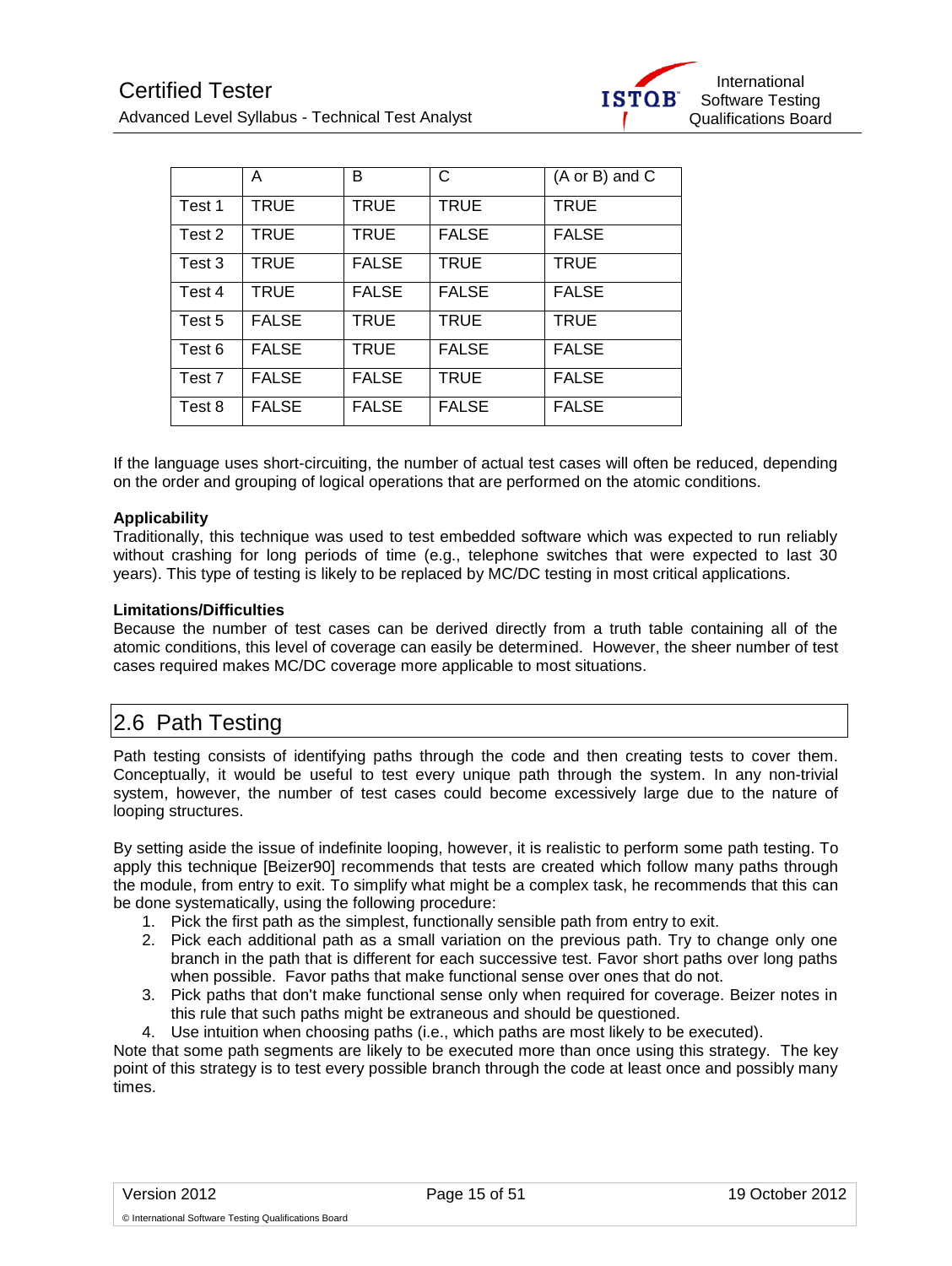| | A | B | C | (A or B) and C |
|---|---|---|---|---|
| Test 1 | TRUE | TRUE | TRUE | TRUE |
| Test 2 | TRUE | TRUE | FALSE | FALSE |
| Test 3 | TRUE | FALSE | TRUE | TRUE |
| Test 4 | TRUE | FALSE | FALSE | FALSE |
| Test 5 | FALSE | TRUE | TRUE | TRUE |
| Test 6 | FALSE | TRUE | FALSE | FALSE |
| Test 7 | FALSE | FALSE | TRUE | FALSE |
| Test 8 | FALSE | FALSE | FALSE | FALSE |

If the language uses short-circuiting, the number of actual test cases will often be reduced, depending on the order and grouping of logical operations that are performed on the atomic conditions.

**Applicability**

Traditionally, this technique was used to test embedded software which was expected to run reliably without crashing for long periods of time (e.g., telephone switches that were expected to last 30 years). This type of testing is likely to be replaced by MC/DC testing in most critical applications.

**Limitations/Difficulties**

Because the number of test cases can be derived directly from a truth table containing all of the atomic conditions, this level of coverage can easily be determined. However, the sheer number of test cases required makes MC/DC coverage more applicable to most situations.

## 2.6 Path Testing

Path testing consists of identifying paths through the code and then creating tests to cover them. Conceptually, it would be useful to test every unique path through the system. In any non-trivial system, however, the number of test cases could become excessively large due to the nature of looping structures.

By setting aside the issue of indefinite looping, however, it is realistic to perform some path testing. To apply this technique [Beizer90] recommends that tests are created which follow many paths through the module, from entry to exit. To simplify what might be a complex task, he recommends that this can be done systematically, using the following procedure:

1. Pick the first path as the simplest, functionally sensible path from entry to exit.
2. Pick each additional path as a small variation on the previous path. Try to change only one branch in the path that is different for each successive test. Favor short paths over long paths when possible. Favor paths that make functional sense over ones that do not.
3. Pick paths that don't make functional sense only when required for coverage. Beizer notes in this rule that such paths might be extraneous and should be questioned.
4. Use intuition when choosing paths (i.e., which paths are most likely to be executed).

Note that some path segments are likely to be executed more than once using this strategy. The key point of this strategy is to test every possible branch through the code at least once and possibly many times.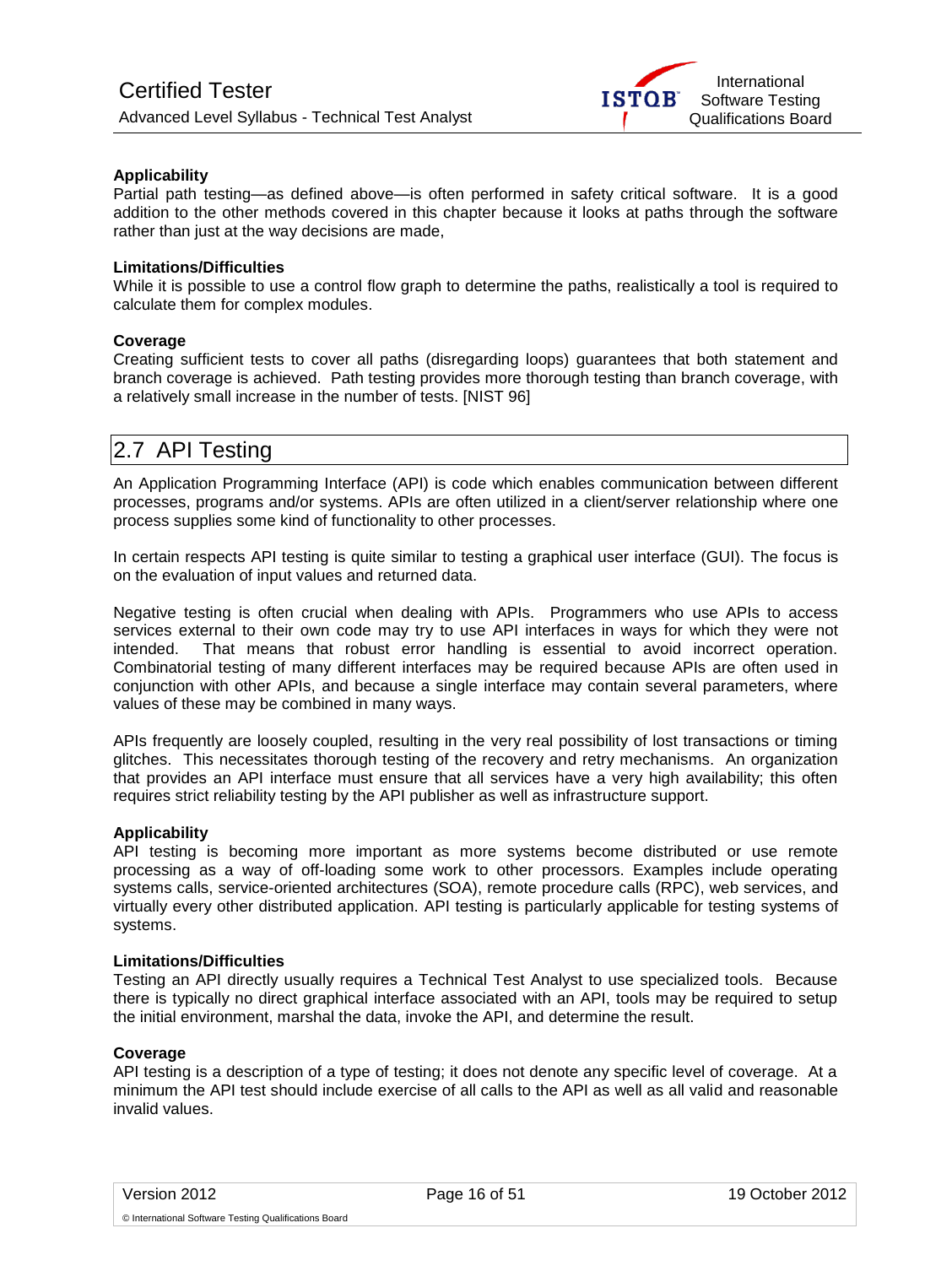**Applicability**

Partial path testing—as defined above—is often performed in safety critical software. It is a good addition to the other methods covered in this chapter because it looks at paths through the software rather than just at the way decisions are made,

**Limitations/Difficulties**

While it is possible to use a control flow graph to determine the paths, realistically a tool is required to calculate them for complex modules.

**Coverage**

Creating sufficient tests to cover all paths (disregarding loops) guarantees that both statement and branch coverage is achieved. Path testing provides more thorough testing than branch coverage, with a relatively small increase in the number of tests. [NIST 96]

## 2.7 API Testing

An Application Programming Interface (API) is code which enables communication between different processes, programs and/or systems. APIs are often utilized in a client/server relationship where one process supplies some kind of functionality to other processes.

In certain respects API testing is quite similar to testing a graphical user interface (GUI). The focus is on the evaluation of input values and returned data.

Negative testing is often crucial when dealing with APIs. Programmers who use APIs to access services external to their own code may try to use API interfaces in ways for which they were not intended. That means that robust error handling is essential to avoid incorrect operation. Combinatorial testing of many different interfaces may be required because APIs are often used in conjunction with other APIs, and because a single interface may contain several parameters, where values of these may be combined in many ways.

APIs frequently are loosely coupled, resulting in the very real possibility of lost transactions or timing glitches. This necessitates thorough testing of the recovery and retry mechanisms. An organization that provides an API interface must ensure that all services have a very high availability; this often requires strict reliability testing by the API publisher as well as infrastructure support.

**Applicability**

API testing is becoming more important as more systems become distributed or use remote processing as a way of off-loading some work to other processors. Examples include operating systems calls, service-oriented architectures (SOA), remote procedure calls (RPC), web services, and virtually every other distributed application. API testing is particularly applicable for testing systems of systems.

**Limitations/Difficulties**

Testing an API directly usually requires a Technical Test Analyst to use specialized tools. Because there is typically no direct graphical interface associated with an API, tools may be required to setup the initial environment, marshal the data, invoke the API, and determine the result.

**Coverage**

API testing is a description of a type of testing; it does not denote any specific level of coverage. At a minimum the API test should include exercise of all calls to the API as well as all valid and reasonable invalid values.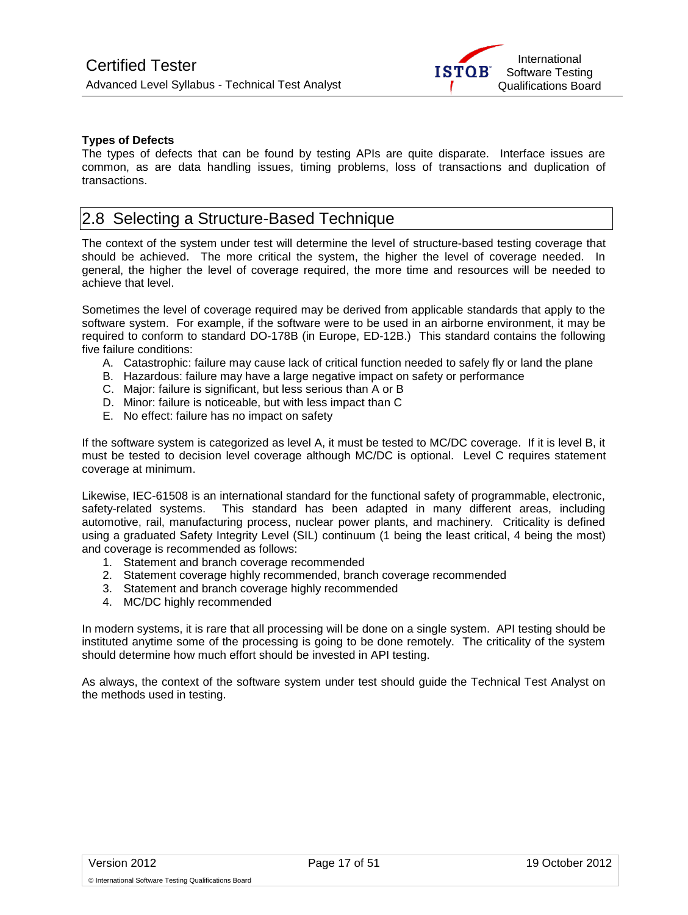**Types of Defects**

The types of defects that can be found by testing APIs are quite disparate. Interface issues are common, as are data handling issues, timing problems, loss of transactions and duplication of transactions.

## 2.8 Selecting a Structure-Based Technique

The context of the system under test will determine the level of structure-based testing coverage that should be achieved. The more critical the system, the higher the level of coverage needed. In general, the higher the level of coverage required, the more time and resources will be needed to achieve that level.

Sometimes the level of coverage required may be derived from applicable standards that apply to the software system. For example, if the software were to be used in an airborne environment, it may be required to conform to standard DO-178B (in Europe, ED-12B.) This standard contains the following five failure conditions:

A. Catastrophic: failure may cause lack of critical function needed to safely fly or land the plane
B. Hazardous: failure may have a large negative impact on safety or performance
C. Major: failure is significant, but less serious than A or B
D. Minor: failure is noticeable, but with less impact than C
E. No effect: failure has no impact on safety

If the software system is categorized as level A, it must be tested to MC/DC coverage. If it is level B, it must be tested to decision level coverage although MC/DC is optional. Level C requires statement coverage at minimum.

Likewise, IEC-61508 is an international standard for the functional safety of programmable, electronic, safety-related systems. This standard has been adapted in many different areas, including automotive, rail, manufacturing process, nuclear power plants, and machinery. Criticality is defined using a graduated Safety Integrity Level (SIL) continuum (1 being the least critical, 4 being the most) and coverage is recommended as follows:

1. Statement and branch coverage recommended
2. Statement coverage highly recommended, branch coverage recommended
3. Statement and branch coverage highly recommended
4. MC/DC highly recommended

In modern systems, it is rare that all processing will be done on a single system. API testing should be instituted anytime some of the processing is going to be done remotely. The criticality of the system should determine how much effort should be invested in API testing.

As always, the context of the software system under test should guide the Technical Test Analyst on the methods used in testing.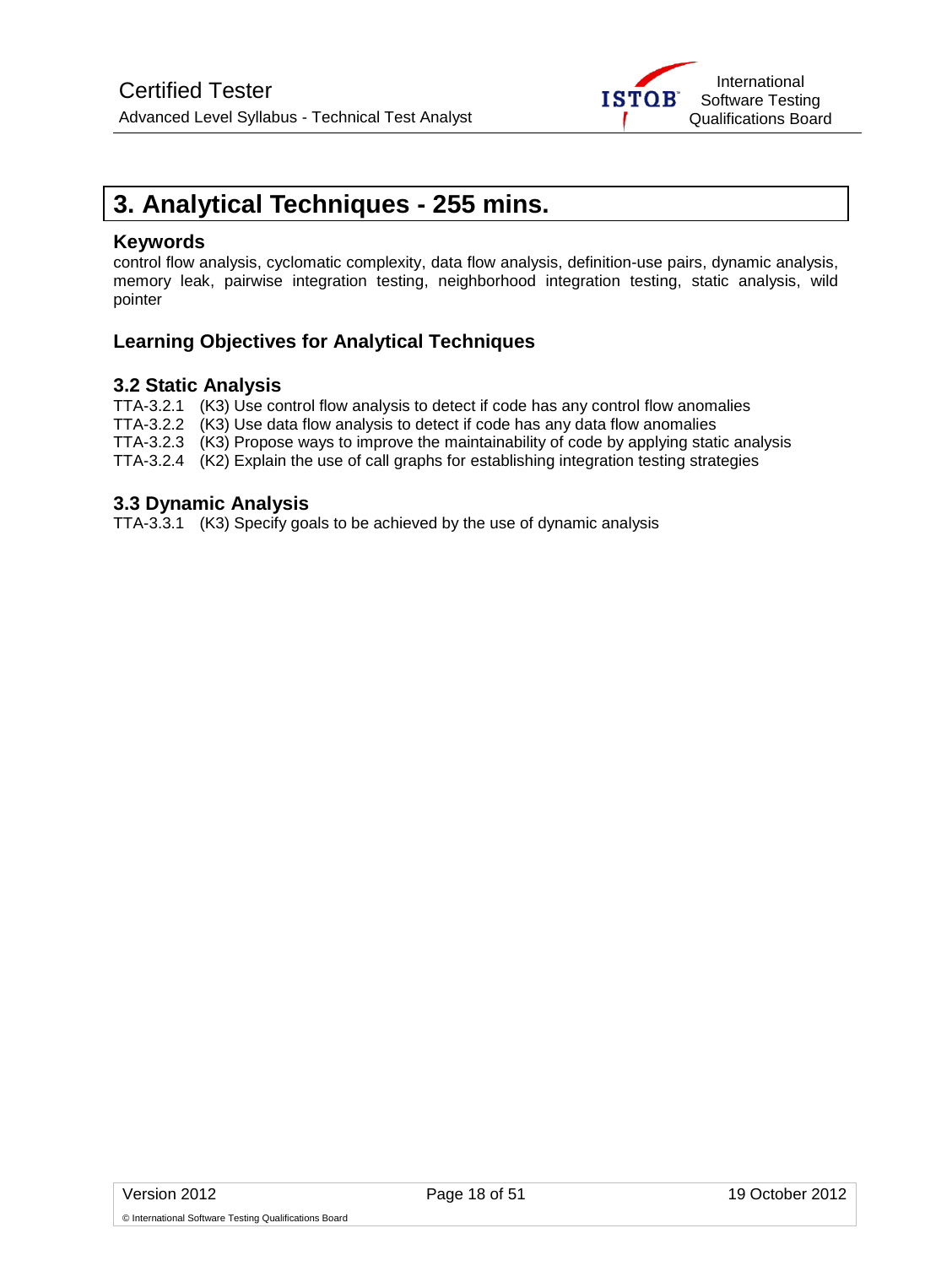# 3. Analytical Techniques - 255 mins.

### Keywords

control flow analysis, cyclomatic complexity, data flow analysis, definition-use pairs, dynamic analysis, memory leak, pairwise integration testing, neighborhood integration testing, static analysis, wild pointer

### Learning Objectives for Analytical Techniques

### 3.2 Static Analysis

TTA-3.2.1 (K3) Use control flow analysis to detect if code has any control flow anomalies
TTA-3.2.2 (K3) Use data flow analysis to detect if code has any data flow anomalies
TTA-3.2.3 (K3) Propose ways to improve the maintainability of code by applying static analysis
TTA-3.2.4 (K2) Explain the use of call graphs for establishing integration testing strategies

### 3.3 Dynamic Analysis

TTA-3.3.1 (K3) Specify goals to be achieved by the use of dynamic analysis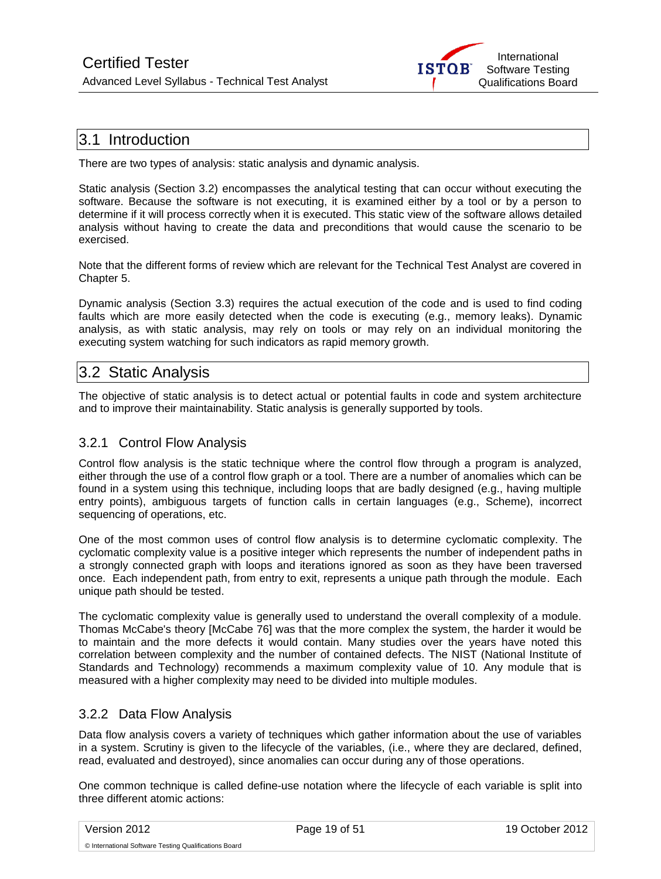## 3.1 Introduction

There are two types of analysis: static analysis and dynamic analysis.

Static analysis (Section 3.2) encompasses the analytical testing that can occur without executing the software. Because the software is not executing, it is examined either by a tool or by a person to determine if it will process correctly when it is executed. This static view of the software allows detailed analysis without having to create the data and preconditions that would cause the scenario to be exercised.

Note that the different forms of review which are relevant for the Technical Test Analyst are covered in Chapter 5.

Dynamic analysis (Section 3.3) requires the actual execution of the code and is used to find coding faults which are more easily detected when the code is executing (e.g., memory leaks). Dynamic analysis, as with static analysis, may rely on tools or may rely on an individual monitoring the executing system watching for such indicators as rapid memory growth.

## 3.2 Static Analysis

The objective of static analysis is to detect actual or potential faults in code and system architecture and to improve their maintainability. Static analysis is generally supported by tools.

### 3.2.1 Control Flow Analysis

Control flow analysis is the static technique where the control flow through a program is analyzed, either through the use of a control flow graph or a tool. There are a number of anomalies which can be found in a system using this technique, including loops that are badly designed (e.g., having multiple entry points), ambiguous targets of function calls in certain languages (e.g., Scheme), incorrect sequencing of operations, etc.

One of the most common uses of control flow analysis is to determine cyclomatic complexity. The cyclomatic complexity value is a positive integer which represents the number of independent paths in a strongly connected graph with loops and iterations ignored as soon as they have been traversed once. Each independent path, from entry to exit, represents a unique path through the module. Each unique path should be tested.

The cyclomatic complexity value is generally used to understand the overall complexity of a module. Thomas McCabe's theory [McCabe 76] was that the more complex the system, the harder it would be to maintain and the more defects it would contain. Many studies over the years have noted this correlation between complexity and the number of contained defects. The NIST (National Institute of Standards and Technology) recommends a maximum complexity value of 10. Any module that is measured with a higher complexity may need to be divided into multiple modules.

### 3.2.2 Data Flow Analysis

Data flow analysis covers a variety of techniques which gather information about the use of variables in a system. Scrutiny is given to the lifecycle of the variables, (i.e., where they are declared, defined, read, evaluated and destroyed), since anomalies can occur during any of those operations.

One common technique is called define-use notation where the lifecycle of each variable is split into three different atomic actions: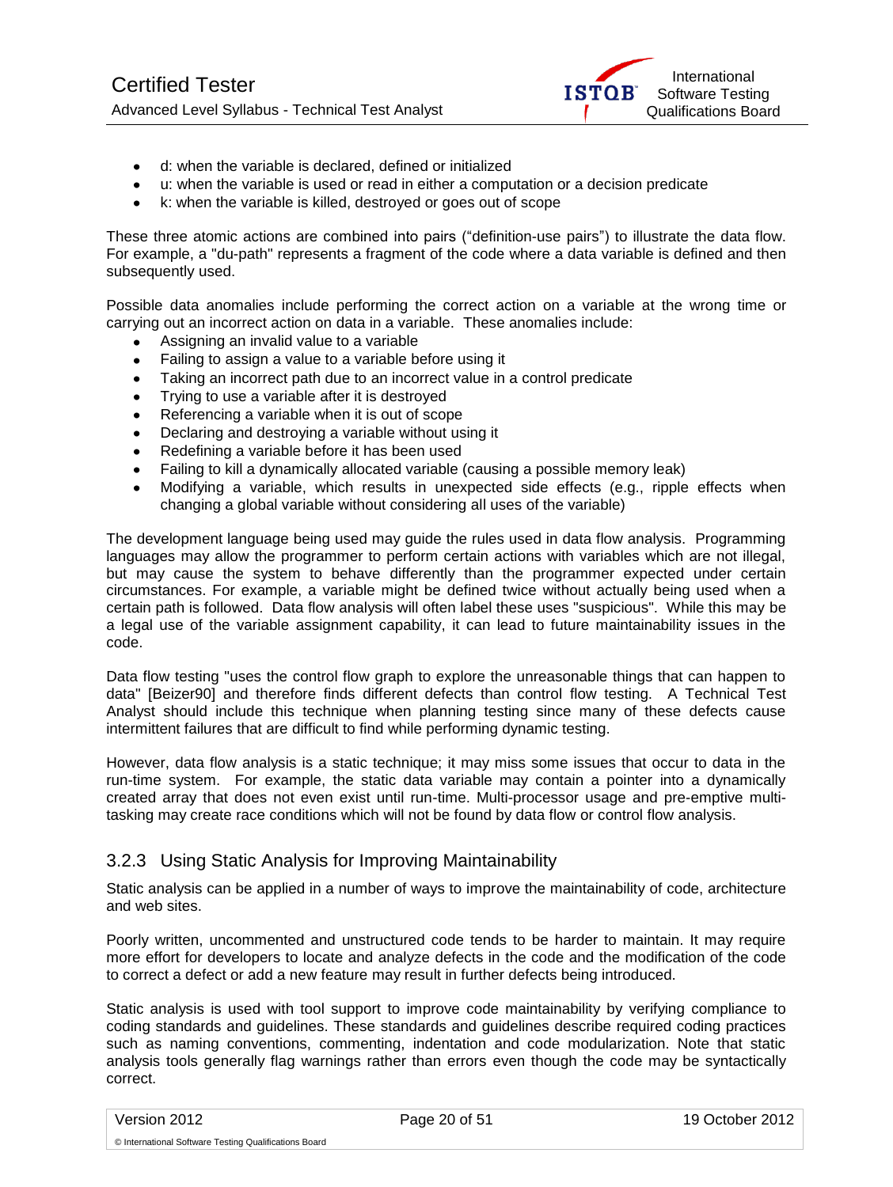- d: when the variable is declared, defined or initialized
- u: when the variable is used or read in either a computation or a decision predicate
- k: when the variable is killed, destroyed or goes out of scope

These three atomic actions are combined into pairs ("definition-use pairs") to illustrate the data flow. For example, a "du-path" represents a fragment of the code where a data variable is defined and then subsequently used.

Possible data anomalies include performing the correct action on a variable at the wrong time or carrying out an incorrect action on data in a variable. These anomalies include:

- Assigning an invalid value to a variable
- Failing to assign a value to a variable before using it
- Taking an incorrect path due to an incorrect value in a control predicate
- Trying to use a variable after it is destroyed
- Referencing a variable when it is out of scope
- Declaring and destroying a variable without using it
- Redefining a variable before it has been used
- Failing to kill a dynamically allocated variable (causing a possible memory leak)
- Modifying a variable, which results in unexpected side effects (e.g., ripple effects when changing a global variable without considering all uses of the variable)

The development language being used may guide the rules used in data flow analysis. Programming languages may allow the programmer to perform certain actions with variables which are not illegal, but may cause the system to behave differently than the programmer expected under certain circumstances. For example, a variable might be defined twice without actually being used when a certain path is followed. Data flow analysis will often label these uses "suspicious". While this may be a legal use of the variable assignment capability, it can lead to future maintainability issues in the code.

Data flow testing "uses the control flow graph to explore the unreasonable things that can happen to data" [Beizer90] and therefore finds different defects than control flow testing. A Technical Test Analyst should include this technique when planning testing since many of these defects cause intermittent failures that are difficult to find while performing dynamic testing.

However, data flow analysis is a static technique; it may miss some issues that occur to data in the run-time system. For example, the static data variable may contain a pointer into a dynamically created array that does not even exist until run-time. Multi-processor usage and pre-emptive multi-tasking may create race conditions which will not be found by data flow or control flow analysis.

### 3.2.3 Using Static Analysis for Improving Maintainability

Static analysis can be applied in a number of ways to improve the maintainability of code, architecture and web sites.

Poorly written, uncommented and unstructured code tends to be harder to maintain. It may require more effort for developers to locate and analyze defects in the code and the modification of the code to correct a defect or add a new feature may result in further defects being introduced.

Static analysis is used with tool support to improve code maintainability by verifying compliance to coding standards and guidelines. These standards and guidelines describe required coding practices such as naming conventions, commenting, indentation and code modularization. Note that static analysis tools generally flag warnings rather than errors even though the code may be syntactically correct.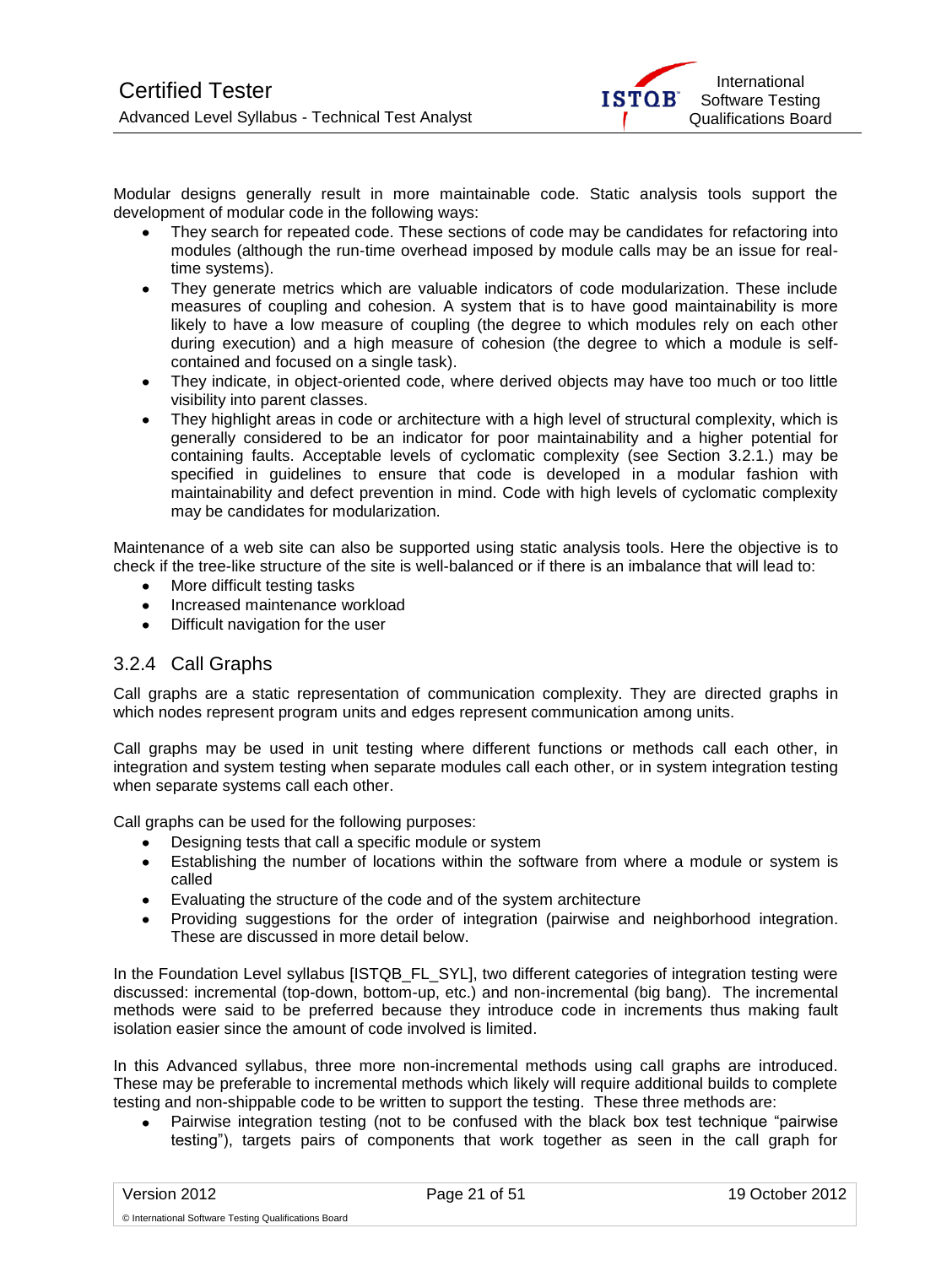Modular designs generally result in more maintainable code. Static analysis tools support the development of modular code in the following ways:

- They search for repeated code. These sections of code may be candidates for refactoring into modules (although the run-time overhead imposed by module calls may be an issue for real-time systems).
- They generate metrics which are valuable indicators of code modularization. These include measures of coupling and cohesion. A system that is to have good maintainability is more likely to have a low measure of coupling (the degree to which modules rely on each other during execution) and a high measure of cohesion (the degree to which a module is self-contained and focused on a single task).
- They indicate, in object-oriented code, where derived objects may have too much or too little visibility into parent classes.
- They highlight areas in code or architecture with a high level of structural complexity, which is generally considered to be an indicator for poor maintainability and a higher potential for containing faults. Acceptable levels of cyclomatic complexity (see Section 3.2.1.) may be specified in guidelines to ensure that code is developed in a modular fashion with maintainability and defect prevention in mind. Code with high levels of cyclomatic complexity may be candidates for modularization.

Maintenance of a web site can also be supported using static analysis tools. Here the objective is to check if the tree-like structure of the site is well-balanced or if there is an imbalance that will lead to:

- More difficult testing tasks
- Increased maintenance workload
- Difficult navigation for the user

### 3.2.4 Call Graphs

Call graphs are a static representation of communication complexity. They are directed graphs in which nodes represent program units and edges represent communication among units.

Call graphs may be used in unit testing where different functions or methods call each other, in integration and system testing when separate modules call each other, or in system integration testing when separate systems call each other.

Call graphs can be used for the following purposes:

- Designing tests that call a specific module or system
- Establishing the number of locations within the software from where a module or system is called
- Evaluating the structure of the code and of the system architecture
- Providing suggestions for the order of integration (pairwise and neighborhood integration. These are discussed in more detail below.

In the Foundation Level syllabus [ISTQB_FL_SYL], two different categories of integration testing were discussed: incremental (top-down, bottom-up, etc.) and non-incremental (big bang). The incremental methods were said to be preferred because they introduce code in increments thus making fault isolation easier since the amount of code involved is limited.

In this Advanced syllabus, three more non-incremental methods using call graphs are introduced. These may be preferable to incremental methods which likely will require additional builds to complete testing and non-shippable code to be written to support the testing. These three methods are:

- Pairwise integration testing (not to be confused with the black box test technique "pairwise testing"), targets pairs of components that work together as seen in the call graph for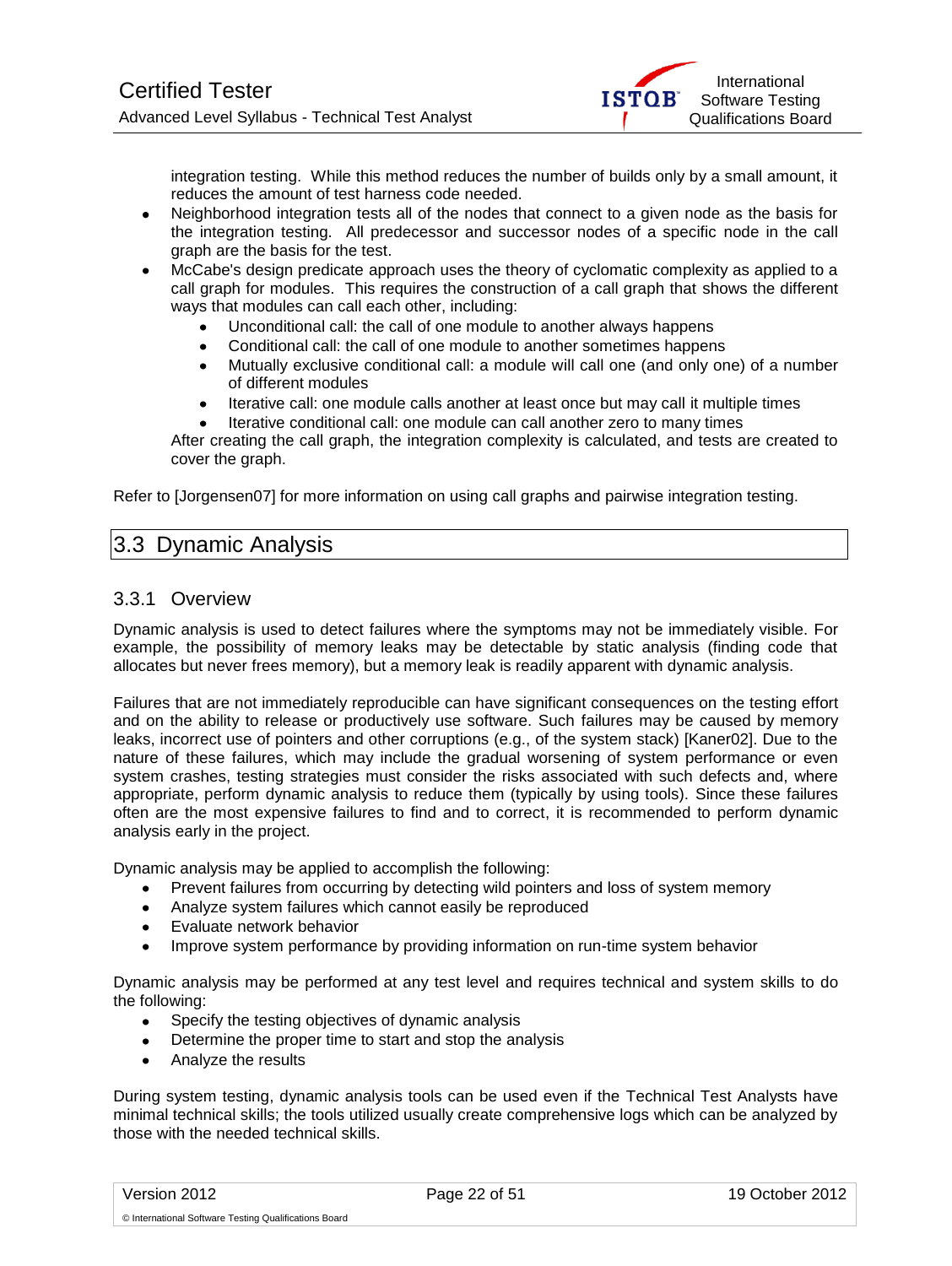integration testing. While this method reduces the number of builds only by a small amount, it reduces the amount of test harness code needed.

- Neighborhood integration tests all of the nodes that connect to a given node as the basis for the integration testing. All predecessor and successor nodes of a specific node in the call graph are the basis for the test.
- McCabe's design predicate approach uses the theory of cyclomatic complexity as applied to a call graph for modules. This requires the construction of a call graph that shows the different ways that modules can call each other, including:
  - Unconditional call: the call of one module to another always happens
  - Conditional call: the call of one module to another sometimes happens
  - Mutually exclusive conditional call: a module will call one (and only one) of a number of different modules
  - Iterative call: one module calls another at least once but may call it multiple times
  - Iterative conditional call: one module can call another zero to many times

  After creating the call graph, the integration complexity is calculated, and tests are created to cover the graph.

Refer to [Jorgensen07] for more information on using call graphs and pairwise integration testing.

## 3.3 Dynamic Analysis

### 3.3.1 Overview

Dynamic analysis is used to detect failures where the symptoms may not be immediately visible. For example, the possibility of memory leaks may be detectable by static analysis (finding code that allocates but never frees memory), but a memory leak is readily apparent with dynamic analysis.

Failures that are not immediately reproducible can have significant consequences on the testing effort and on the ability to release or productively use software. Such failures may be caused by memory leaks, incorrect use of pointers and other corruptions (e.g., of the system stack) [Kaner02]. Due to the nature of these failures, which may include the gradual worsening of system performance or even system crashes, testing strategies must consider the risks associated with such defects and, where appropriate, perform dynamic analysis to reduce them (typically by using tools). Since these failures often are the most expensive failures to find and to correct, it is recommended to perform dynamic analysis early in the project.

Dynamic analysis may be applied to accomplish the following:

- Prevent failures from occurring by detecting wild pointers and loss of system memory
- Analyze system failures which cannot easily be reproduced
- Evaluate network behavior
- Improve system performance by providing information on run-time system behavior

Dynamic analysis may be performed at any test level and requires technical and system skills to do the following:

- Specify the testing objectives of dynamic analysis
- Determine the proper time to start and stop the analysis
- Analyze the results

During system testing, dynamic analysis tools can be used even if the Technical Test Analysts have minimal technical skills; the tools utilized usually create comprehensive logs which can be analyzed by those with the needed technical skills.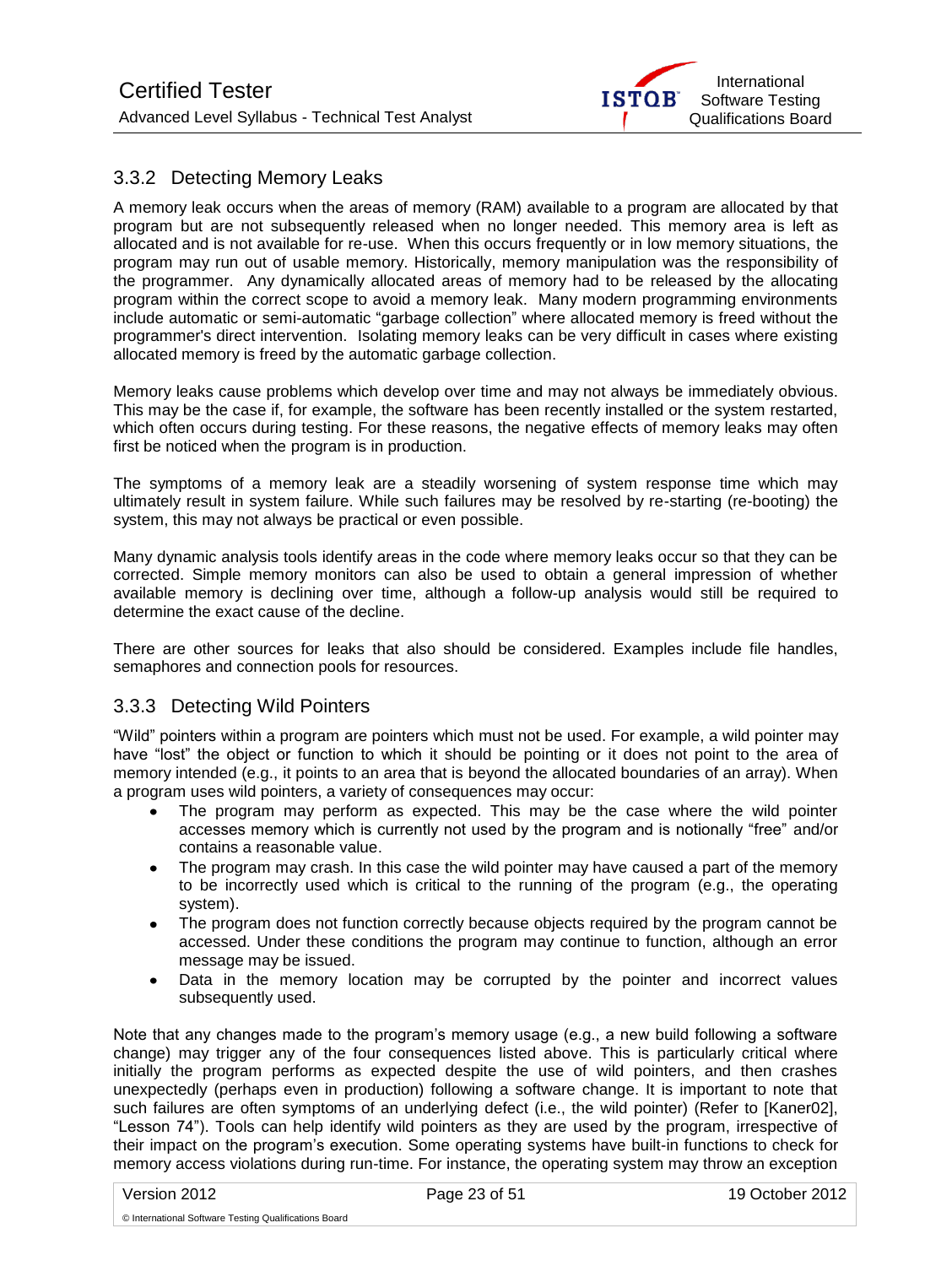### 3.3.2 Detecting Memory Leaks

A memory leak occurs when the areas of memory (RAM) available to a program are allocated by that program but are not subsequently released when no longer needed. This memory area is left as allocated and is not available for re-use. When this occurs frequently or in low memory situations, the program may run out of usable memory. Historically, memory manipulation was the responsibility of the programmer. Any dynamically allocated areas of memory had to be released by the allocating program within the correct scope to avoid a memory leak. Many modern programming environments include automatic or semi-automatic "garbage collection" where allocated memory is freed without the programmer's direct intervention. Isolating memory leaks can be very difficult in cases where existing allocated memory is freed by the automatic garbage collection.

Memory leaks cause problems which develop over time and may not always be immediately obvious. This may be the case if, for example, the software has been recently installed or the system restarted, which often occurs during testing. For these reasons, the negative effects of memory leaks may often first be noticed when the program is in production.

The symptoms of a memory leak are a steadily worsening of system response time which may ultimately result in system failure. While such failures may be resolved by re-starting (re-booting) the system, this may not always be practical or even possible.

Many dynamic analysis tools identify areas in the code where memory leaks occur so that they can be corrected. Simple memory monitors can also be used to obtain a general impression of whether available memory is declining over time, although a follow-up analysis would still be required to determine the exact cause of the decline.

There are other sources for leaks that also should be considered. Examples include file handles, semaphores and connection pools for resources.

### 3.3.3 Detecting Wild Pointers

"Wild" pointers within a program are pointers which must not be used. For example, a wild pointer may have "lost" the object or function to which it should be pointing or it does not point to the area of memory intended (e.g., it points to an area that is beyond the allocated boundaries of an array). When a program uses wild pointers, a variety of consequences may occur:

- The program may perform as expected. This may be the case where the wild pointer accesses memory which is currently not used by the program and is notionally "free" and/or contains a reasonable value.
- The program may crash. In this case the wild pointer may have caused a part of the memory to be incorrectly used which is critical to the running of the program (e.g., the operating system).
- The program does not function correctly because objects required by the program cannot be accessed. Under these conditions the program may continue to function, although an error message may be issued.
- Data in the memory location may be corrupted by the pointer and incorrect values subsequently used.

Note that any changes made to the program's memory usage (e.g., a new build following a software change) may trigger any of the four consequences listed above. This is particularly critical where initially the program performs as expected despite the use of wild pointers, and then crashes unexpectedly (perhaps even in production) following a software change. It is important to note that such failures are often symptoms of an underlying defect (i.e., the wild pointer) (Refer to [Kaner02], "Lesson 74"). Tools can help identify wild pointers as they are used by the program, irrespective of their impact on the program's execution. Some operating systems have built-in functions to check for memory access violations during run-time. For instance, the operating system may throw an exception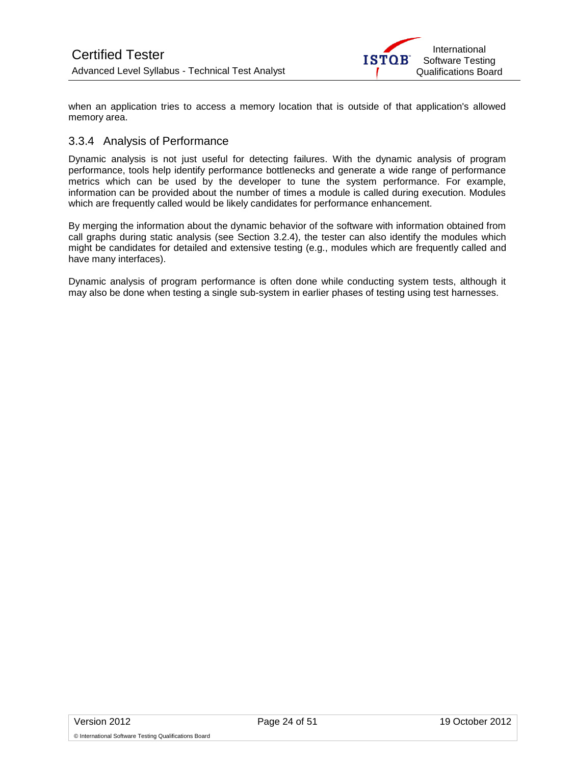when an application tries to access a memory location that is outside of that application's allowed memory area.

### 3.3.4 Analysis of Performance

Dynamic analysis is not just useful for detecting failures. With the dynamic analysis of program performance, tools help identify performance bottlenecks and generate a wide range of performance metrics which can be used by the developer to tune the system performance. For example, information can be provided about the number of times a module is called during execution. Modules which are frequently called would be likely candidates for performance enhancement.

By merging the information about the dynamic behavior of the software with information obtained from call graphs during static analysis (see Section 3.2.4), the tester can also identify the modules which might be candidates for detailed and extensive testing (e.g., modules which are frequently called and have many interfaces).

Dynamic analysis of program performance is often done while conducting system tests, although it may also be done when testing a single sub-system in earlier phases of testing using test harnesses.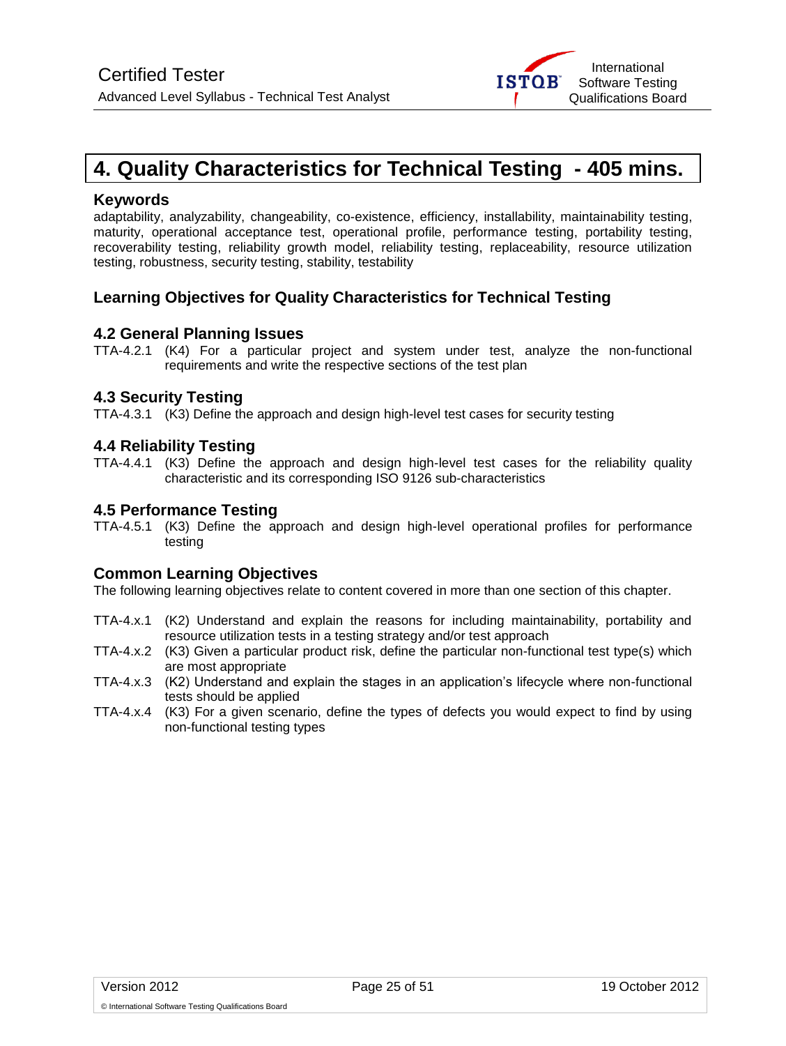# 4. Quality Characteristics for Technical Testing - 405 mins.

### Keywords

adaptability, analyzability, changeability, co-existence, efficiency, installability, maintainability testing, maturity, operational acceptance test, operational profile, performance testing, portability testing, recoverability testing, reliability growth model, reliability testing, replaceability, resource utilization testing, robustness, security testing, stability, testability

### Learning Objectives for Quality Characteristics for Technical Testing

### 4.2 General Planning Issues

TTA-4.2.1 (K4) For a particular project and system under test, analyze the non-functional requirements and write the respective sections of the test plan

### 4.3 Security Testing

TTA-4.3.1 (K3) Define the approach and design high-level test cases for security testing

### 4.4 Reliability Testing

TTA-4.4.1 (K3) Define the approach and design high-level test cases for the reliability quality characteristic and its corresponding ISO 9126 sub-characteristics

### 4.5 Performance Testing

TTA-4.5.1 (K3) Define the approach and design high-level operational profiles for performance testing

### Common Learning Objectives

The following learning objectives relate to content covered in more than one section of this chapter.

TTA-4.x.1 (K2) Understand and explain the reasons for including maintainability, portability and resource utilization tests in a testing strategy and/or test approach

TTA-4.x.2 (K3) Given a particular product risk, define the particular non-functional test type(s) which are most appropriate

TTA-4.x.3 (K2) Understand and explain the stages in an application's lifecycle where non-functional tests should be applied

TTA-4.x.4 (K3) For a given scenario, define the types of defects you would expect to find by using non-functional testing types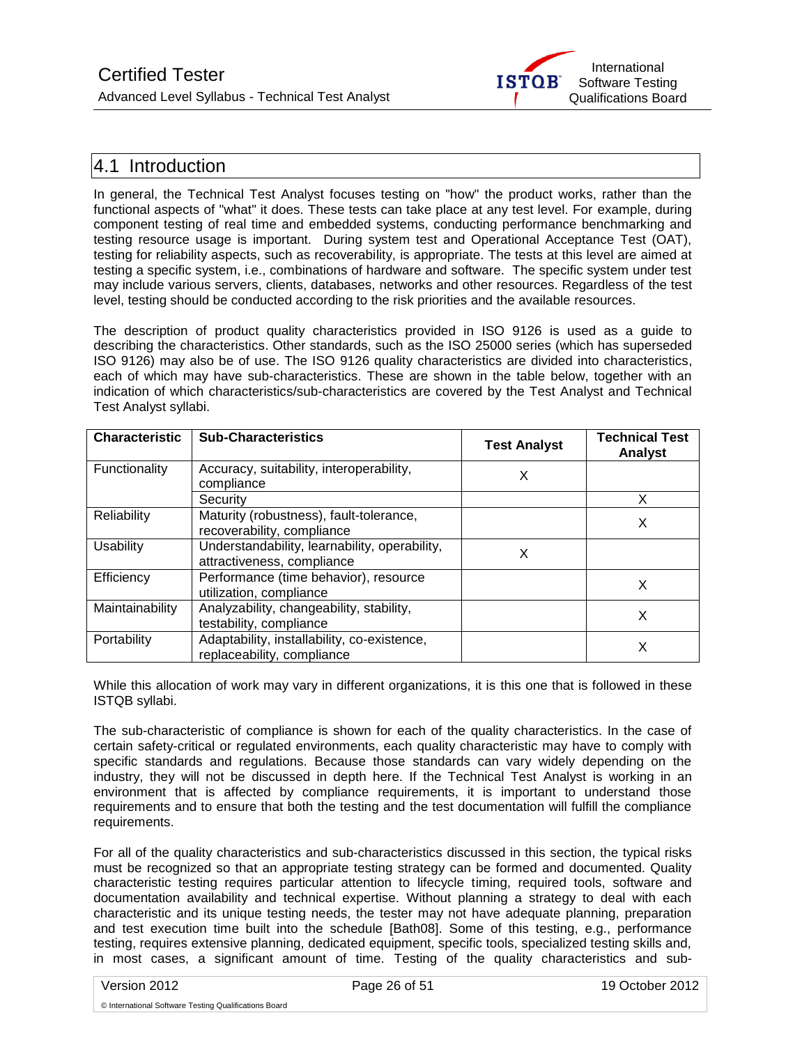## 4.1 Introduction

In general, the Technical Test Analyst focuses testing on "how" the product works, rather than the functional aspects of "what" it does. These tests can take place at any test level. For example, during component testing of real time and embedded systems, conducting performance benchmarking and testing resource usage is important. During system test and Operational Acceptance Test (OAT), testing for reliability aspects, such as recoverability, is appropriate. The tests at this level are aimed at testing a specific system, i.e., combinations of hardware and software. The specific system under test may include various servers, clients, databases, networks and other resources. Regardless of the test level, testing should be conducted according to the risk priorities and the available resources.

The description of product quality characteristics provided in ISO 9126 is used as a guide to describing the characteristics. Other standards, such as the ISO 25000 series (which has superseded ISO 9126) may also be of use. The ISO 9126 quality characteristics are divided into characteristics, each of which may have sub-characteristics. These are shown in the table below, together with an indication of which characteristics/sub-characteristics are covered by the Test Analyst and Technical Test Analyst syllabi.

| Characteristic | Sub-Characteristics | Test Analyst | Technical Test Analyst |
|---|---|---|---|
| Functionality | Accuracy, suitability, interoperability, compliance | X | |
| | Security | | X |
| Reliability | Maturity (robustness), fault-tolerance, recoverability, compliance | | X |
| Usability | Understandability, learnability, operability, attractiveness, compliance | X | |
| Efficiency | Performance (time behavior), resource utilization, compliance | | X |
| Maintainability | Analyzability, changeability, stability, testability, compliance | | X |
| Portability | Adaptability, installability, co-existence, replaceability, compliance | | X |

While this allocation of work may vary in different organizations, it is this one that is followed in these ISTQB syllabi.

The sub-characteristic of compliance is shown for each of the quality characteristics. In the case of certain safety-critical or regulated environments, each quality characteristic may have to comply with specific standards and regulations. Because those standards can vary widely depending on the industry, they will not be discussed in depth here. If the Technical Test Analyst is working in an environment that is affected by compliance requirements, it is important to understand those requirements and to ensure that both the testing and the test documentation will fulfill the compliance requirements.

For all of the quality characteristics and sub-characteristics discussed in this section, the typical risks must be recognized so that an appropriate testing strategy can be formed and documented. Quality characteristic testing requires particular attention to lifecycle timing, required tools, software and documentation availability and technical expertise. Without planning a strategy to deal with each characteristic and its unique testing needs, the tester may not have adequate planning, preparation and test execution time built into the schedule [Bath08]. Some of this testing, e.g., performance testing, requires extensive planning, dedicated equipment, specific tools, specialized testing skills and, in most cases, a significant amount of time. Testing of the quality characteristics and sub-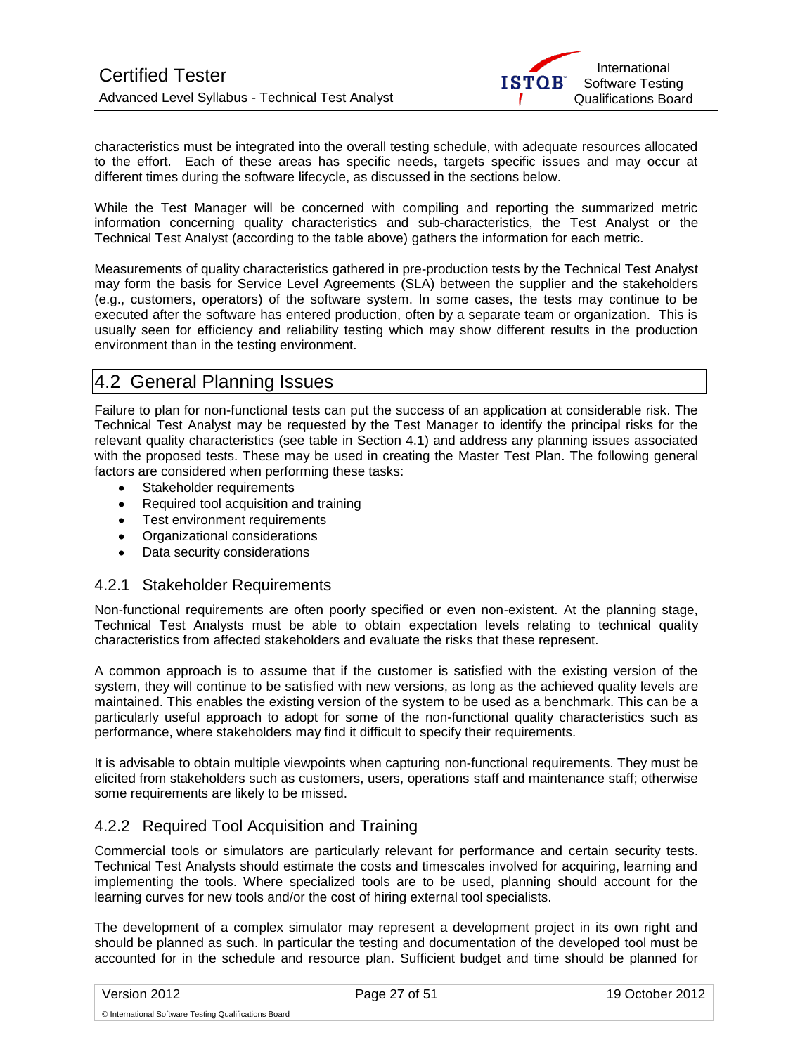characteristics must be integrated into the overall testing schedule, with adequate resources allocated to the effort. Each of these areas has specific needs, targets specific issues and may occur at different times during the software lifecycle, as discussed in the sections below.

While the Test Manager will be concerned with compiling and reporting the summarized metric information concerning quality characteristics and sub-characteristics, the Test Analyst or the Technical Test Analyst (according to the table above) gathers the information for each metric.

Measurements of quality characteristics gathered in pre-production tests by the Technical Test Analyst may form the basis for Service Level Agreements (SLA) between the supplier and the stakeholders (e.g., customers, operators) of the software system. In some cases, the tests may continue to be executed after the software has entered production, often by a separate team or organization. This is usually seen for efficiency and reliability testing which may show different results in the production environment than in the testing environment.

## 4.2 General Planning Issues

Failure to plan for non-functional tests can put the success of an application at considerable risk. The Technical Test Analyst may be requested by the Test Manager to identify the principal risks for the relevant quality characteristics (see table in Section 4.1) and address any planning issues associated with the proposed tests. These may be used in creating the Master Test Plan. The following general factors are considered when performing these tasks:

- Stakeholder requirements
- Required tool acquisition and training
- Test environment requirements
- Organizational considerations
- Data security considerations

### 4.2.1 Stakeholder Requirements

Non-functional requirements are often poorly specified or even non-existent. At the planning stage, Technical Test Analysts must be able to obtain expectation levels relating to technical quality characteristics from affected stakeholders and evaluate the risks that these represent.

A common approach is to assume that if the customer is satisfied with the existing version of the system, they will continue to be satisfied with new versions, as long as the achieved quality levels are maintained. This enables the existing version of the system to be used as a benchmark. This can be a particularly useful approach to adopt for some of the non-functional quality characteristics such as performance, where stakeholders may find it difficult to specify their requirements.

It is advisable to obtain multiple viewpoints when capturing non-functional requirements. They must be elicited from stakeholders such as customers, users, operations staff and maintenance staff; otherwise some requirements are likely to be missed.

### 4.2.2 Required Tool Acquisition and Training

Commercial tools or simulators are particularly relevant for performance and certain security tests. Technical Test Analysts should estimate the costs and timescales involved for acquiring, learning and implementing the tools. Where specialized tools are to be used, planning should account for the learning curves for new tools and/or the cost of hiring external tool specialists.

The development of a complex simulator may represent a development project in its own right and should be planned as such. In particular the testing and documentation of the developed tool must be accounted for in the schedule and resource plan. Sufficient budget and time should be planned for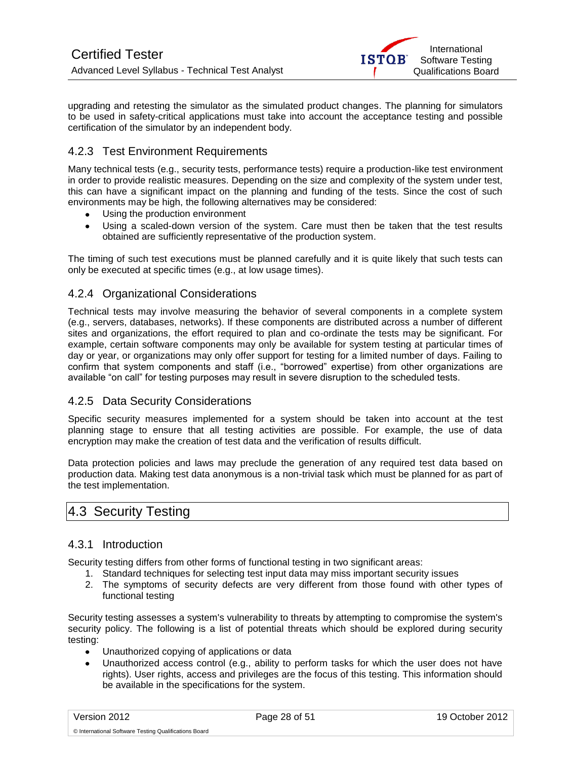upgrading and retesting the simulator as the simulated product changes. The planning for simulators to be used in safety-critical applications must take into account the acceptance testing and possible certification of the simulator by an independent body.

### 4.2.3 Test Environment Requirements

Many technical tests (e.g., security tests, performance tests) require a production-like test environment in order to provide realistic measures. Depending on the size and complexity of the system under test, this can have a significant impact on the planning and funding of the tests. Since the cost of such environments may be high, the following alternatives may be considered:

- Using the production environment
- Using a scaled-down version of the system. Care must then be taken that the test results obtained are sufficiently representative of the production system.

The timing of such test executions must be planned carefully and it is quite likely that such tests can only be executed at specific times (e.g., at low usage times).

### 4.2.4 Organizational Considerations

Technical tests may involve measuring the behavior of several components in a complete system (e.g., servers, databases, networks). If these components are distributed across a number of different sites and organizations, the effort required to plan and co-ordinate the tests may be significant. For example, certain software components may only be available for system testing at particular times of day or year, or organizations may only offer support for testing for a limited number of days. Failing to confirm that system components and staff (i.e., "borrowed" expertise) from other organizations are available "on call" for testing purposes may result in severe disruption to the scheduled tests.

### 4.2.5 Data Security Considerations

Specific security measures implemented for a system should be taken into account at the test planning stage to ensure that all testing activities are possible. For example, the use of data encryption may make the creation of test data and the verification of results difficult.

Data protection policies and laws may preclude the generation of any required test data based on production data. Making test data anonymous is a non-trivial task which must be planned for as part of the test implementation.

## 4.3 Security Testing

### 4.3.1 Introduction

Security testing differs from other forms of functional testing in two significant areas:

1. Standard techniques for selecting test input data may miss important security issues
2. The symptoms of security defects are very different from those found with other types of functional testing

Security testing assesses a system's vulnerability to threats by attempting to compromise the system's security policy. The following is a list of potential threats which should be explored during security testing:

- Unauthorized copying of applications or data
- Unauthorized access control (e.g., ability to perform tasks for which the user does not have rights). User rights, access and privileges are the focus of this testing. This information should be available in the specifications for the system.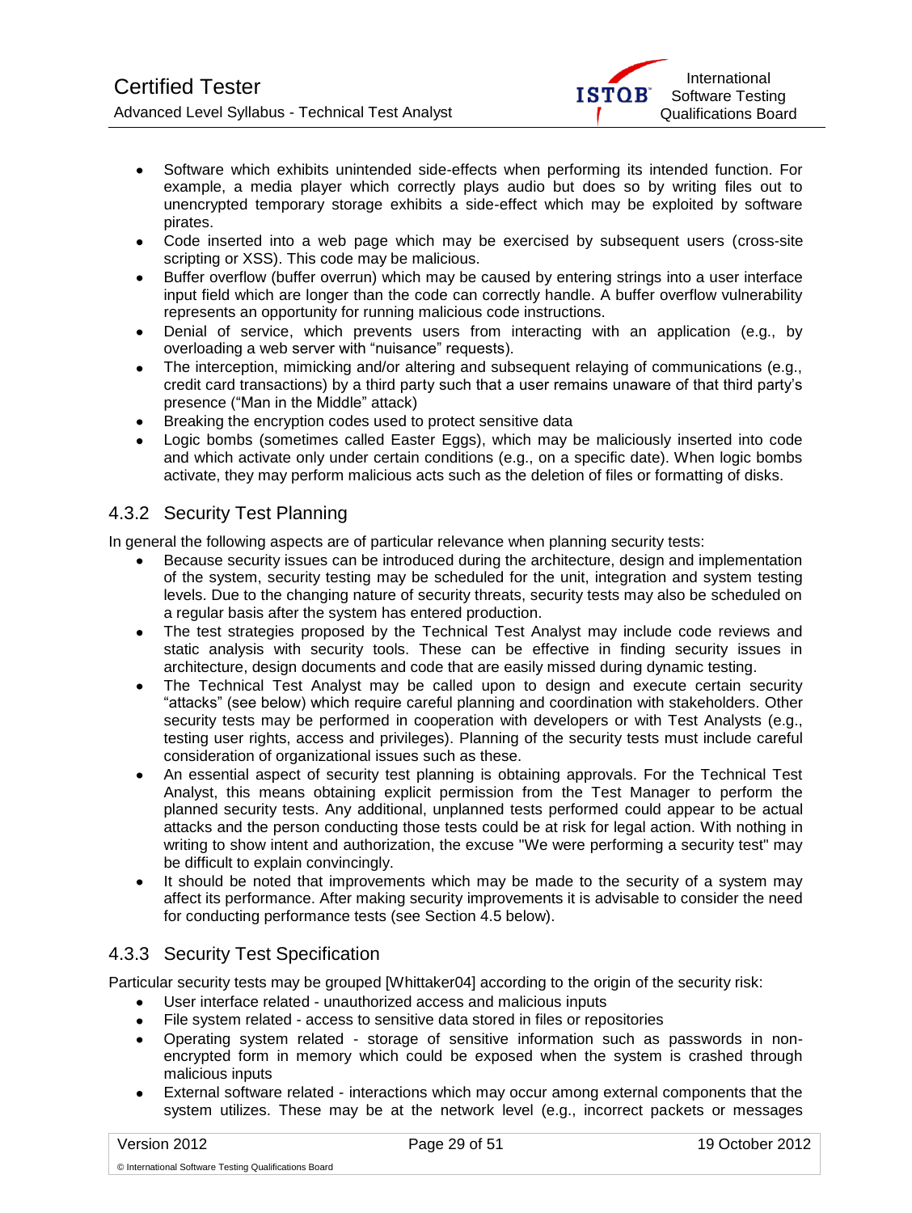- Software which exhibits unintended side-effects when performing its intended function. For example, a media player which correctly plays audio but does so by writing files out to unencrypted temporary storage exhibits a side-effect which may be exploited by software pirates.
- Code inserted into a web page which may be exercised by subsequent users (cross-site scripting or XSS). This code may be malicious.
- Buffer overflow (buffer overrun) which may be caused by entering strings into a user interface input field which are longer than the code can correctly handle. A buffer overflow vulnerability represents an opportunity for running malicious code instructions.
- Denial of service, which prevents users from interacting with an application (e.g., by overloading a web server with "nuisance" requests).
- The interception, mimicking and/or altering and subsequent relaying of communications (e.g., credit card transactions) by a third party such that a user remains unaware of that third party's presence ("Man in the Middle" attack)
- Breaking the encryption codes used to protect sensitive data
- Logic bombs (sometimes called Easter Eggs), which may be maliciously inserted into code and which activate only under certain conditions (e.g., on a specific date). When logic bombs activate, they may perform malicious acts such as the deletion of files or formatting of disks.

### 4.3.2 Security Test Planning

In general the following aspects are of particular relevance when planning security tests:

- Because security issues can be introduced during the architecture, design and implementation of the system, security testing may be scheduled for the unit, integration and system testing levels. Due to the changing nature of security threats, security tests may also be scheduled on a regular basis after the system has entered production.
- The test strategies proposed by the Technical Test Analyst may include code reviews and static analysis with security tools. These can be effective in finding security issues in architecture, design documents and code that are easily missed during dynamic testing.
- The Technical Test Analyst may be called upon to design and execute certain security "attacks" (see below) which require careful planning and coordination with stakeholders. Other security tests may be performed in cooperation with developers or with Test Analysts (e.g., testing user rights, access and privileges). Planning of the security tests must include careful consideration of organizational issues such as these.
- An essential aspect of security test planning is obtaining approvals. For the Technical Test Analyst, this means obtaining explicit permission from the Test Manager to perform the planned security tests. Any additional, unplanned tests performed could appear to be actual attacks and the person conducting those tests could be at risk for legal action. With nothing in writing to show intent and authorization, the excuse "We were performing a security test" may be difficult to explain convincingly.
- It should be noted that improvements which may be made to the security of a system may affect its performance. After making security improvements it is advisable to consider the need for conducting performance tests (see Section 4.5 below).

### 4.3.3 Security Test Specification

Particular security tests may be grouped [Whittaker04] according to the origin of the security risk:

- User interface related - unauthorized access and malicious inputs
- File system related - access to sensitive data stored in files or repositories
- Operating system related - storage of sensitive information such as passwords in non-encrypted form in memory which could be exposed when the system is crashed through malicious inputs
- External software related - interactions which may occur among external components that the system utilizes. These may be at the network level (e.g., incorrect packets or messages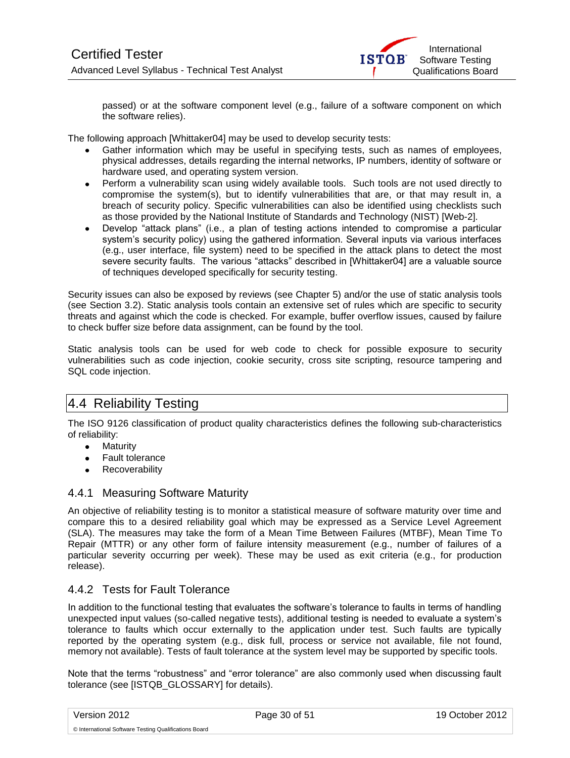passed) or at the software component level (e.g., failure of a software component on which the software relies).

The following approach [Whittaker04] may be used to develop security tests:

- Gather information which may be useful in specifying tests, such as names of employees, physical addresses, details regarding the internal networks, IP numbers, identity of software or hardware used, and operating system version.
- Perform a vulnerability scan using widely available tools. Such tools are not used directly to compromise the system(s), but to identify vulnerabilities that are, or that may result in, a breach of security policy. Specific vulnerabilities can also be identified using checklists such as those provided by the National Institute of Standards and Technology (NIST) [Web-2].
- Develop "attack plans" (i.e., a plan of testing actions intended to compromise a particular system's security policy) using the gathered information. Several inputs via various interfaces (e.g., user interface, file system) need to be specified in the attack plans to detect the most severe security faults. The various "attacks" described in [Whittaker04] are a valuable source of techniques developed specifically for security testing.

Security issues can also be exposed by reviews (see Chapter 5) and/or the use of static analysis tools (see Section 3.2). Static analysis tools contain an extensive set of rules which are specific to security threats and against which the code is checked. For example, buffer overflow issues, caused by failure to check buffer size before data assignment, can be found by the tool.

Static analysis tools can be used for web code to check for possible exposure to security vulnerabilities such as code injection, cookie security, cross site scripting, resource tampering and SQL code injection.

## 4.4 Reliability Testing

The ISO 9126 classification of product quality characteristics defines the following sub-characteristics of reliability:

- Maturity
- Fault tolerance
- Recoverability

### 4.4.1 Measuring Software Maturity

An objective of reliability testing is to monitor a statistical measure of software maturity over time and compare this to a desired reliability goal which may be expressed as a Service Level Agreement (SLA). The measures may take the form of a Mean Time Between Failures (MTBF), Mean Time To Repair (MTTR) or any other form of failure intensity measurement (e.g., number of failures of a particular severity occurring per week). These may be used as exit criteria (e.g., for production release).

### 4.4.2 Tests for Fault Tolerance

In addition to the functional testing that evaluates the software's tolerance to faults in terms of handling unexpected input values (so-called negative tests), additional testing is needed to evaluate a system's tolerance to faults which occur externally to the application under test. Such faults are typically reported by the operating system (e.g., disk full, process or service not available, file not found, memory not available). Tests of fault tolerance at the system level may be supported by specific tools.

Note that the terms "robustness" and "error tolerance" are also commonly used when discussing fault tolerance (see [ISTQB_GLOSSARY] for details).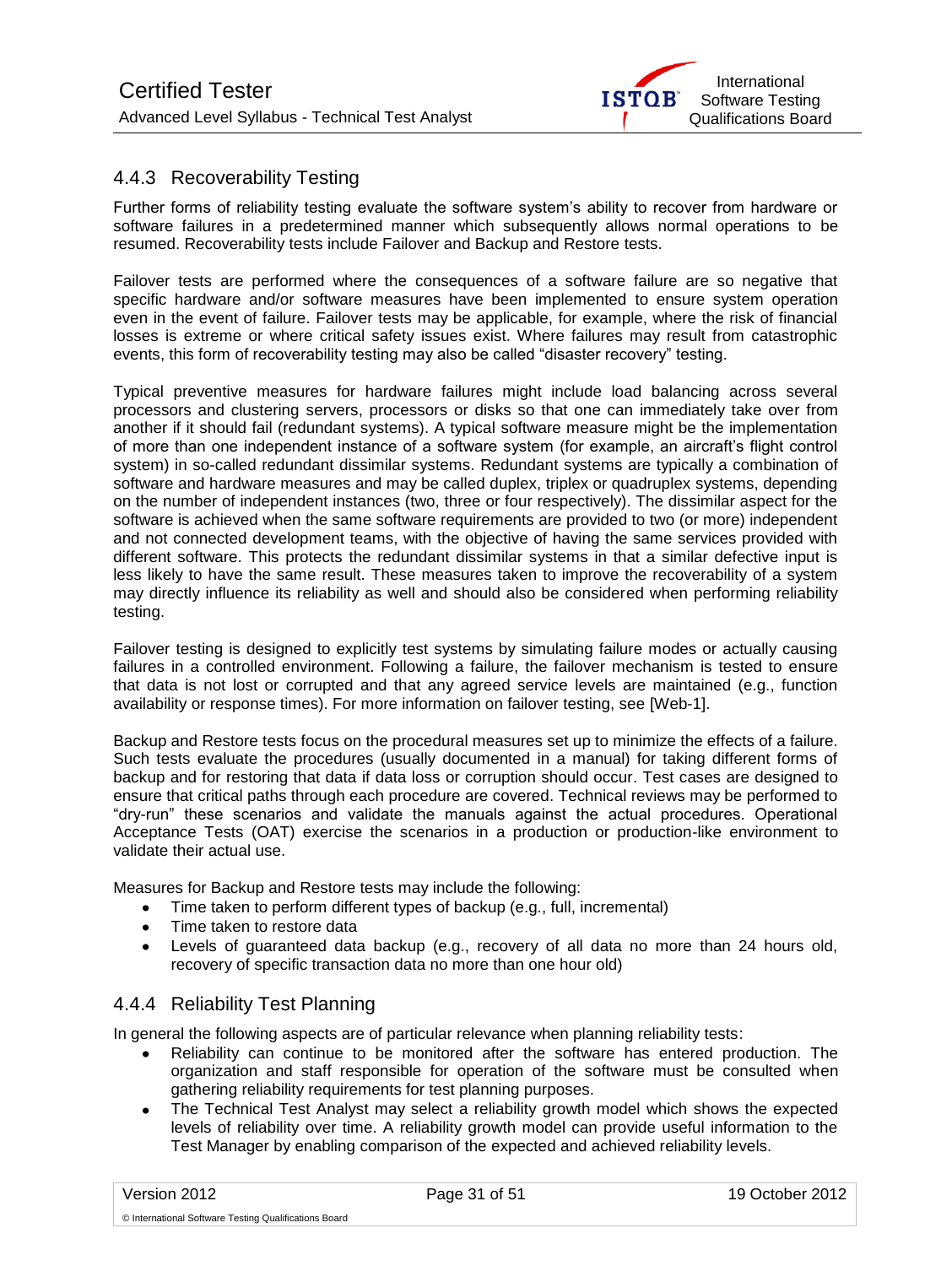### 4.4.3 Recoverability Testing

Further forms of reliability testing evaluate the software system's ability to recover from hardware or software failures in a predetermined manner which subsequently allows normal operations to be resumed. Recoverability tests include Failover and Backup and Restore tests.

Failover tests are performed where the consequences of a software failure are so negative that specific hardware and/or software measures have been implemented to ensure system operation even in the event of failure. Failover tests may be applicable, for example, where the risk of financial losses is extreme or where critical safety issues exist. Where failures may result from catastrophic events, this form of recoverability testing may also be called "disaster recovery" testing.

Typical preventive measures for hardware failures might include load balancing across several processors and clustering servers, processors or disks so that one can immediately take over from another if it should fail (redundant systems). A typical software measure might be the implementation of more than one independent instance of a software system (for example, an aircraft's flight control system) in so-called redundant dissimilar systems. Redundant systems are typically a combination of software and hardware measures and may be called duplex, triplex or quadruplex systems, depending on the number of independent instances (two, three or four respectively). The dissimilar aspect for the software is achieved when the same software requirements are provided to two (or more) independent and not connected development teams, with the objective of having the same services provided with different software. This protects the redundant dissimilar systems in that a similar defective input is less likely to have the same result. These measures taken to improve the recoverability of a system may directly influence its reliability as well and should also be considered when performing reliability testing.

Failover testing is designed to explicitly test systems by simulating failure modes or actually causing failures in a controlled environment. Following a failure, the failover mechanism is tested to ensure that data is not lost or corrupted and that any agreed service levels are maintained (e.g., function availability or response times). For more information on failover testing, see [Web-1].

Backup and Restore tests focus on the procedural measures set up to minimize the effects of a failure. Such tests evaluate the procedures (usually documented in a manual) for taking different forms of backup and for restoring that data if data loss or corruption should occur. Test cases are designed to ensure that critical paths through each procedure are covered. Technical reviews may be performed to "dry-run" these scenarios and validate the manuals against the actual procedures. Operational Acceptance Tests (OAT) exercise the scenarios in a production or production-like environment to validate their actual use.

Measures for Backup and Restore tests may include the following:

- Time taken to perform different types of backup (e.g., full, incremental)
- Time taken to restore data
- Levels of guaranteed data backup (e.g., recovery of all data no more than 24 hours old, recovery of specific transaction data no more than one hour old)

### 4.4.4 Reliability Test Planning

In general the following aspects are of particular relevance when planning reliability tests:

- Reliability can continue to be monitored after the software has entered production. The organization and staff responsible for operation of the software must be consulted when gathering reliability requirements for test planning purposes.
- The Technical Test Analyst may select a reliability growth model which shows the expected levels of reliability over time. A reliability growth model can provide useful information to the Test Manager by enabling comparison of the expected and achieved reliability levels.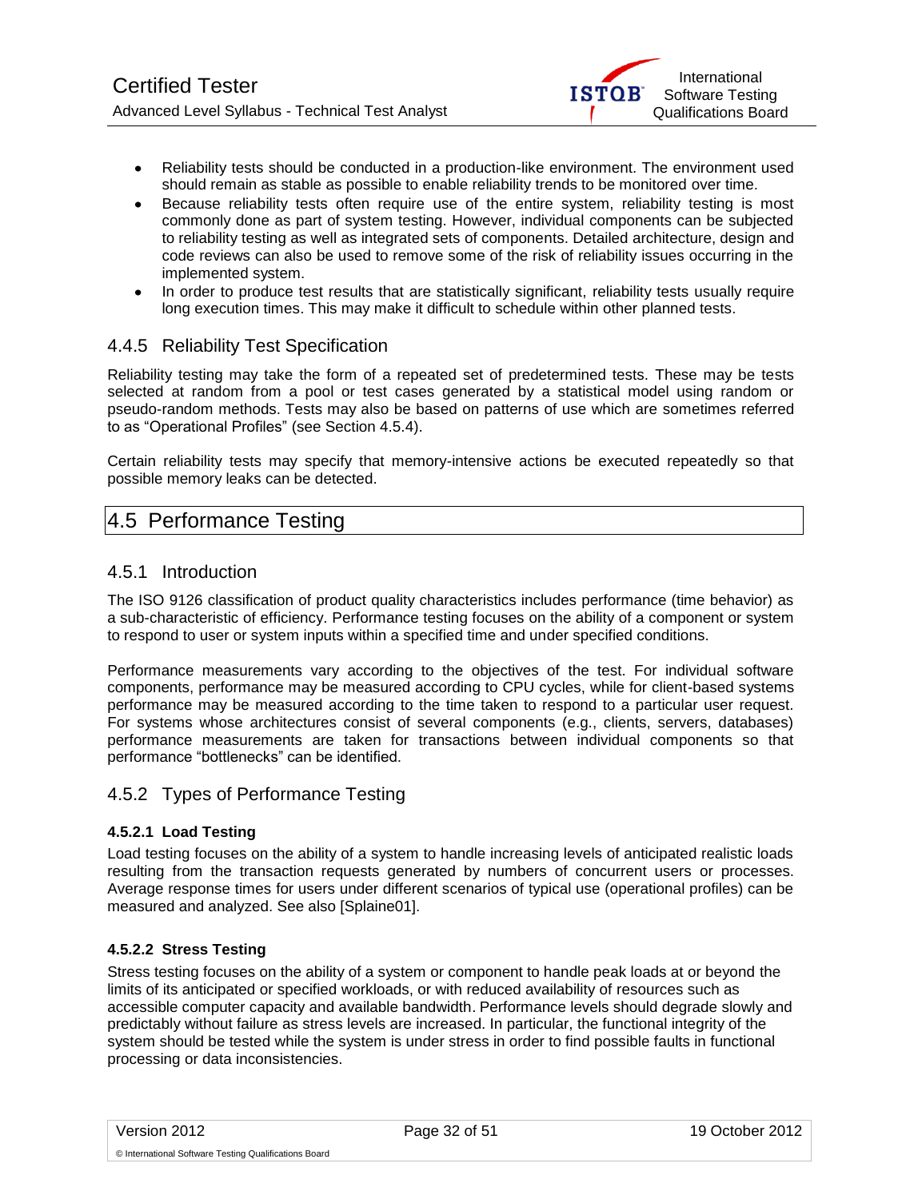- Reliability tests should be conducted in a production-like environment. The environment used should remain as stable as possible to enable reliability trends to be monitored over time.
- Because reliability tests often require use of the entire system, reliability testing is most commonly done as part of system testing. However, individual components can be subjected to reliability testing as well as integrated sets of components. Detailed architecture, design and code reviews can also be used to remove some of the risk of reliability issues occurring in the implemented system.
- In order to produce test results that are statistically significant, reliability tests usually require long execution times. This may make it difficult to schedule within other planned tests.

### 4.4.5 Reliability Test Specification

Reliability testing may take the form of a repeated set of predetermined tests. These may be tests selected at random from a pool or test cases generated by a statistical model using random or pseudo-random methods. Tests may also be based on patterns of use which are sometimes referred to as "Operational Profiles" (see Section 4.5.4).

Certain reliability tests may specify that memory-intensive actions be executed repeatedly so that possible memory leaks can be detected.

## 4.5 Performance Testing

### 4.5.1 Introduction

The ISO 9126 classification of product quality characteristics includes performance (time behavior) as a sub-characteristic of efficiency. Performance testing focuses on the ability of a component or system to respond to user or system inputs within a specified time and under specified conditions.

Performance measurements vary according to the objectives of the test. For individual software components, performance may be measured according to CPU cycles, while for client-based systems performance may be measured according to the time taken to respond to a particular user request. For systems whose architectures consist of several components (e.g., clients, servers, databases) performance measurements are taken for transactions between individual components so that performance "bottlenecks" can be identified.

### 4.5.2 Types of Performance Testing

#### 4.5.2.1 Load Testing

Load testing focuses on the ability of a system to handle increasing levels of anticipated realistic loads resulting from the transaction requests generated by numbers of concurrent users or processes. Average response times for users under different scenarios of typical use (operational profiles) can be measured and analyzed. See also [Splaine01].

#### 4.5.2.2 Stress Testing

Stress testing focuses on the ability of a system or component to handle peak loads at or beyond the limits of its anticipated or specified workloads, or with reduced availability of resources such as accessible computer capacity and available bandwidth. Performance levels should degrade slowly and predictably without failure as stress levels are increased. In particular, the functional integrity of the system should be tested while the system is under stress in order to find possible faults in functional processing or data inconsistencies.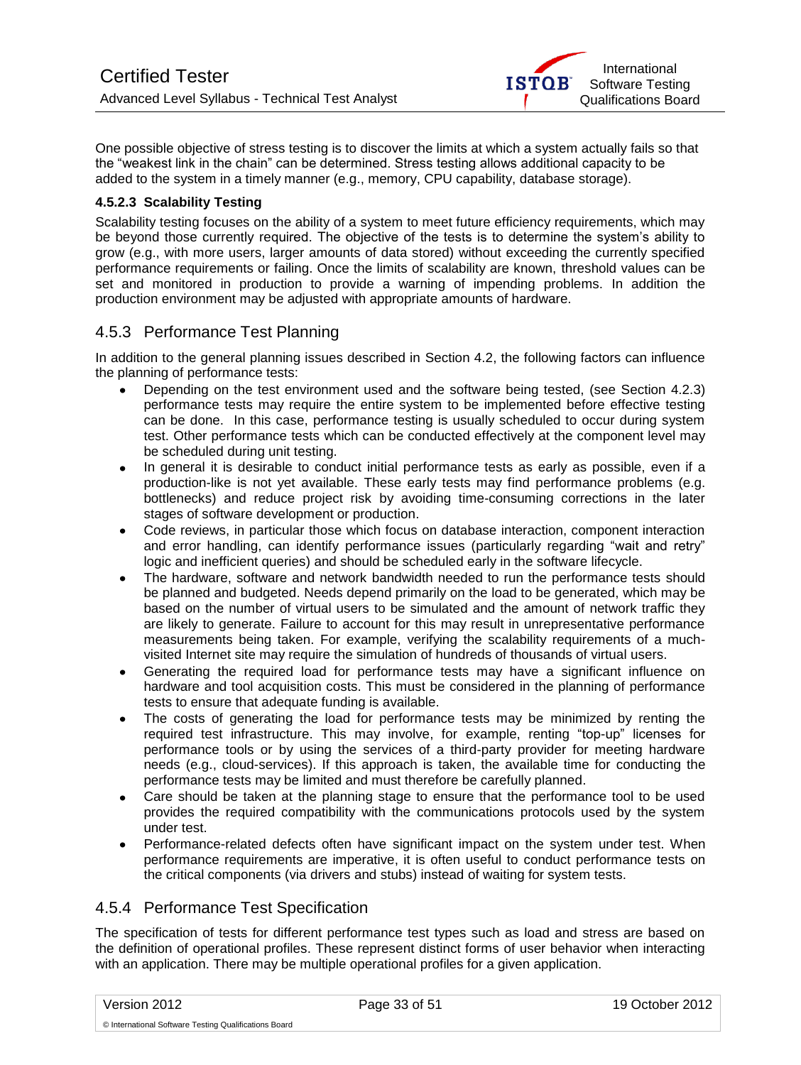One possible objective of stress testing is to discover the limits at which a system actually fails so that the "weakest link in the chain" can be determined. Stress testing allows additional capacity to be added to the system in a timely manner (e.g., memory, CPU capability, database storage).

#### 4.5.2.3 Scalability Testing

Scalability testing focuses on the ability of a system to meet future efficiency requirements, which may be beyond those currently required. The objective of the tests is to determine the system's ability to grow (e.g., with more users, larger amounts of data stored) without exceeding the currently specified performance requirements or failing. Once the limits of scalability are known, threshold values can be set and monitored in production to provide a warning of impending problems. In addition the production environment may be adjusted with appropriate amounts of hardware.

### 4.5.3 Performance Test Planning

In addition to the general planning issues described in Section 4.2, the following factors can influence the planning of performance tests:

- Depending on the test environment used and the software being tested, (see Section 4.2.3) performance tests may require the entire system to be implemented before effective testing can be done. In this case, performance testing is usually scheduled to occur during system test. Other performance tests which can be conducted effectively at the component level may be scheduled during unit testing.
- In general it is desirable to conduct initial performance tests as early as possible, even if a production-like is not yet available. These early tests may find performance problems (e.g. bottlenecks) and reduce project risk by avoiding time-consuming corrections in the later stages of software development or production.
- Code reviews, in particular those which focus on database interaction, component interaction and error handling, can identify performance issues (particularly regarding "wait and retry" logic and inefficient queries) and should be scheduled early in the software lifecycle.
- The hardware, software and network bandwidth needed to run the performance tests should be planned and budgeted. Needs depend primarily on the load to be generated, which may be based on the number of virtual users to be simulated and the amount of network traffic they are likely to generate. Failure to account for this may result in unrepresentative performance measurements being taken. For example, verifying the scalability requirements of a much-visited Internet site may require the simulation of hundreds of thousands of virtual users.
- Generating the required load for performance tests may have a significant influence on hardware and tool acquisition costs. This must be considered in the planning of performance tests to ensure that adequate funding is available.
- The costs of generating the load for performance tests may be minimized by renting the required test infrastructure. This may involve, for example, renting "top-up" licenses for performance tools or by using the services of a third-party provider for meeting hardware needs (e.g., cloud-services). If this approach is taken, the available time for conducting the performance tests may be limited and must therefore be carefully planned.
- Care should be taken at the planning stage to ensure that the performance tool to be used provides the required compatibility with the communications protocols used by the system under test.
- Performance-related defects often have significant impact on the system under test. When performance requirements are imperative, it is often useful to conduct performance tests on the critical components (via drivers and stubs) instead of waiting for system tests.

### 4.5.4 Performance Test Specification

The specification of tests for different performance test types such as load and stress are based on the definition of operational profiles. These represent distinct forms of user behavior when interacting with an application. There may be multiple operational profiles for a given application.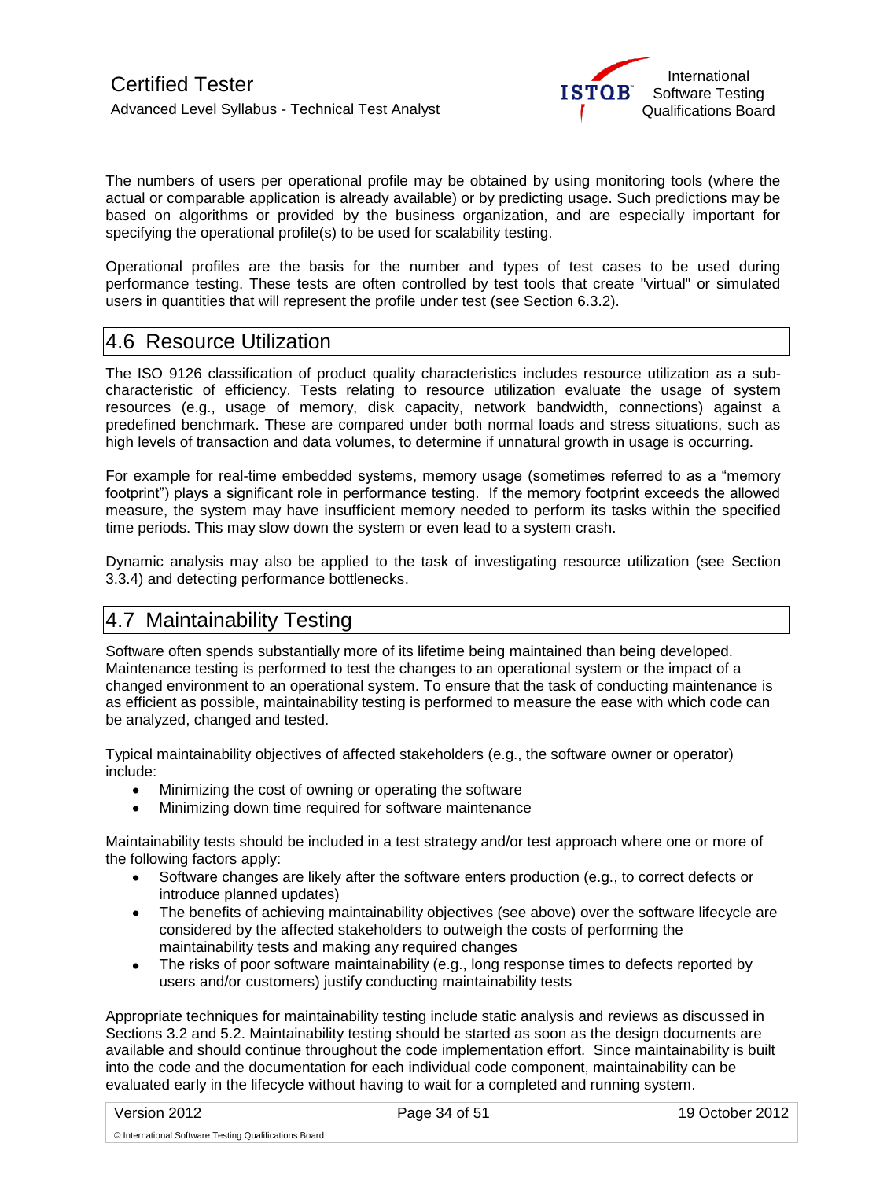The numbers of users per operational profile may be obtained by using monitoring tools (where the actual or comparable application is already available) or by predicting usage. Such predictions may be based on algorithms or provided by the business organization, and are especially important for specifying the operational profile(s) to be used for scalability testing.

Operational profiles are the basis for the number and types of test cases to be used during performance testing. These tests are often controlled by test tools that create "virtual" or simulated users in quantities that will represent the profile under test (see Section 6.3.2).

## 4.6 Resource Utilization

The ISO 9126 classification of product quality characteristics includes resource utilization as a sub-characteristic of efficiency. Tests relating to resource utilization evaluate the usage of system resources (e.g., usage of memory, disk capacity, network bandwidth, connections) against a predefined benchmark. These are compared under both normal loads and stress situations, such as high levels of transaction and data volumes, to determine if unnatural growth in usage is occurring.

For example for real-time embedded systems, memory usage (sometimes referred to as a "memory footprint") plays a significant role in performance testing. If the memory footprint exceeds the allowed measure, the system may have insufficient memory needed to perform its tasks within the specified time periods. This may slow down the system or even lead to a system crash.

Dynamic analysis may also be applied to the task of investigating resource utilization (see Section 3.3.4) and detecting performance bottlenecks.

## 4.7 Maintainability Testing

Software often spends substantially more of its lifetime being maintained than being developed. Maintenance testing is performed to test the changes to an operational system or the impact of a changed environment to an operational system. To ensure that the task of conducting maintenance is as efficient as possible, maintainability testing is performed to measure the ease with which code can be analyzed, changed and tested.

Typical maintainability objectives of affected stakeholders (e.g., the software owner or operator) include:

- Minimizing the cost of owning or operating the software
- Minimizing down time required for software maintenance

Maintainability tests should be included in a test strategy and/or test approach where one or more of the following factors apply:

- Software changes are likely after the software enters production (e.g., to correct defects or introduce planned updates)
- The benefits of achieving maintainability objectives (see above) over the software lifecycle are considered by the affected stakeholders to outweigh the costs of performing the maintainability tests and making any required changes
- The risks of poor software maintainability (e.g., long response times to defects reported by users and/or customers) justify conducting maintainability tests

Appropriate techniques for maintainability testing include static analysis and reviews as discussed in Sections 3.2 and 5.2. Maintainability testing should be started as soon as the design documents are available and should continue throughout the code implementation effort. Since maintainability is built into the code and the documentation for each individual code component, maintainability can be evaluated early in the lifecycle without having to wait for a completed and running system.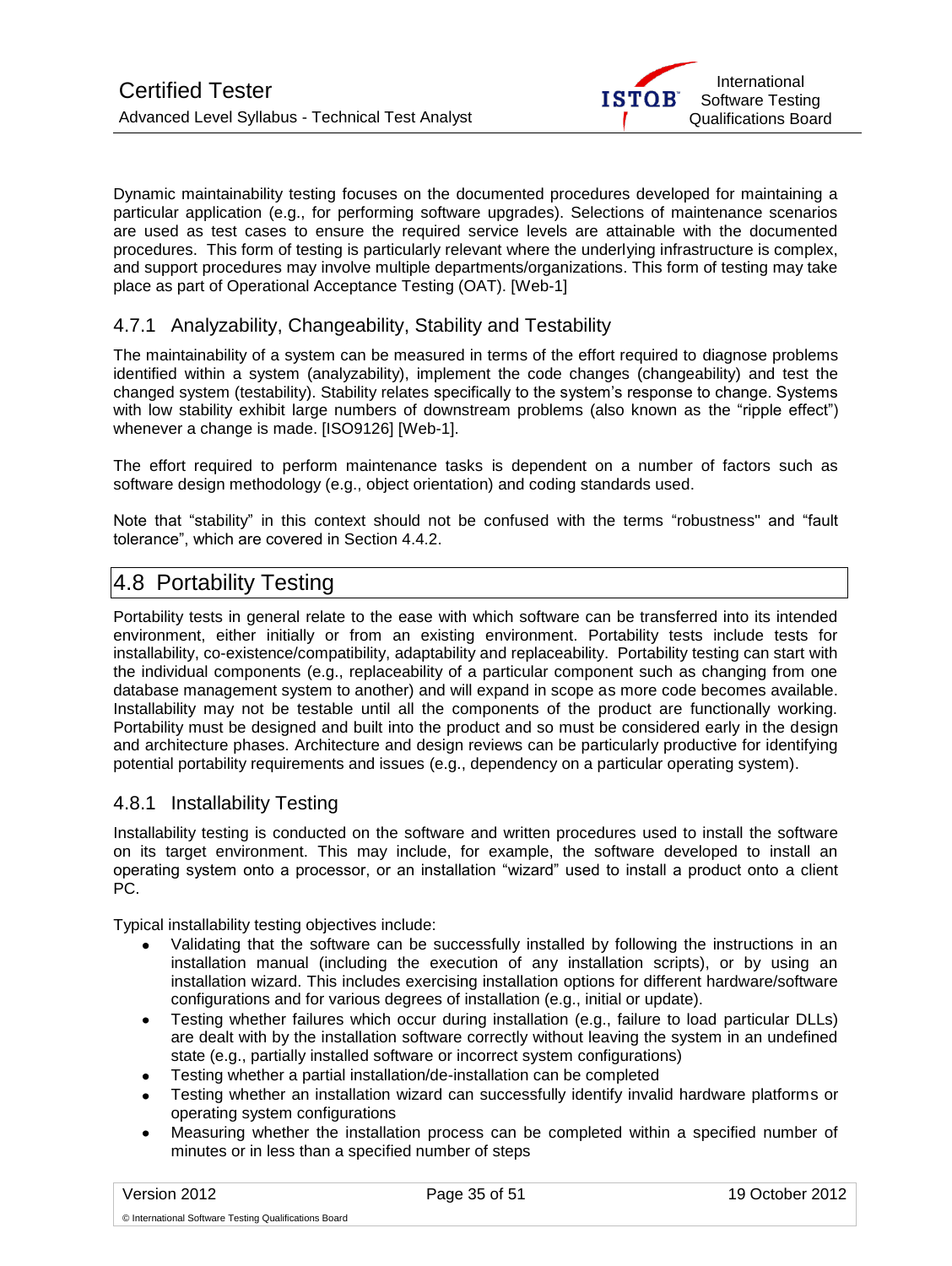Dynamic maintainability testing focuses on the documented procedures developed for maintaining a particular application (e.g., for performing software upgrades). Selections of maintenance scenarios are used as test cases to ensure the required service levels are attainable with the documented procedures. This form of testing is particularly relevant where the underlying infrastructure is complex, and support procedures may involve multiple departments/organizations. This form of testing may take place as part of Operational Acceptance Testing (OAT). [Web-1]

### 4.7.1 Analyzability, Changeability, Stability and Testability

The maintainability of a system can be measured in terms of the effort required to diagnose problems identified within a system (analyzability), implement the code changes (changeability) and test the changed system (testability). Stability relates specifically to the system's response to change. Systems with low stability exhibit large numbers of downstream problems (also known as the "ripple effect") whenever a change is made. [ISO9126] [Web-1].

The effort required to perform maintenance tasks is dependent on a number of factors such as software design methodology (e.g., object orientation) and coding standards used.

Note that "stability" in this context should not be confused with the terms "robustness" and "fault tolerance", which are covered in Section 4.4.2.

## 4.8 Portability Testing

Portability tests in general relate to the ease with which software can be transferred into its intended environment, either initially or from an existing environment. Portability tests include tests for installability, co-existence/compatibility, adaptability and replaceability. Portability testing can start with the individual components (e.g., replaceability of a particular component such as changing from one database management system to another) and will expand in scope as more code becomes available. Installability may not be testable until all the components of the product are functionally working. Portability must be designed and built into the product and so must be considered early in the design and architecture phases. Architecture and design reviews can be particularly productive for identifying potential portability requirements and issues (e.g., dependency on a particular operating system).

### 4.8.1 Installability Testing

Installability testing is conducted on the software and written procedures used to install the software on its target environment. This may include, for example, the software developed to install an operating system onto a processor, or an installation "wizard" used to install a product onto a client PC.

Typical installability testing objectives include:

- Validating that the software can be successfully installed by following the instructions in an installation manual (including the execution of any installation scripts), or by using an installation wizard. This includes exercising installation options for different hardware/software configurations and for various degrees of installation (e.g., initial or update).
- Testing whether failures which occur during installation (e.g., failure to load particular DLLs) are dealt with by the installation software correctly without leaving the system in an undefined state (e.g., partially installed software or incorrect system configurations)
- Testing whether a partial installation/de-installation can be completed
- Testing whether an installation wizard can successfully identify invalid hardware platforms or operating system configurations
- Measuring whether the installation process can be completed within a specified number of minutes or in less than a specified number of steps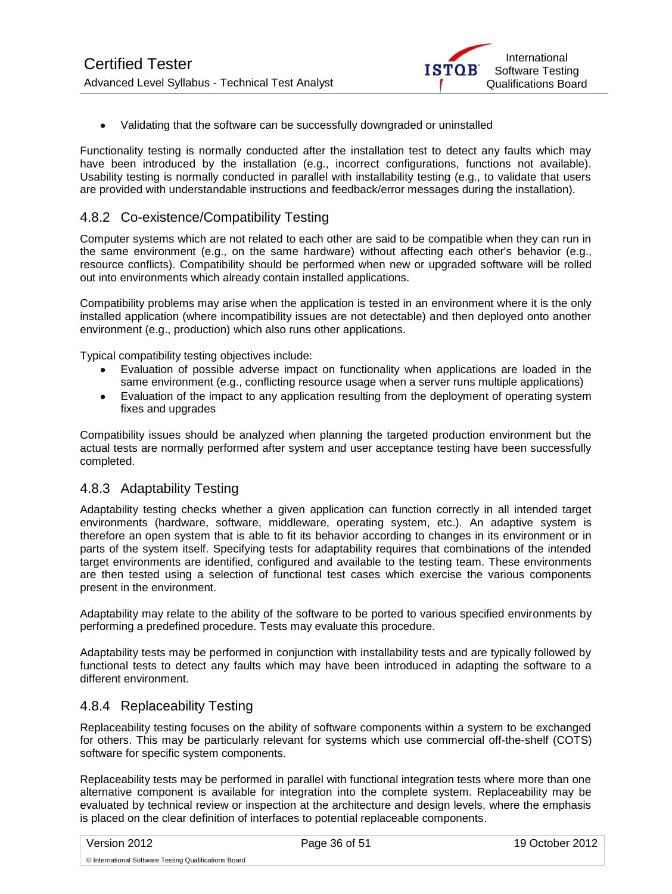- Validating that the software can be successfully downgraded or uninstalled

Functionality testing is normally conducted after the installation test to detect any faults which may have been introduced by the installation (e.g., incorrect configurations, functions not available). Usability testing is normally conducted in parallel with installability testing (e.g., to validate that users are provided with understandable instructions and feedback/error messages during the installation).

### 4.8.2 Co-existence/Compatibility Testing

Computer systems which are not related to each other are said to be compatible when they can run in the same environment (e.g., on the same hardware) without affecting each other's behavior (e.g., resource conflicts). Compatibility should be performed when new or upgraded software will be rolled out into environments which already contain installed applications.

Compatibility problems may arise when the application is tested in an environment where it is the only installed application (where incompatibility issues are not detectable) and then deployed onto another environment (e.g., production) which also runs other applications.

Typical compatibility testing objectives include:

- Evaluation of possible adverse impact on functionality when applications are loaded in the same environment (e.g., conflicting resource usage when a server runs multiple applications)
- Evaluation of the impact to any application resulting from the deployment of operating system fixes and upgrades

Compatibility issues should be analyzed when planning the targeted production environment but the actual tests are normally performed after system and user acceptance testing have been successfully completed.

### 4.8.3 Adaptability Testing

Adaptability testing checks whether a given application can function correctly in all intended target environments (hardware, software, middleware, operating system, etc.). An adaptive system is therefore an open system that is able to fit its behavior according to changes in its environment or in parts of the system itself. Specifying tests for adaptability requires that combinations of the intended target environments are identified, configured and available to the testing team. These environments are then tested using a selection of functional test cases which exercise the various components present in the environment.

Adaptability may relate to the ability of the software to be ported to various specified environments by performing a predefined procedure. Tests may evaluate this procedure.

Adaptability tests may be performed in conjunction with installability tests and are typically followed by functional tests to detect any faults which may have been introduced in adapting the software to a different environment.

### 4.8.4 Replaceability Testing

Replaceability testing focuses on the ability of software components within a system to be exchanged for others. This may be particularly relevant for systems which use commercial off-the-shelf (COTS) software for specific system components.

Replaceability tests may be performed in parallel with functional integration tests where more than one alternative component is available for integration into the complete system. Replaceability may be evaluated by technical review or inspection at the architecture and design levels, where the emphasis is placed on the clear definition of interfaces to potential replaceable components.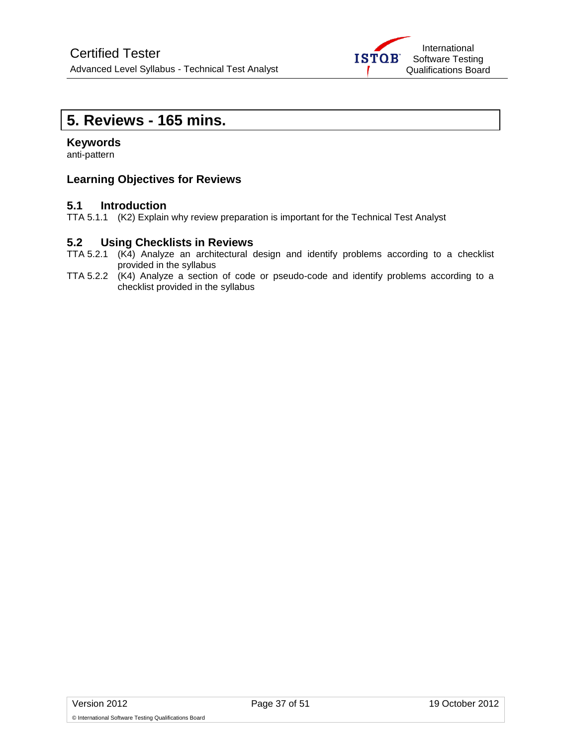# 5. Reviews - 165 mins.

### Keywords

anti-pattern

### Learning Objectives for Reviews

### 5.1 Introduction

TTA 5.1.1 (K2) Explain why review preparation is important for the Technical Test Analyst

### 5.2 Using Checklists in Reviews

TTA 5.2.1 (K4) Analyze an architectural design and identify problems according to a checklist provided in the syllabus

TTA 5.2.2 (K4) Analyze a section of code or pseudo-code and identify problems according to a checklist provided in the syllabus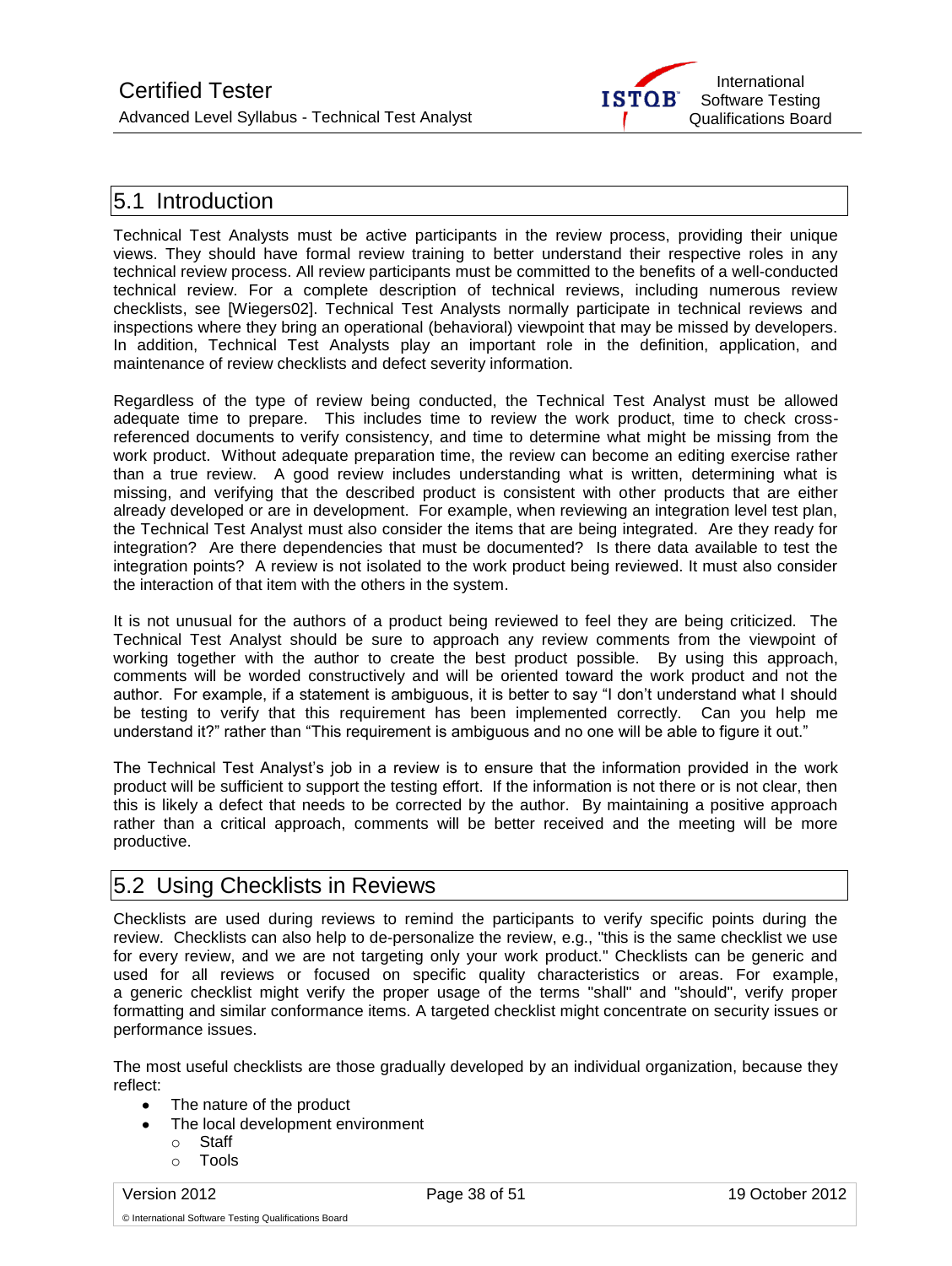## 5.1 Introduction

Technical Test Analysts must be active participants in the review process, providing their unique views. They should have formal review training to better understand their respective roles in any technical review process. All review participants must be committed to the benefits of a well-conducted technical review. For a complete description of technical reviews, including numerous review checklists, see [Wiegers02]. Technical Test Analysts normally participate in technical reviews and inspections where they bring an operational (behavioral) viewpoint that may be missed by developers. In addition, Technical Test Analysts play an important role in the definition, application, and maintenance of review checklists and defect severity information.

Regardless of the type of review being conducted, the Technical Test Analyst must be allowed adequate time to prepare. This includes time to review the work product, time to check cross-referenced documents to verify consistency, and time to determine what might be missing from the work product. Without adequate preparation time, the review can become an editing exercise rather than a true review. A good review includes understanding what is written, determining what is missing, and verifying that the described product is consistent with other products that are either already developed or are in development. For example, when reviewing an integration level test plan, the Technical Test Analyst must also consider the items that are being integrated. Are they ready for integration? Are there dependencies that must be documented? Is there data available to test the integration points? A review is not isolated to the work product being reviewed. It must also consider the interaction of that item with the others in the system.

It is not unusual for the authors of a product being reviewed to feel they are being criticized. The Technical Test Analyst should be sure to approach any review comments from the viewpoint of working together with the author to create the best product possible. By using this approach, comments will be worded constructively and will be oriented toward the work product and not the author. For example, if a statement is ambiguous, it is better to say "I don't understand what I should be testing to verify that this requirement has been implemented correctly. Can you help me understand it?" rather than "This requirement is ambiguous and no one will be able to figure it out."

The Technical Test Analyst's job in a review is to ensure that the information provided in the work product will be sufficient to support the testing effort. If the information is not there or is not clear, then this is likely a defect that needs to be corrected by the author. By maintaining a positive approach rather than a critical approach, comments will be better received and the meeting will be more productive.

## 5.2 Using Checklists in Reviews

Checklists are used during reviews to remind the participants to verify specific points during the review. Checklists can also help to de-personalize the review, e.g., "this is the same checklist we use for every review, and we are not targeting only your work product." Checklists can be generic and used for all reviews or focused on specific quality characteristics or areas. For example, a generic checklist might verify the proper usage of the terms "shall" and "should", verify proper formatting and similar conformance items. A targeted checklist might concentrate on security issues or performance issues.

The most useful checklists are those gradually developed by an individual organization, because they reflect:

- The nature of the product
- The local development environment
  - Staff
  - Tools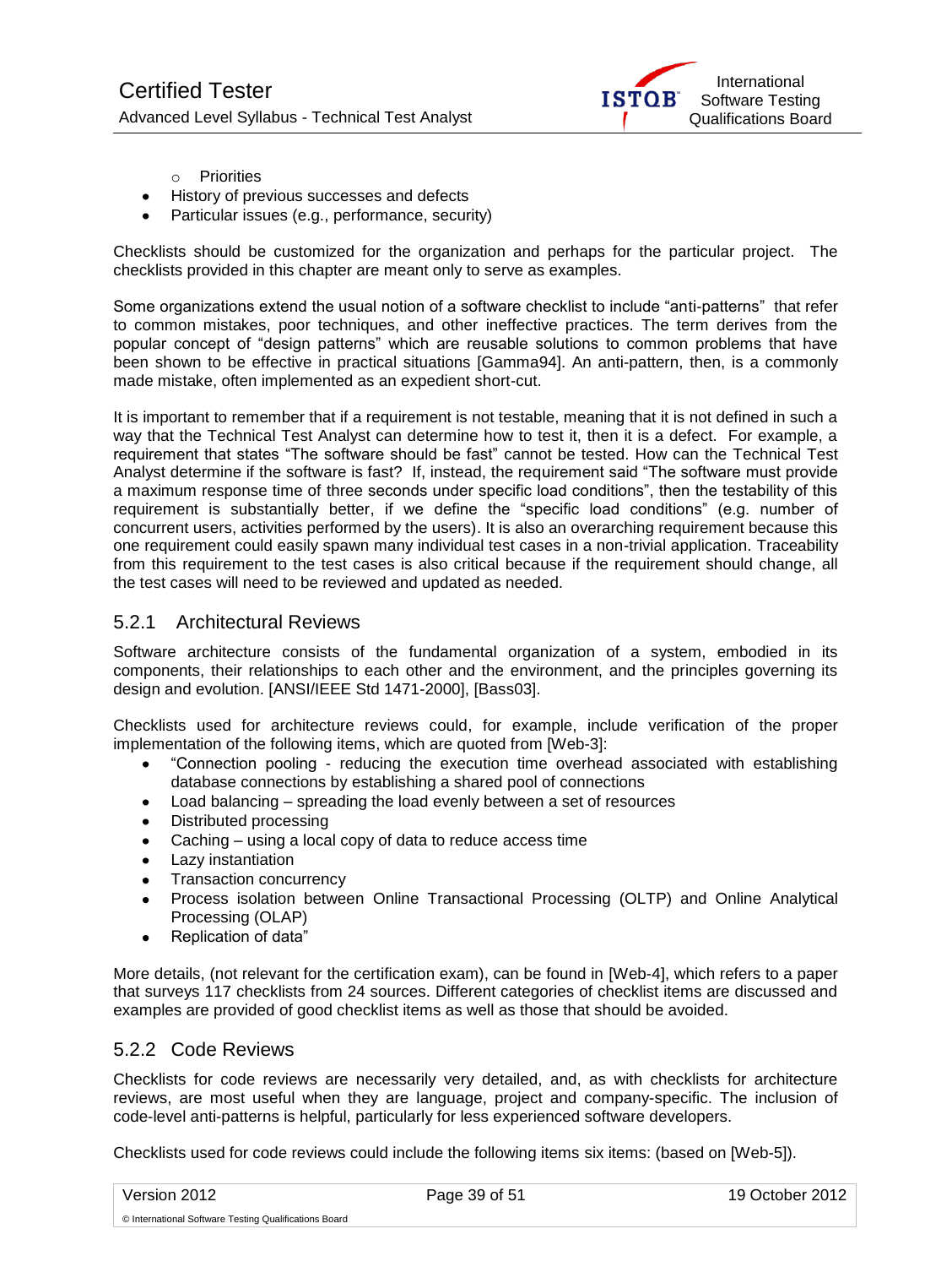- Priorities
- History of previous successes and defects
- Particular issues (e.g., performance, security)

Checklists should be customized for the organization and perhaps for the particular project. The checklists provided in this chapter are meant only to serve as examples.

Some organizations extend the usual notion of a software checklist to include "anti-patterns" that refer to common mistakes, poor techniques, and other ineffective practices. The term derives from the popular concept of "design patterns" which are reusable solutions to common problems that have been shown to be effective in practical situations [Gamma94]. An anti-pattern, then, is a commonly made mistake, often implemented as an expedient short-cut.

It is important to remember that if a requirement is not testable, meaning that it is not defined in such a way that the Technical Test Analyst can determine how to test it, then it is a defect. For example, a requirement that states "The software should be fast" cannot be tested. How can the Technical Test Analyst determine if the software is fast? If, instead, the requirement said "The software must provide a maximum response time of three seconds under specific load conditions", then the testability of this requirement is substantially better, if we define the "specific load conditions" (e.g. number of concurrent users, activities performed by the users). It is also an overarching requirement because this one requirement could easily spawn many individual test cases in a non-trivial application. Traceability from this requirement to the test cases is also critical because if the requirement should change, all the test cases will need to be reviewed and updated as needed.

### 5.2.1 Architectural Reviews

Software architecture consists of the fundamental organization of a system, embodied in its components, their relationships to each other and the environment, and the principles governing its design and evolution. [ANSI/IEEE Std 1471-2000], [Bass03].

Checklists used for architecture reviews could, for example, include verification of the proper implementation of the following items, which are quoted from [Web-3]:

- "Connection pooling - reducing the execution time overhead associated with establishing database connections by establishing a shared pool of connections
- Load balancing – spreading the load evenly between a set of resources
- Distributed processing
- Caching – using a local copy of data to reduce access time
- Lazy instantiation
- Transaction concurrency
- Process isolation between Online Transactional Processing (OLTP) and Online Analytical Processing (OLAP)
- Replication of data"

More details, (not relevant for the certification exam), can be found in [Web-4], which refers to a paper that surveys 117 checklists from 24 sources. Different categories of checklist items are discussed and examples are provided of good checklist items as well as those that should be avoided.

### 5.2.2 Code Reviews

Checklists for code reviews are necessarily very detailed, and, as with checklists for architecture reviews, are most useful when they are language, project and company-specific. The inclusion of code-level anti-patterns is helpful, particularly for less experienced software developers.

Checklists used for code reviews could include the following items six items: (based on [Web-5]).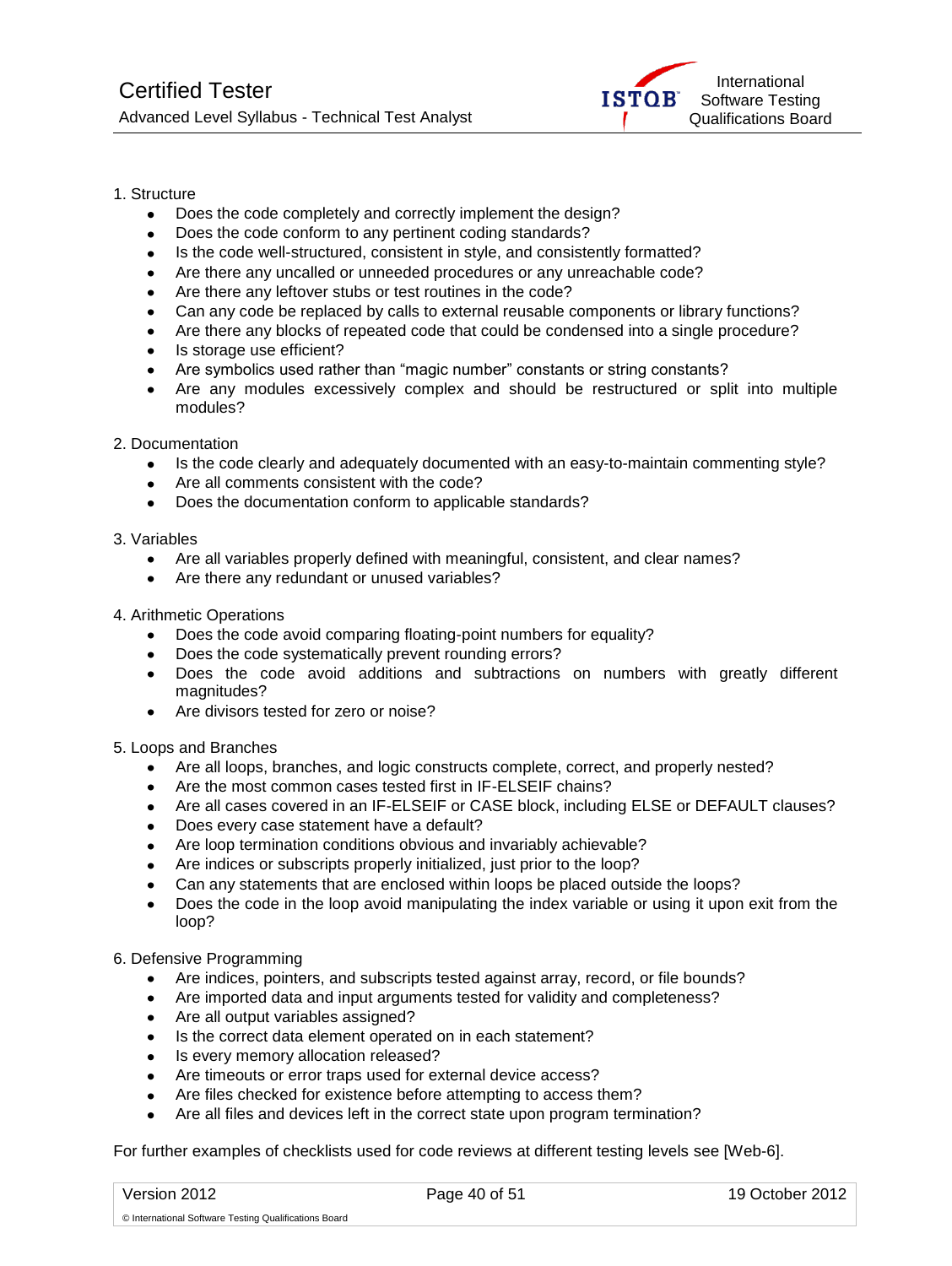1. Structure
   - Does the code completely and correctly implement the design?
   - Does the code conform to any pertinent coding standards?
   - Is the code well-structured, consistent in style, and consistently formatted?
   - Are there any uncalled or unneeded procedures or any unreachable code?
   - Are there any leftover stubs or test routines in the code?
   - Can any code be replaced by calls to external reusable components or library functions?
   - Are there any blocks of repeated code that could be condensed into a single procedure?
   - Is storage use efficient?
   - Are symbolics used rather than "magic number" constants or string constants?
   - Are any modules excessively complex and should be restructured or split into multiple modules?

2. Documentation
   - Is the code clearly and adequately documented with an easy-to-maintain commenting style?
   - Are all comments consistent with the code?
   - Does the documentation conform to applicable standards?

3. Variables
   - Are all variables properly defined with meaningful, consistent, and clear names?
   - Are there any redundant or unused variables?

4. Arithmetic Operations
   - Does the code avoid comparing floating-point numbers for equality?
   - Does the code systematically prevent rounding errors?
   - Does the code avoid additions and subtractions on numbers with greatly different magnitudes?
   - Are divisors tested for zero or noise?

5. Loops and Branches
   - Are all loops, branches, and logic constructs complete, correct, and properly nested?
   - Are the most common cases tested first in IF-ELSEIF chains?
   - Are all cases covered in an IF-ELSEIF or CASE block, including ELSE or DEFAULT clauses?
   - Does every case statement have a default?
   - Are loop termination conditions obvious and invariably achievable?
   - Are indices or subscripts properly initialized, just prior to the loop?
   - Can any statements that are enclosed within loops be placed outside the loops?
   - Does the code in the loop avoid manipulating the index variable or using it upon exit from the loop?

6. Defensive Programming
   - Are indices, pointers, and subscripts tested against array, record, or file bounds?
   - Are imported data and input arguments tested for validity and completeness?
   - Are all output variables assigned?
   - Is the correct data element operated on in each statement?
   - Is every memory allocation released?
   - Are timeouts or error traps used for external device access?
   - Are files checked for existence before attempting to access them?
   - Are all files and devices left in the correct state upon program termination?

For further examples of checklists used for code reviews at different testing levels see [Web-6].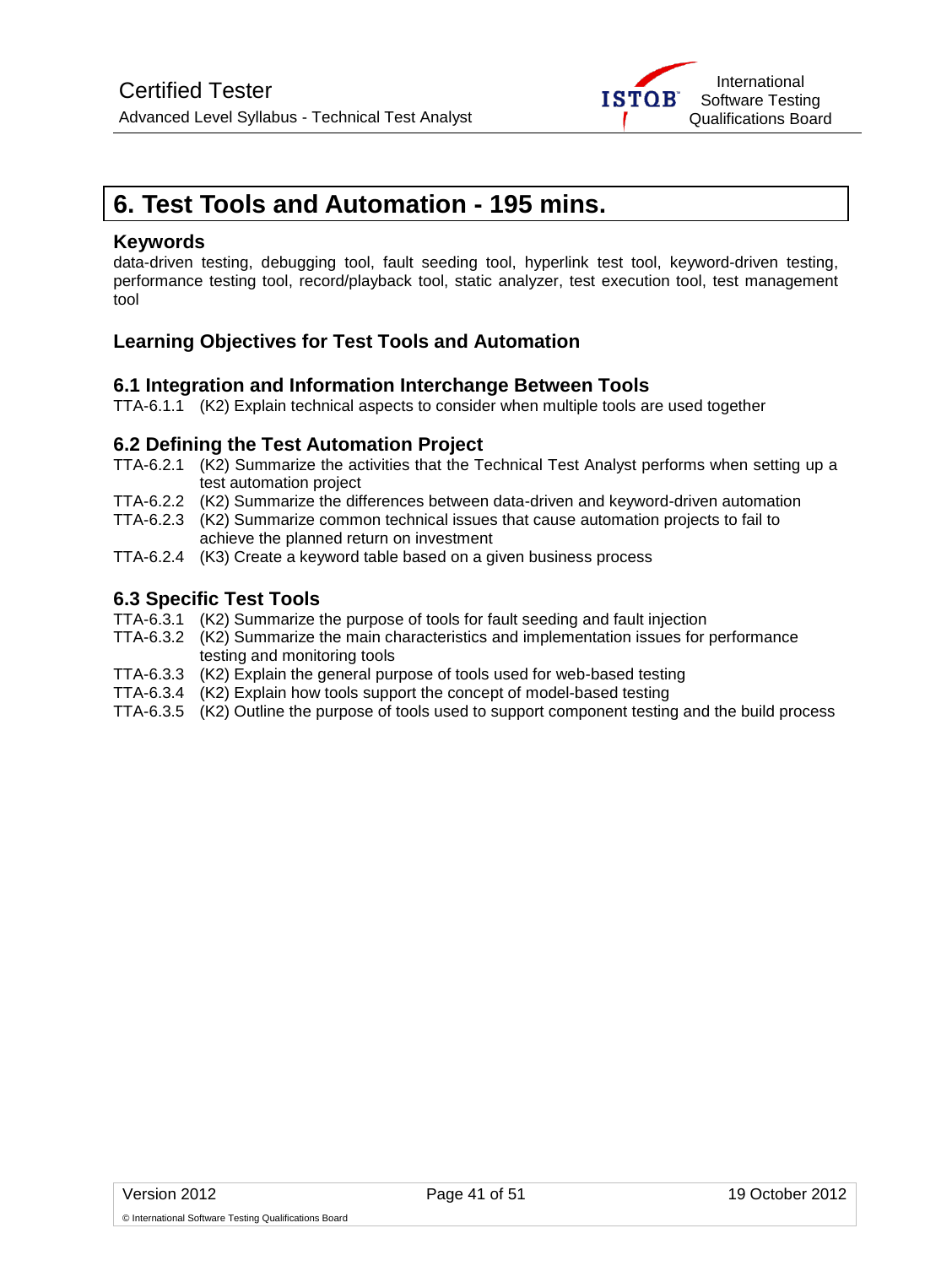# 6. Test Tools and Automation - 195 mins.

### Keywords

data-driven testing, debugging tool, fault seeding tool, hyperlink test tool, keyword-driven testing, performance testing tool, record/playback tool, static analyzer, test execution tool, test management tool

### Learning Objectives for Test Tools and Automation

### 6.1 Integration and Information Interchange Between Tools

TTA-6.1.1 (K2) Explain technical aspects to consider when multiple tools are used together

### 6.2 Defining the Test Automation Project

TTA-6.2.1 (K2) Summarize the activities that the Technical Test Analyst performs when setting up a test automation project

TTA-6.2.2 (K2) Summarize the differences between data-driven and keyword-driven automation

TTA-6.2.3 (K2) Summarize common technical issues that cause automation projects to fail to achieve the planned return on investment

TTA-6.2.4 (K3) Create a keyword table based on a given business process

### 6.3 Specific Test Tools

TTA-6.3.1 (K2) Summarize the purpose of tools for fault seeding and fault injection

TTA-6.3.2 (K2) Summarize the main characteristics and implementation issues for performance testing and monitoring tools

TTA-6.3.3 (K2) Explain the general purpose of tools used for web-based testing

TTA-6.3.4 (K2) Explain how tools support the concept of model-based testing

TTA-6.3.5 (K2) Outline the purpose of tools used to support component testing and the build process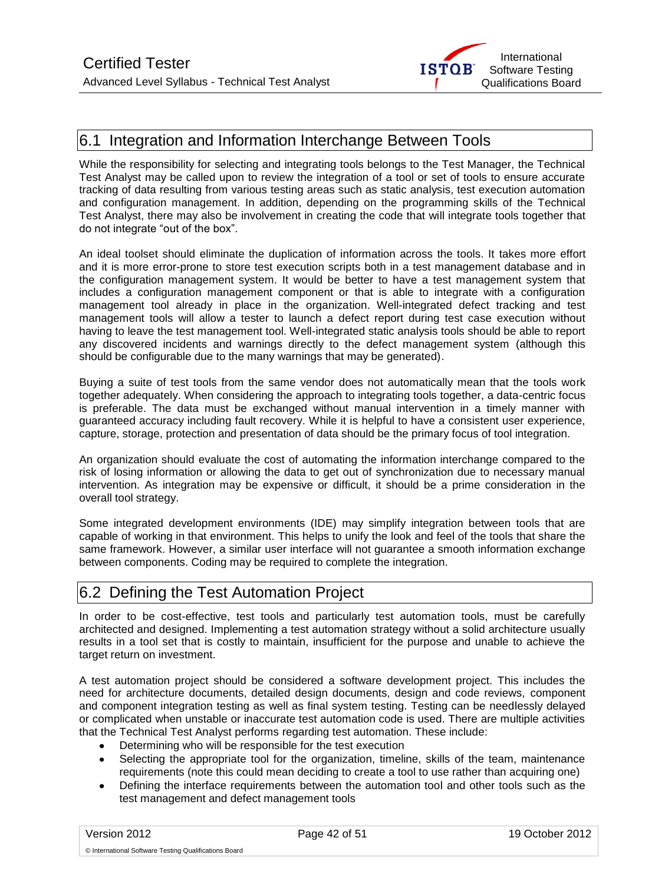## 6.1 Integration and Information Interchange Between Tools

While the responsibility for selecting and integrating tools belongs to the Test Manager, the Technical Test Analyst may be called upon to review the integration of a tool or set of tools to ensure accurate tracking of data resulting from various testing areas such as static analysis, test execution automation and configuration management. In addition, depending on the programming skills of the Technical Test Analyst, there may also be involvement in creating the code that will integrate tools together that do not integrate "out of the box".

An ideal toolset should eliminate the duplication of information across the tools. It takes more effort and it is more error-prone to store test execution scripts both in a test management database and in the configuration management system. It would be better to have a test management system that includes a configuration management component or that is able to integrate with a configuration management tool already in place in the organization. Well-integrated defect tracking and test management tools will allow a tester to launch a defect report during test case execution without having to leave the test management tool. Well-integrated static analysis tools should be able to report any discovered incidents and warnings directly to the defect management system (although this should be configurable due to the many warnings that may be generated).

Buying a suite of test tools from the same vendor does not automatically mean that the tools work together adequately. When considering the approach to integrating tools together, a data-centric focus is preferable. The data must be exchanged without manual intervention in a timely manner with guaranteed accuracy including fault recovery. While it is helpful to have a consistent user experience, capture, storage, protection and presentation of data should be the primary focus of tool integration.

An organization should evaluate the cost of automating the information interchange compared to the risk of losing information or allowing the data to get out of synchronization due to necessary manual intervention. As integration may be expensive or difficult, it should be a prime consideration in the overall tool strategy.

Some integrated development environments (IDE) may simplify integration between tools that are capable of working in that environment. This helps to unify the look and feel of the tools that share the same framework. However, a similar user interface will not guarantee a smooth information exchange between components. Coding may be required to complete the integration.

## 6.2 Defining the Test Automation Project

In order to be cost-effective, test tools and particularly test automation tools, must be carefully architected and designed. Implementing a test automation strategy without a solid architecture usually results in a tool set that is costly to maintain, insufficient for the purpose and unable to achieve the target return on investment.

A test automation project should be considered a software development project. This includes the need for architecture documents, detailed design documents, design and code reviews, component and component integration testing as well as final system testing. Testing can be needlessly delayed or complicated when unstable or inaccurate test automation code is used. There are multiple activities that the Technical Test Analyst performs regarding test automation. These include:

- Determining who will be responsible for the test execution
- Selecting the appropriate tool for the organization, timeline, skills of the team, maintenance requirements (note this could mean deciding to create a tool to use rather than acquiring one)
- Defining the interface requirements between the automation tool and other tools such as the test management and defect management tools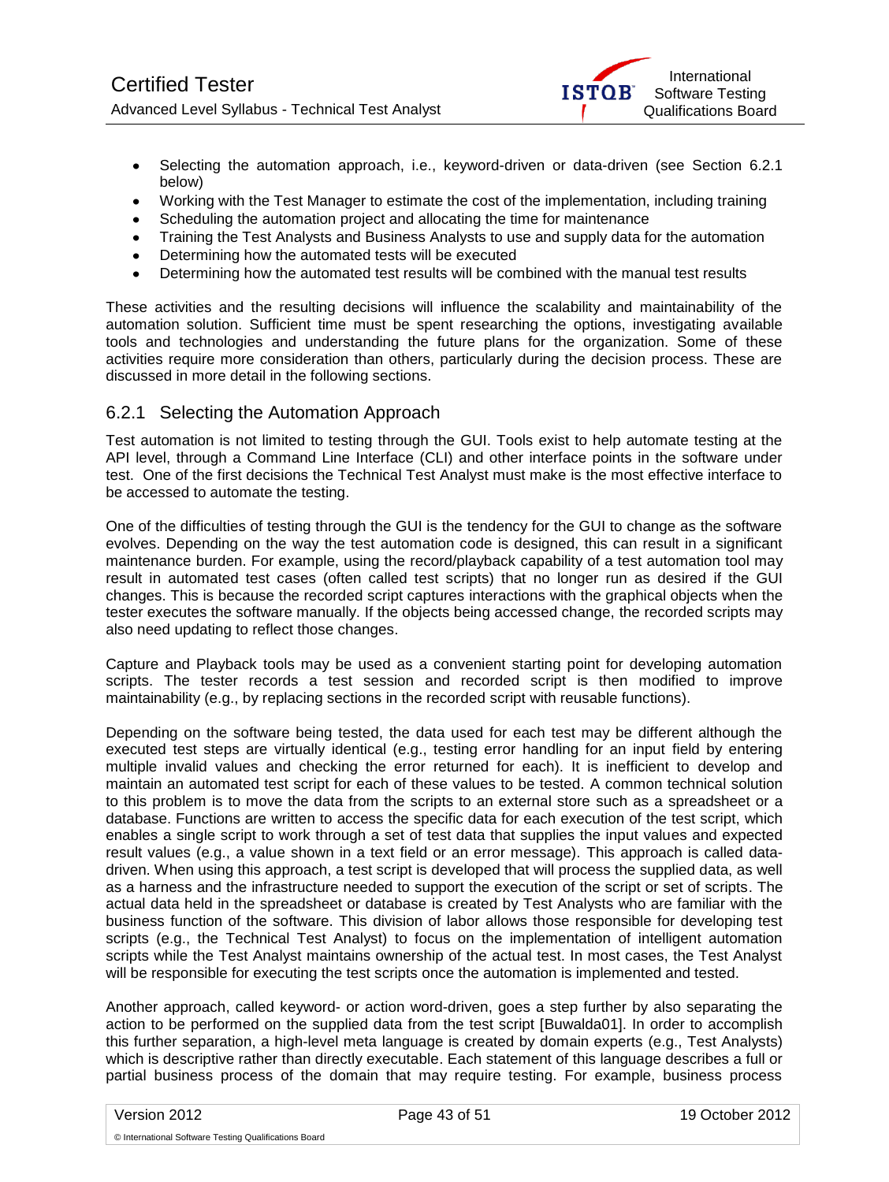- Selecting the automation approach, i.e., keyword-driven or data-driven (see Section 6.2.1 below)
- Working with the Test Manager to estimate the cost of the implementation, including training
- Scheduling the automation project and allocating the time for maintenance
- Training the Test Analysts and Business Analysts to use and supply data for the automation
- Determining how the automated tests will be executed
- Determining how the automated test results will be combined with the manual test results

These activities and the resulting decisions will influence the scalability and maintainability of the automation solution. Sufficient time must be spent researching the options, investigating available tools and technologies and understanding the future plans for the organization. Some of these activities require more consideration than others, particularly during the decision process. These are discussed in more detail in the following sections.

### 6.2.1 Selecting the Automation Approach

Test automation is not limited to testing through the GUI. Tools exist to help automate testing at the API level, through a Command Line Interface (CLI) and other interface points in the software under test. One of the first decisions the Technical Test Analyst must make is the most effective interface to be accessed to automate the testing.

One of the difficulties of testing through the GUI is the tendency for the GUI to change as the software evolves. Depending on the way the test automation code is designed, this can result in a significant maintenance burden. For example, using the record/playback capability of a test automation tool may result in automated test cases (often called test scripts) that no longer run as desired if the GUI changes. This is because the recorded script captures interactions with the graphical objects when the tester executes the software manually. If the objects being accessed change, the recorded scripts may also need updating to reflect those changes.

Capture and Playback tools may be used as a convenient starting point for developing automation scripts. The tester records a test session and recorded script is then modified to improve maintainability (e.g., by replacing sections in the recorded script with reusable functions).

Depending on the software being tested, the data used for each test may be different although the executed test steps are virtually identical (e.g., testing error handling for an input field by entering multiple invalid values and checking the error returned for each). It is inefficient to develop and maintain an automated test script for each of these values to be tested. A common technical solution to this problem is to move the data from the scripts to an external store such as a spreadsheet or a database. Functions are written to access the specific data for each execution of the test script, which enables a single script to work through a set of test data that supplies the input values and expected result values (e.g., a value shown in a text field or an error message). This approach is called data-driven. When using this approach, a test script is developed that will process the supplied data, as well as a harness and the infrastructure needed to support the execution of the script or set of scripts. The actual data held in the spreadsheet or database is created by Test Analysts who are familiar with the business function of the software. This division of labor allows those responsible for developing test scripts (e.g., the Technical Test Analyst) to focus on the implementation of intelligent automation scripts while the Test Analyst maintains ownership of the actual test. In most cases, the Test Analyst will be responsible for executing the test scripts once the automation is implemented and tested.

Another approach, called keyword- or action word-driven, goes a step further by also separating the action to be performed on the supplied data from the test script [Buwalda01]. In order to accomplish this further separation, a high-level meta language is created by domain experts (e.g., Test Analysts) which is descriptive rather than directly executable. Each statement of this language describes a full or partial business process of the domain that may require testing. For example, business process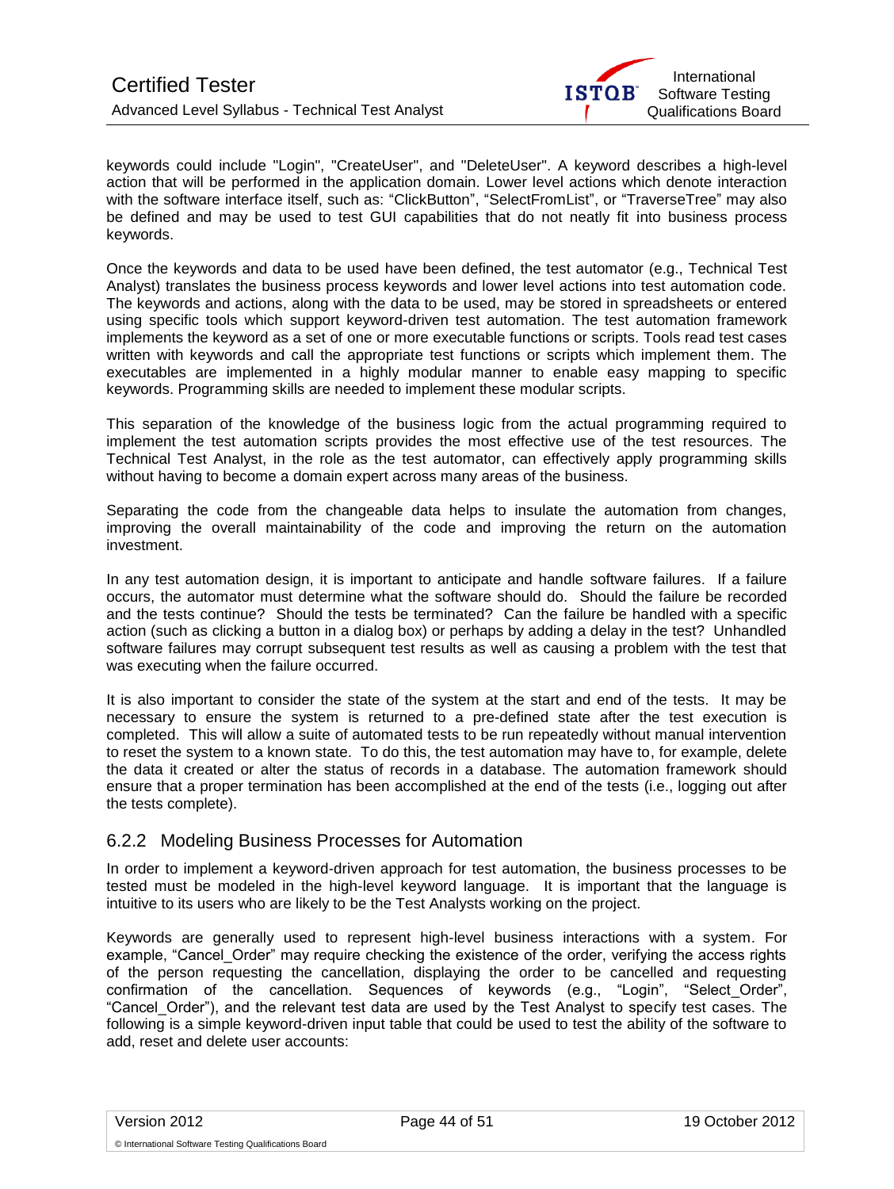keywords could include "Login", "CreateUser", and "DeleteUser". A keyword describes a high-level action that will be performed in the application domain. Lower level actions which denote interaction with the software interface itself, such as: "ClickButton", "SelectFromList", or "TraverseTree" may also be defined and may be used to test GUI capabilities that do not neatly fit into business process keywords.

Once the keywords and data to be used have been defined, the test automator (e.g., Technical Test Analyst) translates the business process keywords and lower level actions into test automation code. The keywords and actions, along with the data to be used, may be stored in spreadsheets or entered using specific tools which support keyword-driven test automation. The test automation framework implements the keyword as a set of one or more executable functions or scripts. Tools read test cases written with keywords and call the appropriate test functions or scripts which implement them. The executables are implemented in a highly modular manner to enable easy mapping to specific keywords. Programming skills are needed to implement these modular scripts.

This separation of the knowledge of the business logic from the actual programming required to implement the test automation scripts provides the most effective use of the test resources. The Technical Test Analyst, in the role as the test automator, can effectively apply programming skills without having to become a domain expert across many areas of the business.

Separating the code from the changeable data helps to insulate the automation from changes, improving the overall maintainability of the code and improving the return on the automation investment.

In any test automation design, it is important to anticipate and handle software failures. If a failure occurs, the automator must determine what the software should do. Should the failure be recorded and the tests continue? Should the tests be terminated? Can the failure be handled with a specific action (such as clicking a button in a dialog box) or perhaps by adding a delay in the test? Unhandled software failures may corrupt subsequent test results as well as causing a problem with the test that was executing when the failure occurred.

It is also important to consider the state of the system at the start and end of the tests. It may be necessary to ensure the system is returned to a pre-defined state after the test execution is completed. This will allow a suite of automated tests to be run repeatedly without manual intervention to reset the system to a known state. To do this, the test automation may have to, for example, delete the data it created or alter the status of records in a database. The automation framework should ensure that a proper termination has been accomplished at the end of the tests (i.e., logging out after the tests complete).

### 6.2.2 Modeling Business Processes for Automation

In order to implement a keyword-driven approach for test automation, the business processes to be tested must be modeled in the high-level keyword language. It is important that the language is intuitive to its users who are likely to be the Test Analysts working on the project.

Keywords are generally used to represent high-level business interactions with a system. For example, "Cancel_Order" may require checking the existence of the order, verifying the access rights of the person requesting the cancellation, displaying the order to be cancelled and requesting confirmation of the cancellation. Sequences of keywords (e.g., "Login", "Select_Order", "Cancel_Order"), and the relevant test data are used by the Test Analyst to specify test cases. The following is a simple keyword-driven input table that could be used to test the ability of the software to add, reset and delete user accounts: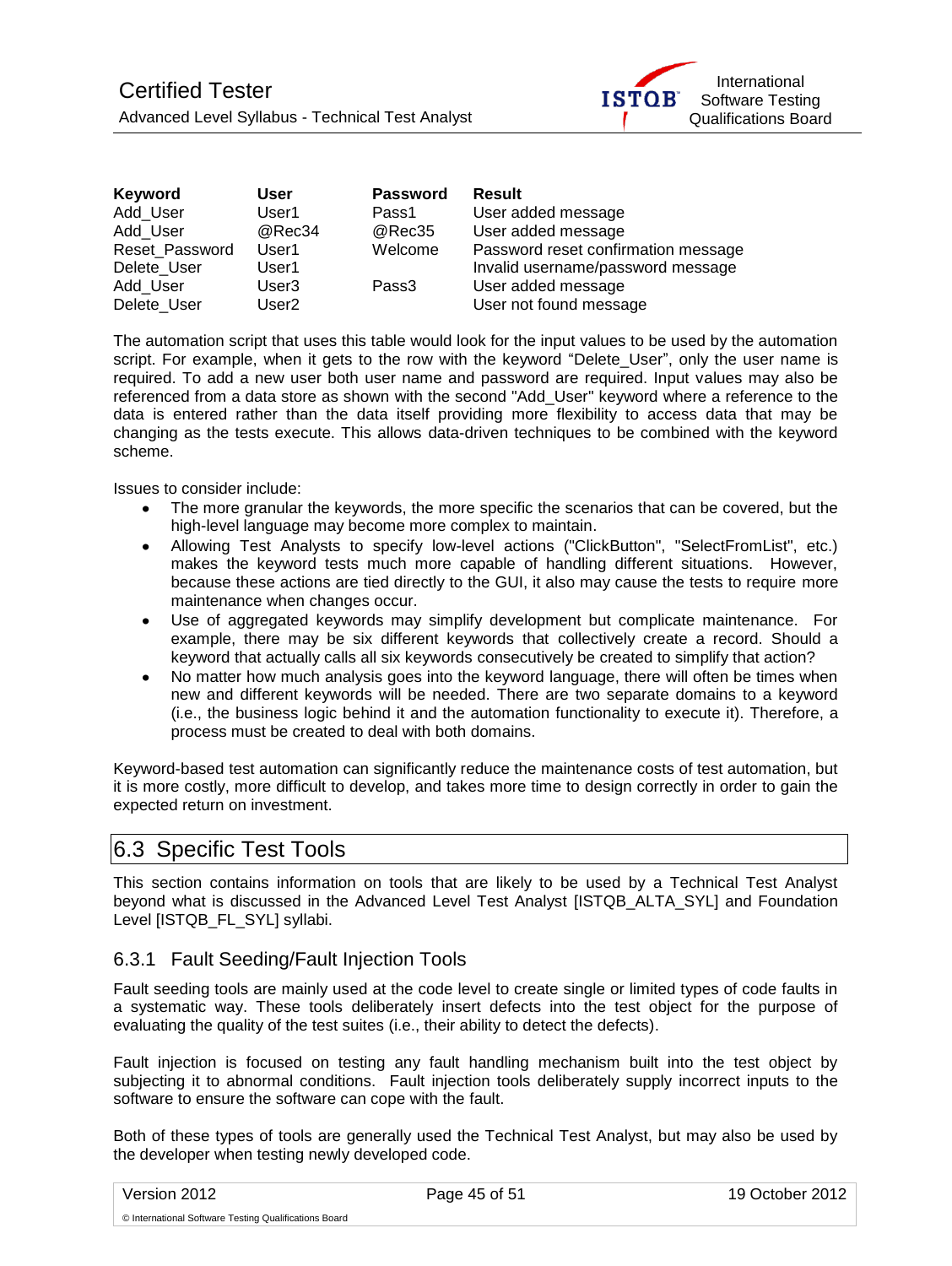| Keyword | User | Password | Result |
|---|---|---|---|
| Add_User | User1 | Pass1 | User added message |
| Add_User | @Rec34 | @Rec35 | User added message |
| Reset_Password | User1 | Welcome | Password reset confirmation message |
| Delete_User | User1 | | Invalid username/password message |
| Add_User | User3 | Pass3 | User added message |
| Delete_User | User2 | | User not found message |

The automation script that uses this table would look for the input values to be used by the automation script. For example, when it gets to the row with the keyword "Delete_User", only the user name is required. To add a new user both user name and password are required. Input values may also be referenced from a data store as shown with the second "Add_User" keyword where a reference to the data is entered rather than the data itself providing more flexibility to access data that may be changing as the tests execute. This allows data-driven techniques to be combined with the keyword scheme.

Issues to consider include:

- The more granular the keywords, the more specific the scenarios that can be covered, but the high-level language may become more complex to maintain.
- Allowing Test Analysts to specify low-level actions ("ClickButton", "SelectFromList", etc.) makes the keyword tests much more capable of handling different situations. However, because these actions are tied directly to the GUI, it also may cause the tests to require more maintenance when changes occur.
- Use of aggregated keywords may simplify development but complicate maintenance. For example, there may be six different keywords that collectively create a record. Should a keyword that actually calls all six keywords consecutively be created to simplify that action?
- No matter how much analysis goes into the keyword language, there will often be times when new and different keywords will be needed. There are two separate domains to a keyword (i.e., the business logic behind it and the automation functionality to execute it). Therefore, a process must be created to deal with both domains.

Keyword-based test automation can significantly reduce the maintenance costs of test automation, but it is more costly, more difficult to develop, and takes more time to design correctly in order to gain the expected return on investment.

## 6.3 Specific Test Tools

This section contains information on tools that are likely to be used by a Technical Test Analyst beyond what is discussed in the Advanced Level Test Analyst [ISTQB_ALTA_SYL] and Foundation Level [ISTQB_FL_SYL] syllabi.

### 6.3.1 Fault Seeding/Fault Injection Tools

Fault seeding tools are mainly used at the code level to create single or limited types of code faults in a systematic way. These tools deliberately insert defects into the test object for the purpose of evaluating the quality of the test suites (i.e., their ability to detect the defects).

Fault injection is focused on testing any fault handling mechanism built into the test object by subjecting it to abnormal conditions. Fault injection tools deliberately supply incorrect inputs to the software to ensure the software can cope with the fault.

Both of these types of tools are generally used the Technical Test Analyst, but may also be used by the developer when testing newly developed code.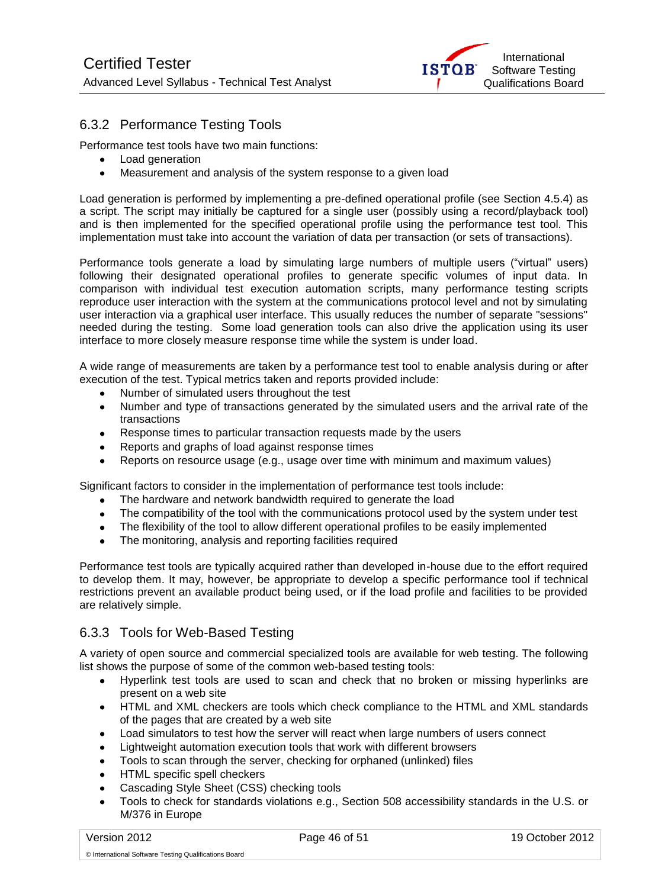### 6.3.2 Performance Testing Tools

Performance test tools have two main functions:

- Load generation
- Measurement and analysis of the system response to a given load

Load generation is performed by implementing a pre-defined operational profile (see Section 4.5.4) as a script. The script may initially be captured for a single user (possibly using a record/playback tool) and is then implemented for the specified operational profile using the performance test tool. This implementation must take into account the variation of data per transaction (or sets of transactions).

Performance tools generate a load by simulating large numbers of multiple users ("virtual" users) following their designated operational profiles to generate specific volumes of input data. In comparison with individual test execution automation scripts, many performance testing scripts reproduce user interaction with the system at the communications protocol level and not by simulating user interaction via a graphical user interface. This usually reduces the number of separate "sessions" needed during the testing. Some load generation tools can also drive the application using its user interface to more closely measure response time while the system is under load.

A wide range of measurements are taken by a performance test tool to enable analysis during or after execution of the test. Typical metrics taken and reports provided include:

- Number of simulated users throughout the test
- Number and type of transactions generated by the simulated users and the arrival rate of the transactions
- Response times to particular transaction requests made by the users
- Reports and graphs of load against response times
- Reports on resource usage (e.g., usage over time with minimum and maximum values)

Significant factors to consider in the implementation of performance test tools include:

- The hardware and network bandwidth required to generate the load
- The compatibility of the tool with the communications protocol used by the system under test
- The flexibility of the tool to allow different operational profiles to be easily implemented
- The monitoring, analysis and reporting facilities required

Performance test tools are typically acquired rather than developed in-house due to the effort required to develop them. It may, however, be appropriate to develop a specific performance tool if technical restrictions prevent an available product being used, or if the load profile and facilities to be provided are relatively simple.

### 6.3.3 Tools for Web-Based Testing

A variety of open source and commercial specialized tools are available for web testing. The following list shows the purpose of some of the common web-based testing tools:

- Hyperlink test tools are used to scan and check that no broken or missing hyperlinks are present on a web site
- HTML and XML checkers are tools which check compliance to the HTML and XML standards of the pages that are created by a web site
- Load simulators to test how the server will react when large numbers of users connect
- Lightweight automation execution tools that work with different browsers
- Tools to scan through the server, checking for orphaned (unlinked) files
- HTML specific spell checkers
- Cascading Style Sheet (CSS) checking tools
- Tools to check for standards violations e.g., Section 508 accessibility standards in the U.S. or M/376 in Europe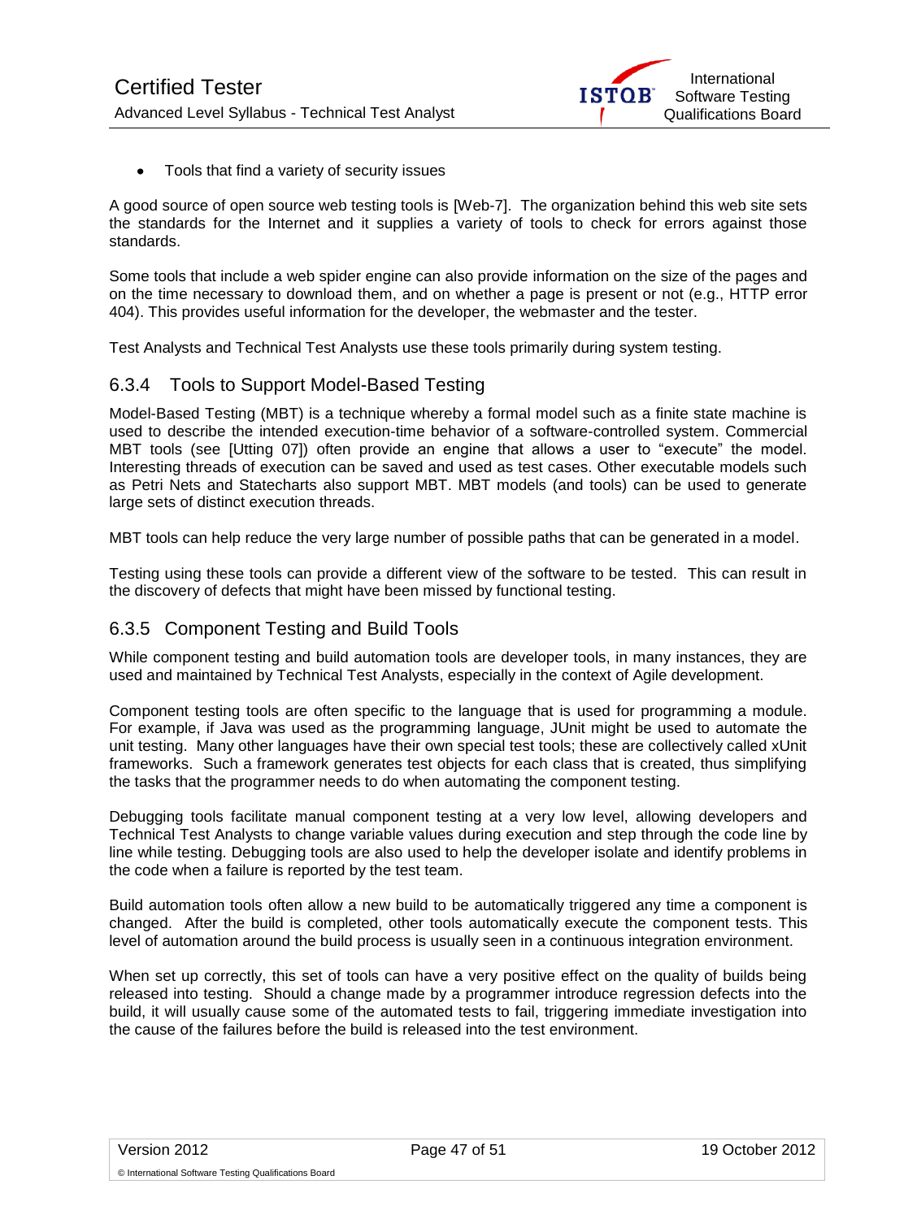- Tools that find a variety of security issues

A good source of open source web testing tools is [Web-7]. The organization behind this web site sets the standards for the Internet and it supplies a variety of tools to check for errors against those standards.

Some tools that include a web spider engine can also provide information on the size of the pages and on the time necessary to download them, and on whether a page is present or not (e.g., HTTP error 404). This provides useful information for the developer, the webmaster and the tester.

Test Analysts and Technical Test Analysts use these tools primarily during system testing.

### 6.3.4 Tools to Support Model-Based Testing

Model-Based Testing (MBT) is a technique whereby a formal model such as a finite state machine is used to describe the intended execution-time behavior of a software-controlled system. Commercial MBT tools (see [Utting 07]) often provide an engine that allows a user to "execute" the model. Interesting threads of execution can be saved and used as test cases. Other executable models such as Petri Nets and Statecharts also support MBT. MBT models (and tools) can be used to generate large sets of distinct execution threads.

MBT tools can help reduce the very large number of possible paths that can be generated in a model.

Testing using these tools can provide a different view of the software to be tested. This can result in the discovery of defects that might have been missed by functional testing.

### 6.3.5 Component Testing and Build Tools

While component testing and build automation tools are developer tools, in many instances, they are used and maintained by Technical Test Analysts, especially in the context of Agile development.

Component testing tools are often specific to the language that is used for programming a module. For example, if Java was used as the programming language, JUnit might be used to automate the unit testing. Many other languages have their own special test tools; these are collectively called xUnit frameworks. Such a framework generates test objects for each class that is created, thus simplifying the tasks that the programmer needs to do when automating the component testing.

Debugging tools facilitate manual component testing at a very low level, allowing developers and Technical Test Analysts to change variable values during execution and step through the code line by line while testing. Debugging tools are also used to help the developer isolate and identify problems in the code when a failure is reported by the test team.

Build automation tools often allow a new build to be automatically triggered any time a component is changed. After the build is completed, other tools automatically execute the component tests. This level of automation around the build process is usually seen in a continuous integration environment.

When set up correctly, this set of tools can have a very positive effect on the quality of builds being released into testing. Should a change made by a programmer introduce regression defects into the build, it will usually cause some of the automated tests to fail, triggering immediate investigation into the cause of the failures before the build is released into the test environment.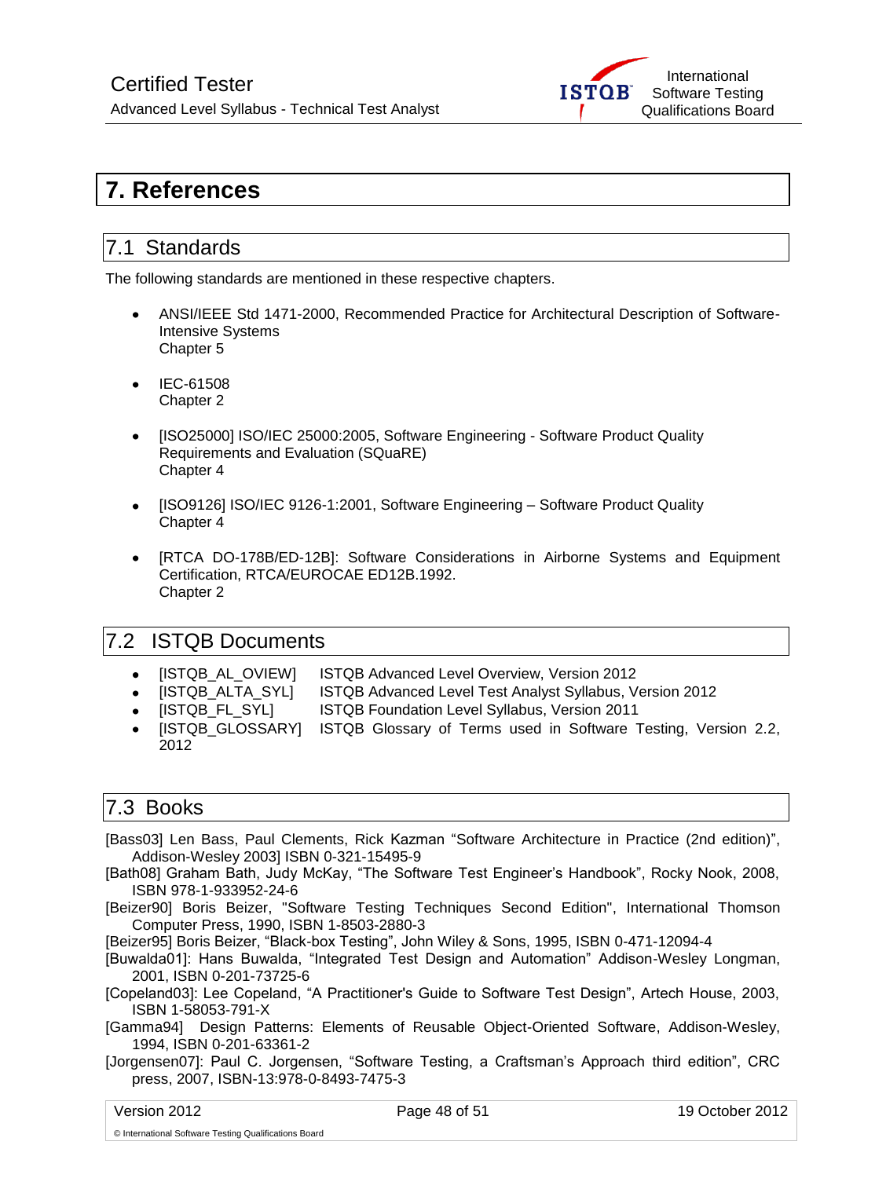# 7. References

## 7.1 Standards

The following standards are mentioned in these respective chapters.

- ANSI/IEEE Std 1471-2000, Recommended Practice for Architectural Description of Software-Intensive Systems
  Chapter 5

- IEC-61508
  Chapter 2

- [ISO25000] ISO/IEC 25000:2005, Software Engineering - Software Product Quality Requirements and Evaluation (SQuaRE)
  Chapter 4

- [ISO9126] ISO/IEC 9126-1:2001, Software Engineering – Software Product Quality
  Chapter 4

- [RTCA DO-178B/ED-12B]: Software Considerations in Airborne Systems and Equipment Certification, RTCA/EUROCAE ED12B.1992.
  Chapter 2

## 7.2 ISTQB Documents

- [ISTQB_AL_OVIEW] ISTQB Advanced Level Overview, Version 2012
- [ISTQB_ALTA_SYL] ISTQB Advanced Level Test Analyst Syllabus, Version 2012
- [ISTQB_FL_SYL] ISTQB Foundation Level Syllabus, Version 2011
- [ISTQB_GLOSSARY] ISTQB Glossary of Terms used in Software Testing, Version 2.2, 2012

## 7.3 Books

[Bass03] Len Bass, Paul Clements, Rick Kazman "Software Architecture in Practice (2nd edition)", Addison-Wesley 2003] ISBN 0-321-15495-9

[Bath08] Graham Bath, Judy McKay, "The Software Test Engineer's Handbook", Rocky Nook, 2008, ISBN 978-1-933952-24-6

[Beizer90] Boris Beizer, "Software Testing Techniques Second Edition", International Thomson Computer Press, 1990, ISBN 1-8503-2880-3

[Beizer95] Boris Beizer, "Black-box Testing", John Wiley & Sons, 1995, ISBN 0-471-12094-4

[Buwalda01]: Hans Buwalda, "Integrated Test Design and Automation" Addison-Wesley Longman, 2001, ISBN 0-201-73725-6

[Copeland03]: Lee Copeland, "A Practitioner's Guide to Software Test Design", Artech House, 2003, ISBN 1-58053-791-X

[Gamma94] Design Patterns: Elements of Reusable Object-Oriented Software, Addison-Wesley, 1994, ISBN 0-201-63361-2

[Jorgensen07]: Paul C. Jorgensen, "Software Testing, a Craftsman's Approach third edition", CRC press, 2007, ISBN-13:978-0-8493-7475-3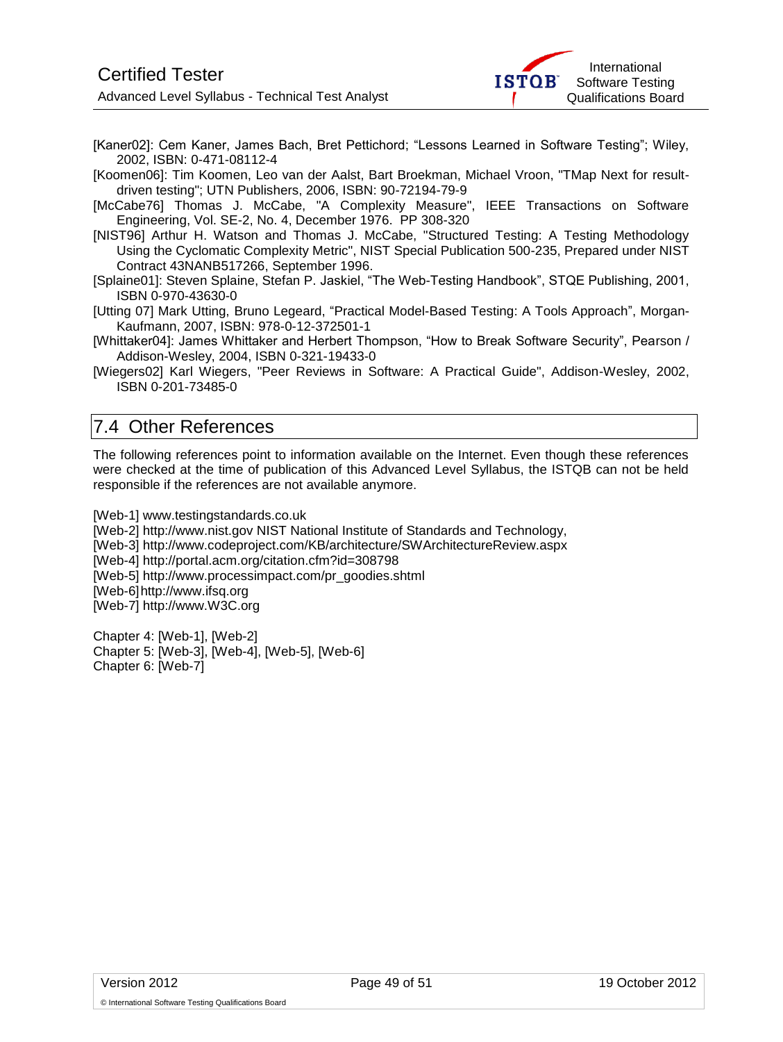[Kaner02]: Cem Kaner, James Bach, Bret Pettichord; “Lessons Learned in Software Testing”; Wiley, 2002, ISBN: 0-471-08112-4

[Koomen06]: Tim Koomen, Leo van der Aalst, Bart Broekman, Michael Vroon, "TMap Next for result-driven testing"; UTN Publishers, 2006, ISBN: 90-72194-79-9

[McCabe76] Thomas J. McCabe, "A Complexity Measure", IEEE Transactions on Software Engineering, Vol. SE-2, No. 4, December 1976. PP 308-320

[NIST96] Arthur H. Watson and Thomas J. McCabe, "Structured Testing: A Testing Methodology Using the Cyclomatic Complexity Metric", NIST Special Publication 500-235, Prepared under NIST Contract 43NANB517266, September 1996.

[Splaine01]: Steven Splaine, Stefan P. Jaskiel, “The Web-Testing Handbook”, STQE Publishing, 2001, ISBN 0-970-43630-0

[Utting 07] Mark Utting, Bruno Legeard, “Practical Model-Based Testing: A Tools Approach”, Morgan-Kaufmann, 2007, ISBN: 978-0-12-372501-1

[Whittaker04]: James Whittaker and Herbert Thompson, “How to Break Software Security”, Pearson / Addison-Wesley, 2004, ISBN 0-321-19433-0

[Wiegers02] Karl Wiegers, "Peer Reviews in Software: A Practical Guide", Addison-Wesley, 2002, ISBN 0-201-73485-0

## 7.4 Other References

The following references point to information available on the Internet. Even though these references were checked at the time of publication of this Advanced Level Syllabus, the ISTQB can not be held responsible if the references are not available anymore.

[Web-1] www.testingstandards.co.uk
[Web-2] http://www.nist.gov NIST National Institute of Standards and Technology,
[Web-3] http://www.codeproject.com/KB/architecture/SWArchitectureReview.aspx
[Web-4] http://portal.acm.org/citation.cfm?id=308798
[Web-5] http://www.processimpact.com/pr_goodies.shtml
[Web-6] http://www.ifsq.org
[Web-7] http://www.W3C.org

Chapter 4: [Web-1], [Web-2]
Chapter 5: [Web-3], [Web-4], [Web-5], [Web-6]
Chapter 6: [Web-7]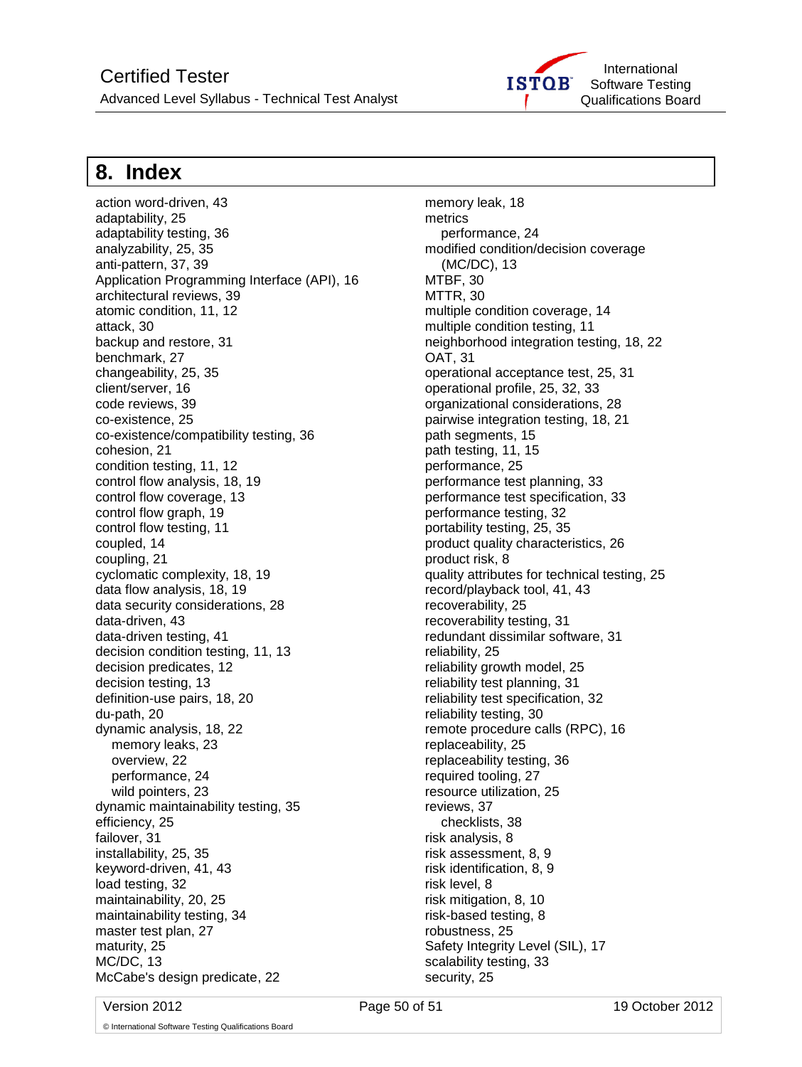# 8. Index

action word-driven, 43
adaptability, 25
adaptability testing, 36
analyzability, 25, 35
anti-pattern, 37, 39
Application Programming Interface (API), 16
architectural reviews, 39
atomic condition, 11, 12
attack, 30
backup and restore, 31
benchmark, 27
changeability, 25, 35
client/server, 16
code reviews, 39
co-existence, 25
co-existence/compatibility testing, 36
cohesion, 21
condition testing, 11, 12
control flow analysis, 18, 19
control flow coverage, 13
control flow graph, 19
control flow testing, 11
coupled, 14
coupling, 21
cyclomatic complexity, 18, 19
data flow analysis, 18, 19
data security considerations, 28
data-driven, 43
data-driven testing, 41
decision condition testing, 11, 13
decision predicates, 12
decision testing, 13
definition-use pairs, 18, 20
du-path, 20
dynamic analysis, 18, 22
  memory leaks, 23
  overview, 22
  performance, 24
  wild pointers, 23
dynamic maintainability testing, 35
efficiency, 25
failover, 31
installability, 25, 35
keyword-driven, 41, 43
load testing, 32
maintainability, 20, 25
maintainability testing, 34
master test plan, 27
maturity, 25
MC/DC, 13
McCabe's design predicate, 22
memory leak, 18
metrics
  performance, 24
modified condition/decision coverage (MC/DC), 13
MTBF, 30
MTTR, 30
multiple condition coverage, 14
multiple condition testing, 11
neighborhood integration testing, 18, 22
OAT, 31
operational acceptance test, 25, 31
operational profile, 25, 32, 33
organizational considerations, 28
pairwise integration testing, 18, 21
path segments, 15
path testing, 11, 15
performance, 25
performance test planning, 33
performance test specification, 33
performance testing, 32
portability testing, 25, 35
product quality characteristics, 26
product risk, 8
quality attributes for technical testing, 25
record/playback tool, 41, 43
recoverability, 25
recoverability testing, 31
redundant dissimilar software, 31
reliability, 25
reliability growth model, 25
reliability test planning, 31
reliability test specification, 32
reliability testing, 30
remote procedure calls (RPC), 16
replaceability, 25
replaceability testing, 36
required tooling, 27
resource utilization, 25
reviews, 37
  checklists, 38
risk analysis, 8
risk assessment, 8, 9
risk identification, 8, 9
risk level, 8
risk mitigation, 8, 10
risk-based testing, 8
robustness, 25
Safety Integrity Level (SIL), 17
scalability testing, 33
security, 25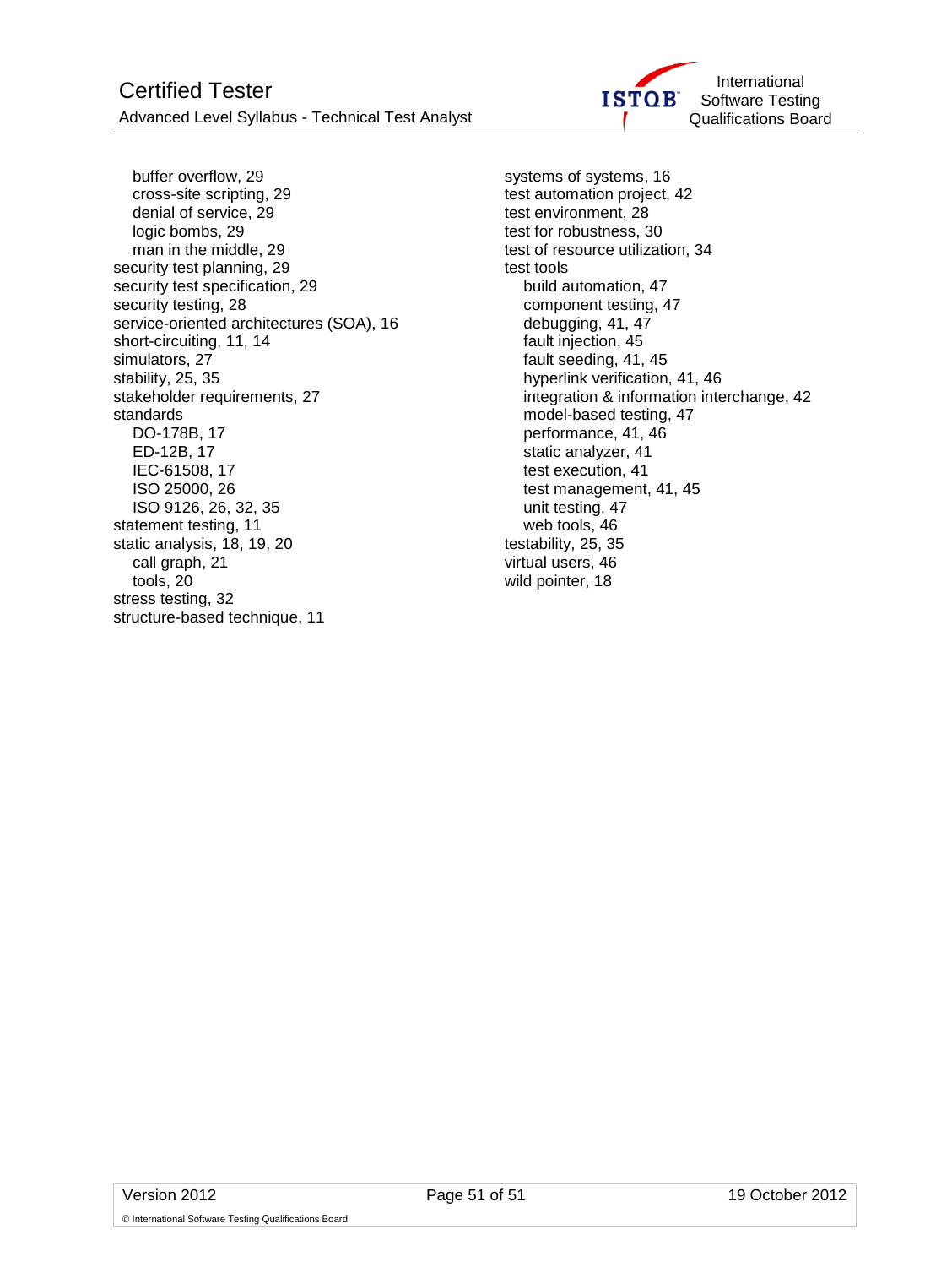- buffer overflow, 29
- cross-site scripting, 29
- denial of service, 29
- logic bombs, 29
- man in the middle, 29

security test planning, 29
security test specification, 29
security testing, 28
service-oriented architectures (SOA), 16
short-circuiting, 11, 14
simulators, 27
stability, 25, 35
stakeholder requirements, 27
standards

- DO-178B, 17
- ED-12B, 17
- IEC-61508, 17
- ISO 25000, 26
- ISO 9126, 26, 32, 35

statement testing, 11
static analysis, 18, 19, 20

- call graph, 21
- tools, 20

stress testing, 32
structure-based technique, 11
systems of systems, 16
test automation project, 42
test environment, 28
test for robustness, 30
test of resource utilization, 34
test tools

- build automation, 47
- component testing, 47
- debugging, 41, 47
- fault injection, 45
- fault seeding, 41, 45
- hyperlink verification, 41, 46
- integration & information interchange, 42
- model-based testing, 47
- performance, 41, 46
- static analyzer, 41
- test execution, 41
- test management, 41, 45
- unit testing, 47
- web tools, 46

testability, 25, 35
virtual users, 46
wild pointer, 18